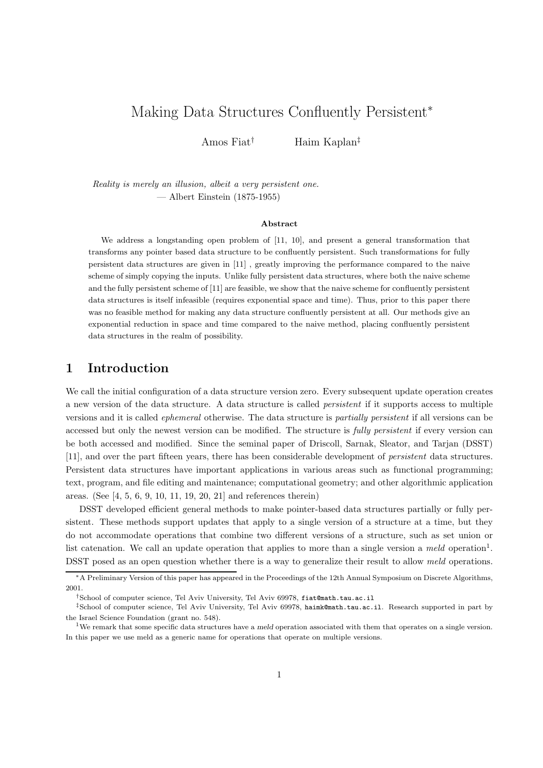# Making Data Structures Confluently Persistent*

Amos Fiat† Haim Kaplan‡

*Reality is merely an illusion, albeit a very persistent one.*
— Albert Einstein (1875-1955)

**Abstract**

We address a longstanding open problem of [11, 10], and present a general transformation that transforms any pointer based data structure to be confluently persistent. Such transformations for fully persistent data structures are given in [11] , greatly improving the performance compared to the naive scheme of simply copying the inputs. Unlike fully persistent data structures, where both the naive scheme and the fully persistent scheme of [11] are feasible, we show that the naive scheme for confluently persistent data structures is itself infeasible (requires exponential space and time). Thus, prior to this paper there was no feasible method for making any data structure confluently persistent at all. Our methods give an exponential reduction in space and time compared to the naive method, placing confluently persistent data structures in the realm of possibility.

## 1 Introduction

We call the initial configuration of a data structure version zero. Every subsequent update operation creates a new version of the data structure. A data structure is called *persistent* if it supports access to multiple versions and it is called *ephemeral* otherwise. The data structure is *partially persistent* if all versions can be accessed but only the newest version can be modified. The structure is *fully persistent* if every version can be both accessed and modified. Since the seminal paper of Driscoll, Sarnak, Sleator, and Tarjan (DSST) [11], and over the part fifteen years, there has been considerable development of *persistent* data structures. Persistent data structures have important applications in various areas such as functional programming; text, program, and file editing and maintenance; computational geometry; and other algorithmic application areas. (See [4, 5, 6, 9, 10, 11, 19, 20, 21] and references therein)

DSST developed efficient general methods to make pointer-based data structures partially or fully persistent. These methods support updates that apply to a single version of a structure at a time, but they do not accommodate operations that combine two different versions of a structure, such as set union or list catenation. We call an update operation that applies to more than a single version a *meld* operation[1]. DSST posed as an open question whether there is a way to generalize their result to allow *meld* operations.

---

*A Preliminary Version of this paper has appeared in the Proceedings of the 12th Annual Symposium on Discrete Algorithms, 2001.

†School of computer science, Tel Aviv University, Tel Aviv 69978, fiat@math.tau.ac.il

‡School of computer science, Tel Aviv University, Tel Aviv 69978, haimk@math.tau.ac.il. Research supported in part by the Israel Science Foundation (grant no. 548).

[1] We remark that some specific data structures have a *meld* operation associated with them that operates on a single version. In this paper we use meld as a generic name for operations that operate on multiple versions.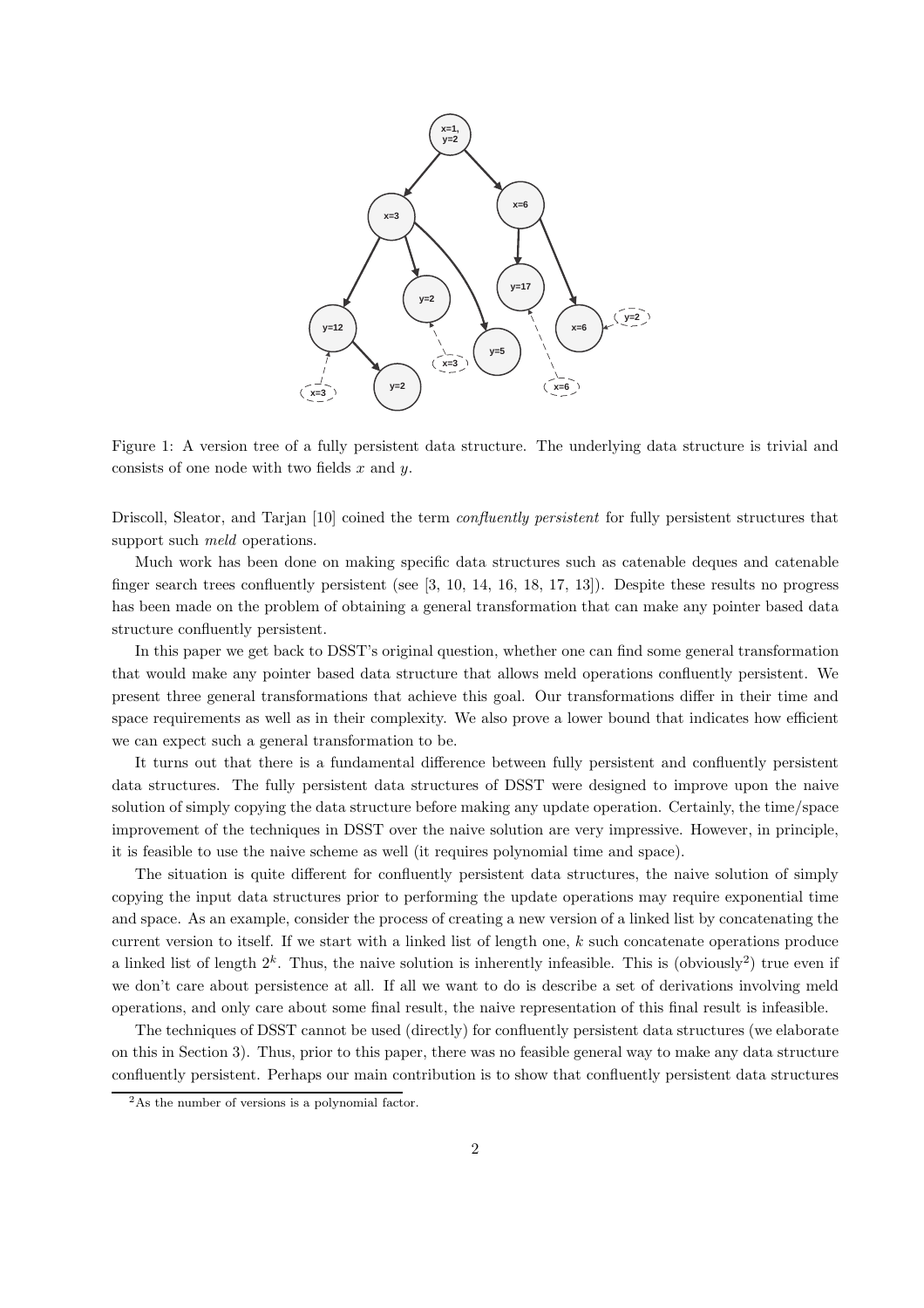x=1,
y=2

x=3

x=6

y=12

y=2

y=5

y=17

x=6

y=2

x=3

x=3

y=2

x=6

Figure 1: A version tree of a fully persistent data structure. The underlying data structure is trivial and consists of one node with two fields $x$ and $y$.

Driscoll, Sleator, and Tarjan [10] coined the term *confluently persistent* for fully persistent structures that support such *meld* operations.

Much work has been done on making specific data structures such as catenable deques and catenable finger search trees confluently persistent (see [3, 10, 14, 16, 18, 17, 13]). Despite these results no progress has been made on the problem of obtaining a general transformation that can make any pointer based data structure confluently persistent.

In this paper we get back to DSST's original question, whether one can find some general transformation that would make any pointer based data structure that allows meld operations confluently persistent. We present three general transformations that achieve this goal. Our transformations differ in their time and space requirements as well as in their complexity. We also prove a lower bound that indicates how efficient we can expect such a general transformation to be.

It turns out that there is a fundamental difference between fully persistent and confluently persistent data structures. The fully persistent data structures of DSST were designed to improve upon the naive solution of simply copying the data structure before making any update operation. Certainly, the time/space improvement of the techniques in DSST over the naive solution are very impressive. However, in principle, it is feasible to use the naive scheme as well (it requires polynomial time and space).

The situation is quite different for confluently persistent data structures, the naive solution of simply copying the input data structures prior to performing the update operations may require exponential time and space. As an example, consider the process of creating a new version of a linked list by concatenating the current version to itself. If we start with a linked list of length one, $k$ such concatenate operations produce a linked list of length $2^k$. Thus, the naive solution is inherently infeasible. This is (obviously[2]) true even if we don't care about persistence at all. If all we want to do is describe a set of derivations involving meld operations, and only care about some final result, the naive representation of this final result is infeasible.

The techniques of DSST cannot be used (directly) for confluently persistent data structures (we elaborate on this in Section 3). Thus, prior to this paper, there was no feasible general way to make any data structure confluently persistent. Perhaps our main contribution is to show that confluently persistent data structures

[2] As the number of versions is a polynomial factor.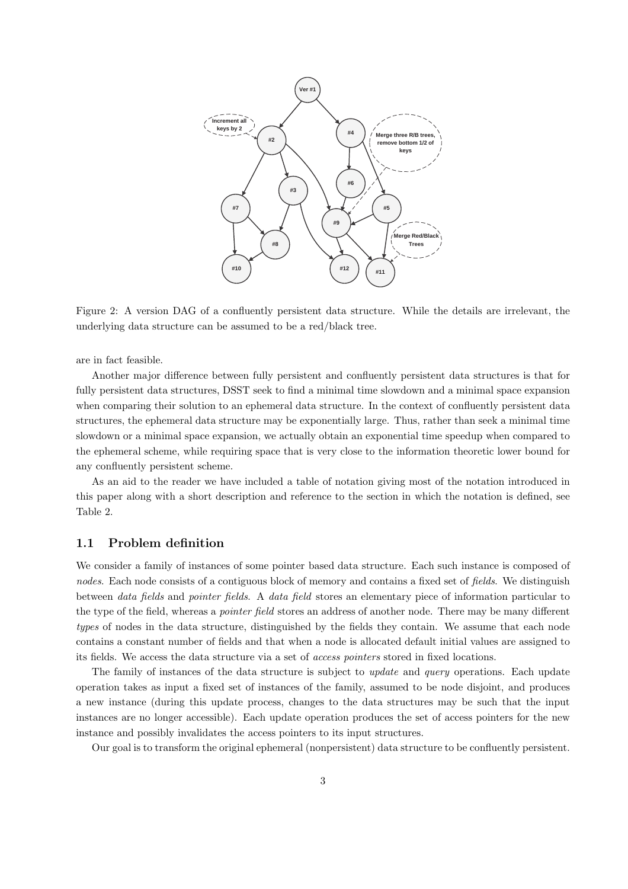Figure 2: A version DAG of a confluently persistent data structure. While the details are irrelevant, the underlying data structure can be assumed to be a red/black tree.

are in fact feasible.

Another major difference between fully persistent and confluently persistent data structures is that for fully persistent data structures, DSST seek to find a minimal time slowdown and a minimal space expansion when comparing their solution to an ephemeral data structure. In the context of confluently persistent data structures, the ephemeral data structure may be exponentially large. Thus, rather than seek a minimal time slowdown or a minimal space expansion, we actually obtain an exponential time speedup when compared to the ephemeral scheme, while requiring space that is very close to the information theoretic lower bound for any confluently persistent scheme.

As an aid to the reader we have included a table of notation giving most of the notation introduced in this paper along with a short description and reference to the section in which the notation is defined, see Table 2.

## 1.1 Problem definition

We consider a family of instances of some pointer based data structure. Each such instance is composed of *nodes*. Each node consists of a contiguous block of memory and contains a fixed set of *fields*. We distinguish between *data fields* and *pointer fields*. A *data field* stores an elementary piece of information particular to the type of the field, whereas a *pointer field* stores an address of another node. There may be many different *types* of nodes in the data structure, distinguished by the fields they contain. We assume that each node contains a constant number of fields and that when a node is allocated default initial values are assigned to its fields. We access the data structure via a set of *access pointers* stored in fixed locations.

The family of instances of the data structure is subject to *update* and *query* operations. Each update operation takes as input a fixed set of instances of the family, assumed to be node disjoint, and produces a new instance (during this update process, changes to the data structures may be such that the input instances are no longer accessible). Each update operation produces the set of access pointers for the new instance and possibly invalidates the access pointers to its input structures.

Our goal is to transform the original ephemeral (nonpersistent) data structure to be confluently persistent.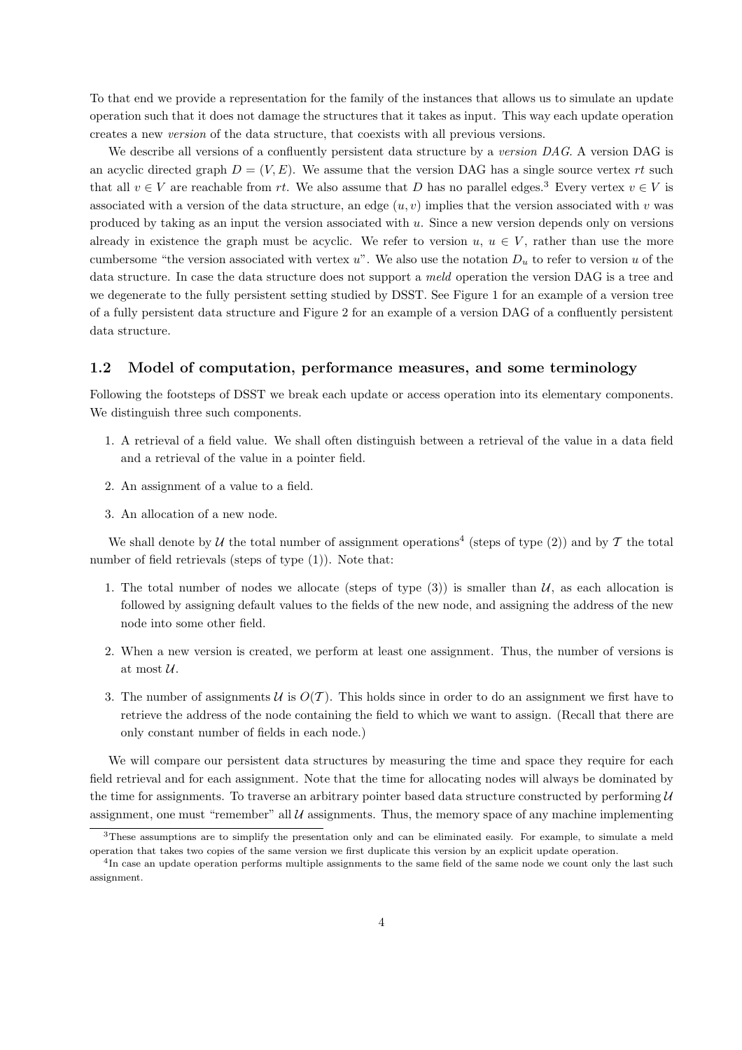To that end we provide a representation for the family of the instances that allows us to simulate an update operation such that it does not damage the structures that it takes as input. This way each update operation creates a new *version* of the data structure, that coexists with all previous versions.

We describe all versions of a confluently persistent data structure by a *version DAG*. A version DAG is an acyclic directed graph $D = (V, E)$. We assume that the version DAG has a single source vertex $rt$ such that all $v \in V$ are reachable from $rt$. We also assume that $D$ has no parallel edges.[3] Every vertex $v \in V$ is associated with a version of the data structure, an edge $(u, v)$ implies that the version associated with $v$ was produced by taking as an input the version associated with $u$. Since a new version depends only on versions already in existence the graph must be acyclic. We refer to version $u$, $u \in V$, rather than use the more cumbersome "the version associated with vertex $u$". We also use the notation $D_u$ to refer to version $u$ of the data structure. In case the data structure does not support a *meld* operation the version DAG is a tree and we degenerate to the fully persistent setting studied by DSST. See Figure 1 for an example of a version tree of a fully persistent data structure and Figure 2 for an example of a version DAG of a confluently persistent data structure.

### 1.2 Model of computation, performance measures, and some terminology

Following the footsteps of DSST we break each update or access operation into its elementary components. We distinguish three such components.

1. A retrieval of a field value. We shall often distinguish between a retrieval of the value in a data field and a retrieval of the value in a pointer field.
2. An assignment of a value to a field.
3. An allocation of a new node.

We shall denote by $\mathcal{U}$ the total number of assignment operations[4] (steps of type (2)) and by $\mathcal{T}$ the total number of field retrievals (steps of type (1)). Note that:

1. The total number of nodes we allocate (steps of type (3)) is smaller than $\mathcal{U}$, as each allocation is followed by assigning default values to the fields of the new node, and assigning the address of the new node into some other field.
2. When a new version is created, we perform at least one assignment. Thus, the number of versions is at most $\mathcal{U}$.
3. The number of assignments $\mathcal{U}$ is $O(\mathcal{T})$. This holds since in order to do an assignment we first have to retrieve the address of the node containing the field to which we want to assign. (Recall that there are only constant number of fields in each node.)

We will compare our persistent data structures by measuring the time and space they require for each field retrieval and for each assignment. Note that the time for allocating nodes will always be dominated by the time for assignments. To traverse an arbitrary pointer based data structure constructed by performing $\mathcal{U}$ assignment, one must "remember" all $\mathcal{U}$ assignments. Thus, the memory space of any machine implementing

[3] These assumptions are to simplify the presentation only and can be eliminated easily. For example, to simulate a meld operation that takes two copies of the same version we first duplicate this version by an explicit update operation.

[4] In case an update operation performs multiple assignments to the same field of the same node we count only the last such assignment.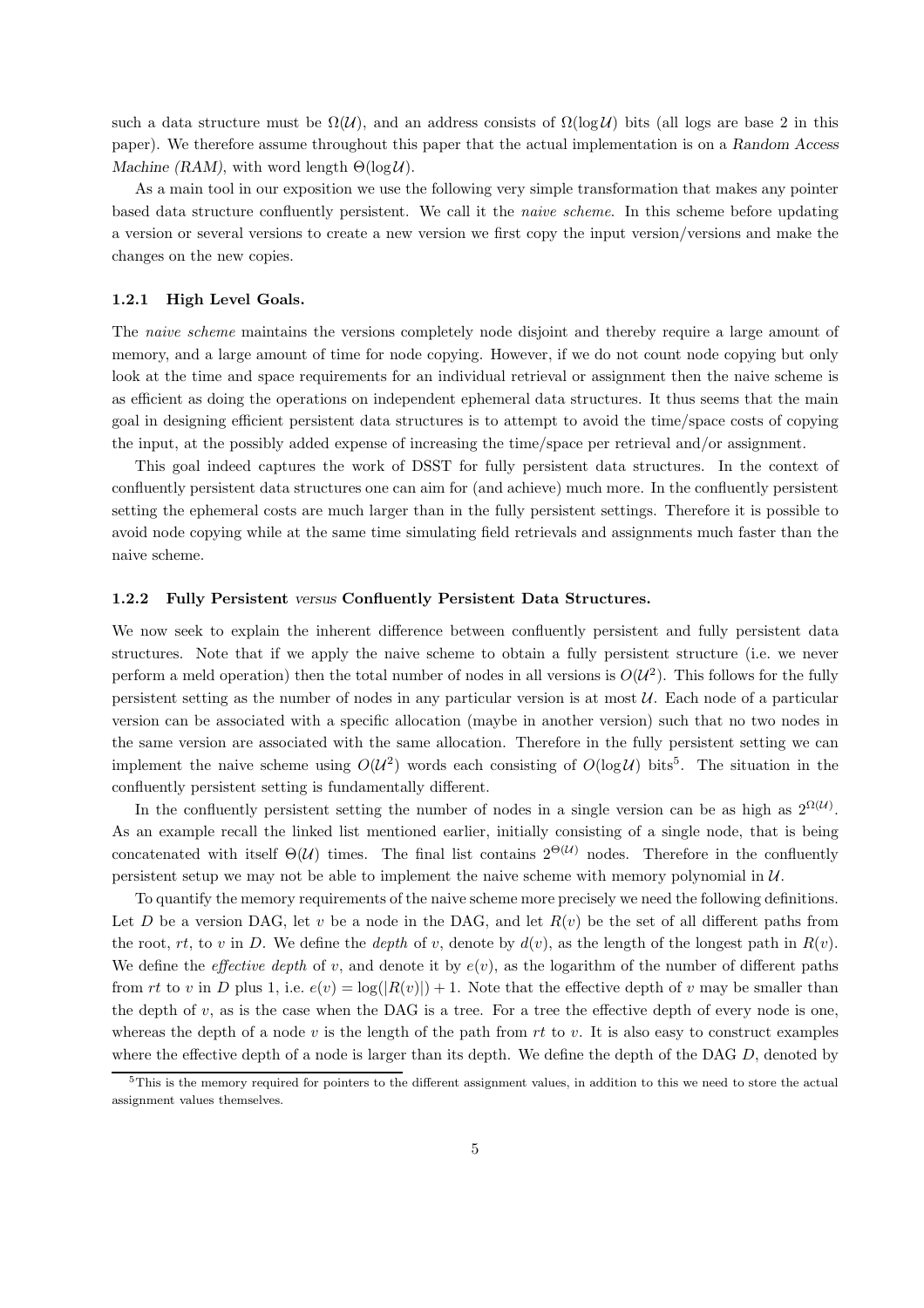such a data structure must be $\Omega(\mathcal{U})$, and an address consists of $\Omega(\log \mathcal{U})$ bits (all logs are base 2 in this paper). We therefore assume throughout this paper that the actual implementation is on a *Random Access Machine (RAM)*, with word length $\Theta(\log \mathcal{U})$.

As a main tool in our exposition we use the following very simple transformation that makes any pointer based data structure confluently persistent. We call it the *naive scheme*. In this scheme before updating a version or several versions to create a new version we first copy the input version/versions and make the changes on the new copies.

### 1.2.1 High Level Goals.

The *naive scheme* maintains the versions completely node disjoint and thereby require a large amount of memory, and a large amount of time for node copying. However, if we do not count node copying but only look at the time and space requirements for an individual retrieval or assignment then the naive scheme is as efficient as doing the operations on independent ephemeral data structures. It thus seems that the main goal in designing efficient persistent data structures is to attempt to avoid the time/space costs of copying the input, at the possibly added expense of increasing the time/space per retrieval and/or assignment.

This goal indeed captures the work of DSST for fully persistent data structures. In the context of confluently persistent data structures one can aim for (and achieve) much more. In the confluently persistent setting the ephemeral costs are much larger than in the fully persistent settings. Therefore it is possible to avoid node copying while at the same time simulating field retrievals and assignments much faster than the naive scheme.

### 1.2.2 Fully Persistent *versus* Confluently Persistent Data Structures.

We now seek to explain the inherent difference between confluently persistent and fully persistent data structures. Note that if we apply the naive scheme to obtain a fully persistent structure (i.e. we never perform a meld operation) then the total number of nodes in all versions is $O(\mathcal{U}^2)$. This follows for the fully persistent setting as the number of nodes in any particular version is at most $\mathcal{U}$. Each node of a particular version can be associated with a specific allocation (maybe in another version) such that no two nodes in the same version are associated with the same allocation. Therefore in the fully persistent setting we can implement the naive scheme using $O(\mathcal{U}^2)$ words each consisting of $O(\log \mathcal{U})$ bits[5]. The situation in the confluently persistent setting is fundamentally different.

In the confluently persistent setting the number of nodes in a single version can be as high as $2^{\Omega(\mathcal{U})}$. As an example recall the linked list mentioned earlier, initially consisting of a single node, that is being concatenated with itself $\Theta(\mathcal{U})$ times. The final list contains $2^{\Theta(\mathcal{U})}$ nodes. Therefore in the confluently persistent setup we may not be able to implement the naive scheme with memory polynomial in $\mathcal{U}$.

To quantify the memory requirements of the naive scheme more precisely we need the following definitions. Let $D$ be a version DAG, let $v$ be a node in the DAG, and let $R(v)$ be the set of all different paths from the root, $rt$, to $v$ in $D$. We define the *depth* of $v$, denote by $d(v)$, as the length of the longest path in $R(v)$. We define the *effective depth* of $v$, and denote it by $e(v)$, as the logarithm of the number of different paths from $rt$ to $v$ in $D$ plus 1, i.e. $e(v) = \log(|R(v)|) + 1$. Note that the effective depth of $v$ may be smaller than the depth of $v$, as is the case when the DAG is a tree. For a tree the effective depth of every node is one, whereas the depth of a node $v$ is the length of the path from $rt$ to $v$. It is also easy to construct examples where the effective depth of a node is larger than its depth. We define the depth of the DAG $D$, denoted by

[5] This is the memory required for pointers to the different assignment values, in addition to this we need to store the actual assignment values themselves.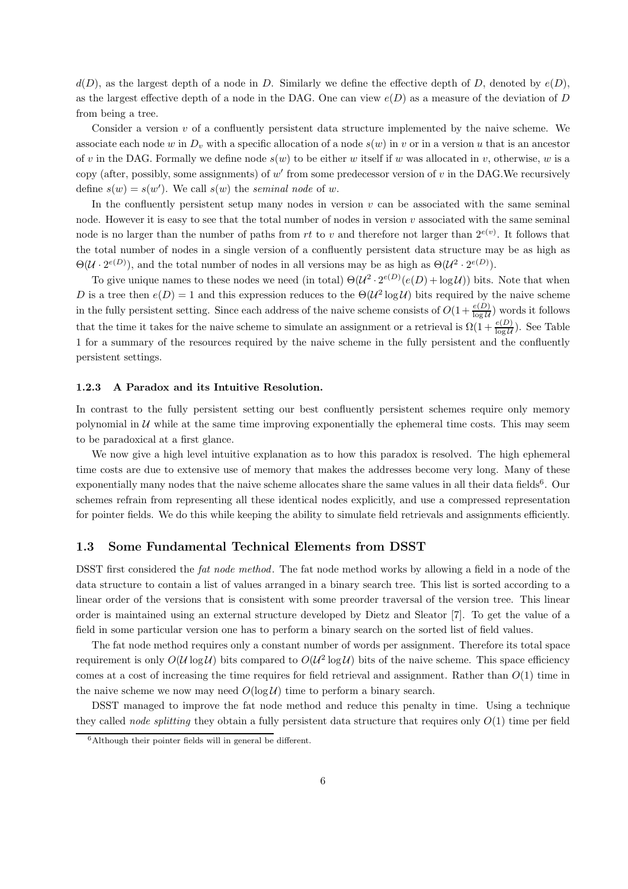$d(D)$, as the largest depth of a node in $D$. Similarly we define the effective depth of $D$, denoted by $e(D)$, as the largest effective depth of a node in the DAG. One can view $e(D)$ as a measure of the deviation of $D$ from being a tree.

Consider a version $v$ of a confluently persistent data structure implemented by the naive scheme. We associate each node $w$ in $D_v$ with a specific allocation of a node $s(w)$ in $v$ or in a version $u$ that is an ancestor of $v$ in the DAG. Formally we define node $s(w)$ to be either $w$ itself if $w$ was allocated in $v$, otherwise, $w$ is a copy (after, possibly, some assignments) of $w'$ from some predecessor version of $v$ in the DAG.We recursively define $s(w) = s(w')$. We call $s(w)$ the *seminal node* of $w$.

In the confluently persistent setup many nodes in version $v$ can be associated with the same seminal node. However it is easy to see that the total number of nodes in version $v$ associated with the same seminal node is no larger than the number of paths from $rt$ to $v$ and therefore not larger than $2^{e(v)}$. It follows that the total number of nodes in a single version of a confluently persistent data structure may be as high as $\Theta(\mathcal{U} \cdot 2^{e(D)})$, and the total number of nodes in all versions may be as high as $\Theta(\mathcal{U}^2 \cdot 2^{e(D)})$.

To give unique names to these nodes we need (in total) $\Theta(\mathcal{U}^2 \cdot 2^{e(D)}(e(D) + \log \mathcal{U}))$ bits. Note that when $D$ is a tree then $e(D) = 1$ and this expression reduces to the $\Theta(\mathcal{U}^2 \log \mathcal{U})$ bits required by the naive scheme in the fully persistent setting. Since each address of the naive scheme consists of $O(1 + \frac{e(D)}{\log \mathcal{U}})$ words it follows that the time it takes for the naive scheme to simulate an assignment or a retrieval is $\Omega(1 + \frac{e(D)}{\log \mathcal{U}})$. See Table 1 for a summary of the resources required by the naive scheme in the fully persistent and the confluently persistent settings.

### 1.2.3 A Paradox and its Intuitive Resolution.

In contrast to the fully persistent setting our best confluently persistent schemes require only memory polynomial in $\mathcal{U}$ while at the same time improving exponentially the ephemeral time costs. This may seem to be paradoxical at a first glance.

We now give a high level intuitive explanation as to how this paradox is resolved. The high ephemeral time costs are due to extensive use of memory that makes the addresses become very long. Many of these exponentially many nodes that the naive scheme allocates share the same values in all their data fields[6]. Our schemes refrain from representing all these identical nodes explicitly, and use a compressed representation for pointer fields. We do this while keeping the ability to simulate field retrievals and assignments efficiently.

## 1.3 Some Fundamental Technical Elements from DSST

DSST first considered the *fat node method*. The fat node method works by allowing a field in a node of the data structure to contain a list of values arranged in a binary search tree. This list is sorted according to a linear order of the versions that is consistent with some preorder traversal of the version tree. This linear order is maintained using an external structure developed by Dietz and Sleator [7]. To get the value of a field in some particular version one has to perform a binary search on the sorted list of field values.

The fat node method requires only a constant number of words per assignment. Therefore its total space requirement is only $O(\mathcal{U} \log \mathcal{U})$ bits compared to $O(\mathcal{U}^2 \log \mathcal{U})$ bits of the naive scheme. This space efficiency comes at a cost of increasing the time requires for field retrieval and assignment. Rather than $O(1)$ time in the naive scheme we now may need $O(\log \mathcal{U})$ time to perform a binary search.

DSST managed to improve the fat node method and reduce this penalty in time. Using a technique they called *node splitting* they obtain a fully persistent data structure that requires only $O(1)$ time per field

[6] Although their pointer fields will in general be different.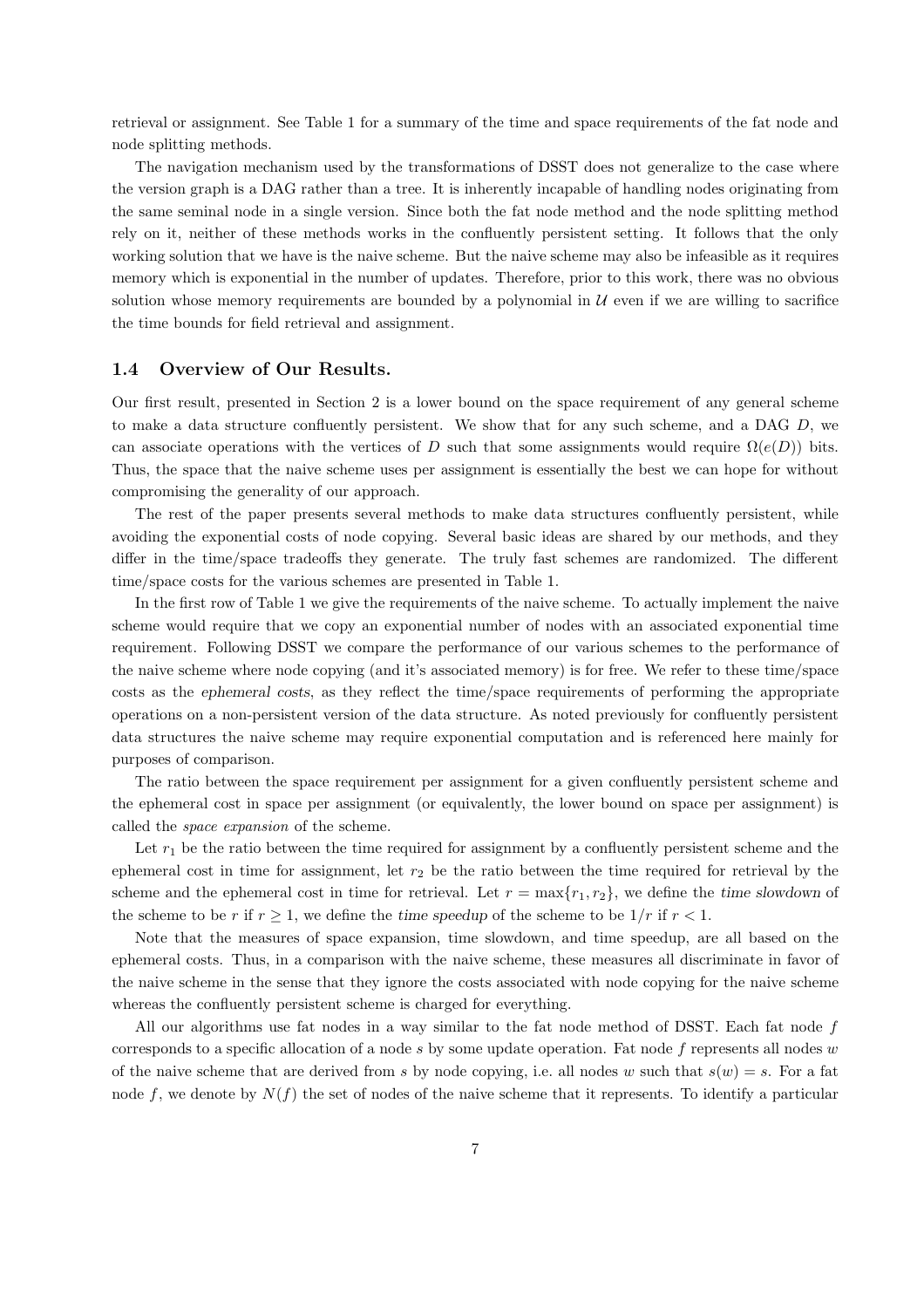retrieval or assignment. See Table 1 for a summary of the time and space requirements of the fat node and node splitting methods.

The navigation mechanism used by the transformations of DSST does not generalize to the case where the version graph is a DAG rather than a tree. It is inherently incapable of handling nodes originating from the same seminal node in a single version. Since both the fat node method and the node splitting method rely on it, neither of these methods works in the confluently persistent setting. It follows that the only working solution that we have is the naive scheme. But the naive scheme may also be infeasible as it requires memory which is exponential in the number of updates. Therefore, prior to this work, there was no obvious solution whose memory requirements are bounded by a polynomial in $\mathcal{U}$ even if we are willing to sacrifice the time bounds for field retrieval and assignment.

### 1.4 Overview of Our Results.

Our first result, presented in Section 2 is a lower bound on the space requirement of any general scheme to make a data structure confluently persistent. We show that for any such scheme, and a DAG $D$, we can associate operations with the vertices of $D$ such that some assignments would require $\Omega(e(D))$ bits. Thus, the space that the naive scheme uses per assignment is essentially the best we can hope for without compromising the generality of our approach.

The rest of the paper presents several methods to make data structures confluently persistent, while avoiding the exponential costs of node copying. Several basic ideas are shared by our methods, and they differ in the time/space tradeoffs they generate. The truly fast schemes are randomized. The different time/space costs for the various schemes are presented in Table 1.

In the first row of Table 1 we give the requirements of the naive scheme. To actually implement the naive scheme would require that we copy an exponential number of nodes with an associated exponential time requirement. Following DSST we compare the performance of our various schemes to the performance of the naive scheme where node copying (and it's associated memory) is for free. We refer to these time/space costs as the *ephemeral costs*, as they reflect the time/space requirements of performing the appropriate operations on a non-persistent version of the data structure. As noted previously for confluently persistent data structures the naive scheme may require exponential computation and is referenced here mainly for purposes of comparison.

The ratio between the space requirement per assignment for a given confluently persistent scheme and the ephemeral cost in space per assignment (or equivalently, the lower bound on space per assignment) is called the *space expansion* of the scheme.

Let $r_1$ be the ratio between the time required for assignment by a confluently persistent scheme and the ephemeral cost in time for assignment, let $r_2$ be the ratio between the time required for retrieval by the scheme and the ephemeral cost in time for retrieval. Let $r = \max\{r_1, r_2\}$, we define the *time slowdown* of the scheme to be $r$ if $r \geq 1$, we define the *time speedup* of the scheme to be $1/r$ if $r < 1$.

Note that the measures of space expansion, time slowdown, and time speedup, are all based on the ephemeral costs. Thus, in a comparison with the naive scheme, these measures all discriminate in favor of the naive scheme in the sense that they ignore the costs associated with node copying for the naive scheme whereas the confluently persistent scheme is charged for everything.

All our algorithms use fat nodes in a way similar to the fat node method of DSST. Each fat node $f$ corresponds to a specific allocation of a node $s$ by some update operation. Fat node $f$ represents all nodes $w$ of the naive scheme that are derived from $s$ by node copying, i.e. all nodes $w$ such that $s(w) = s$. For a fat node $f$, we denote by $N(f)$ the set of nodes of the naive scheme that it represents. To identify a particular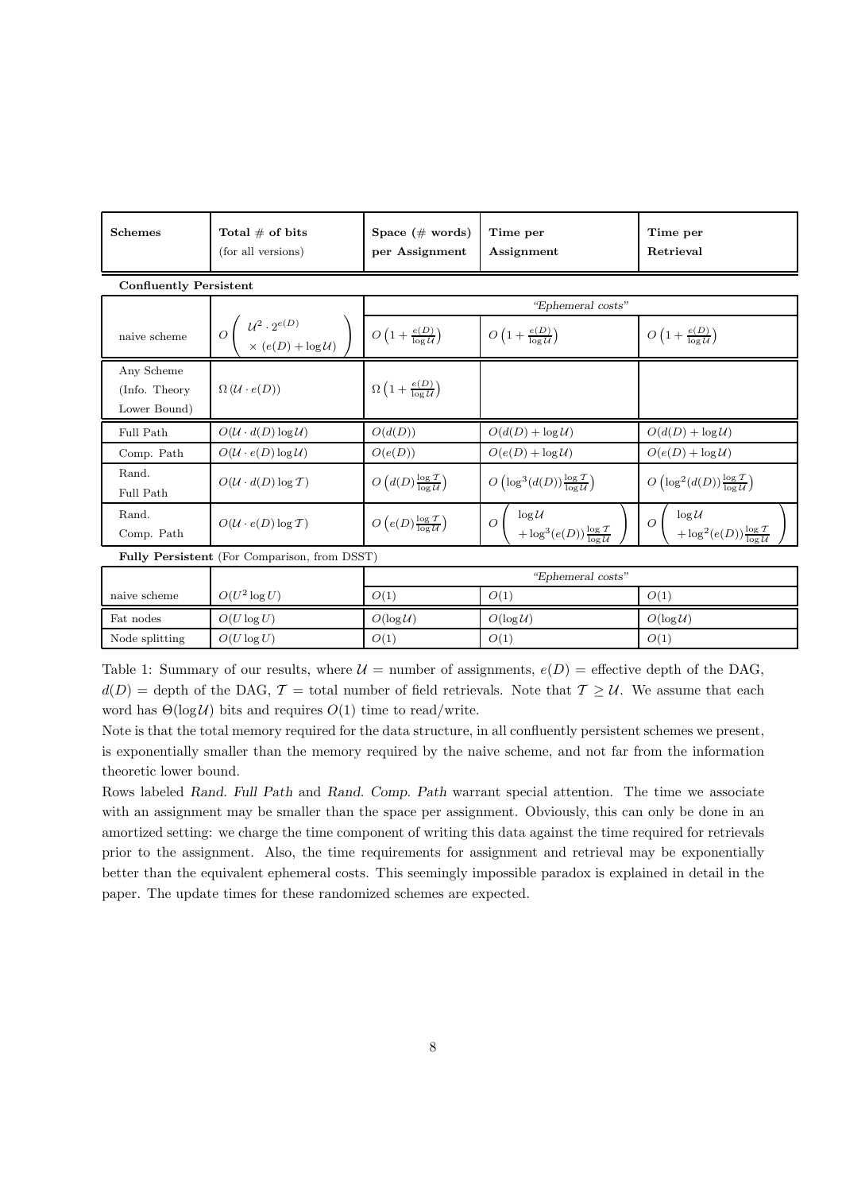| Schemes | Total # of bits (for all versions) | Space (# words) per Assignment | Time per Assignment | Time per Retrieval |
|---|---|---|---|---|
| **Confluently Persistent** | | | | |
| | | *"Ephemeral costs"* | | |
| naive scheme | $O\left(\begin{array}{c}\mathcal{U}^2 \cdot 2^{e(D)} \\ \times (e(D)+\log\mathcal{U})\end{array}\right)$ | $O\left(1+\frac{e(D)}{\log\mathcal{U}}\right)$ | $O\left(1+\frac{e(D)}{\log\mathcal{U}}\right)$ | $O\left(1+\frac{e(D)}{\log\mathcal{U}}\right)$ |
| Any Scheme (Info. Theory Lower Bound) | $\Omega(\mathcal{U} \cdot e(D))$ | $\Omega\left(1+\frac{e(D)}{\log\mathcal{U}}\right)$ | | |
| Full Path | $O(\mathcal{U} \cdot d(D)\log\mathcal{U})$ | $O(d(D))$ | $O(d(D)+\log\mathcal{U})$ | $O(d(D)+\log\mathcal{U})$ |
| Comp. Path | $O(\mathcal{U} \cdot e(D)\log\mathcal{U})$ | $O(e(D))$ | $O(e(D)+\log\mathcal{U})$ | $O(e(D)+\log\mathcal{U})$ |
| Rand. Full Path | $O(\mathcal{U} \cdot d(D)\log\mathcal{T})$ | $O\left(d(D)\frac{\log\mathcal{T}}{\log\mathcal{U}}\right)$ | $O\left(\log^3(d(D))\frac{\log\mathcal{T}}{\log\mathcal{U}}\right)$ | $O\left(\log^2(d(D))\frac{\log\mathcal{T}}{\log\mathcal{U}}\right)$ |
| Rand. Comp. Path | $O(\mathcal{U} \cdot e(D)\log\mathcal{T})$ | $O\left(e(D)\frac{\log\mathcal{T}}{\log\mathcal{U}}\right)$ | $O\left(\begin{array}{c}\log\mathcal{U} \\ +\log^3(e(D))\frac{\log\mathcal{T}}{\log\mathcal{U}}\end{array}\right)$ | $O\left(\begin{array}{c}\log\mathcal{U} \\ +\log^2(e(D))\frac{\log\mathcal{T}}{\log\mathcal{U}}\end{array}\right)$ |
| **Fully Persistent** (For Comparison, from DSST) | | | | |
| | | *"Ephemeral costs"* | | |
| naive scheme | $O(U^2 \log U)$ | $O(1)$ | $O(1)$ | $O(1)$ |
| Fat nodes | $O(U \log U)$ | $O(\log\mathcal{U})$ | $O(\log\mathcal{U})$ | $O(\log\mathcal{U})$ |
| Node splitting | $O(U \log U)$ | $O(1)$ | $O(1)$ | $O(1)$ |

Table 1: Summary of our results, where $\mathcal{U}$ = number of assignments, $e(D)$ = effective depth of the DAG, $d(D)$ = depth of the DAG, $\mathcal{T}$ = total number of field retrievals. Note that $\mathcal{T} \geq \mathcal{U}$. We assume that each word has $\Theta(\log\mathcal{U})$ bits and requires $O(1)$ time to read/write.

Note is that the total memory required for the data structure, in all confluently persistent schemes we present, is exponentially smaller than the memory required by the naive scheme, and not far from the information theoretic lower bound.

Rows labeled *Rand. Full Path* and *Rand. Comp. Path* warrant special attention. The time we associate with an assignment may be smaller than the space per assignment. Obviously, this can only be done in an amortized setting: we charge the time component of writing this data against the time required for retrievals prior to the assignment. Also, the time requirements for assignment and retrieval may be exponentially better than the equivalent ephemeral costs. This seemingly impossible paradox is explained in detail in the paper. The update times for these randomized schemes are expected.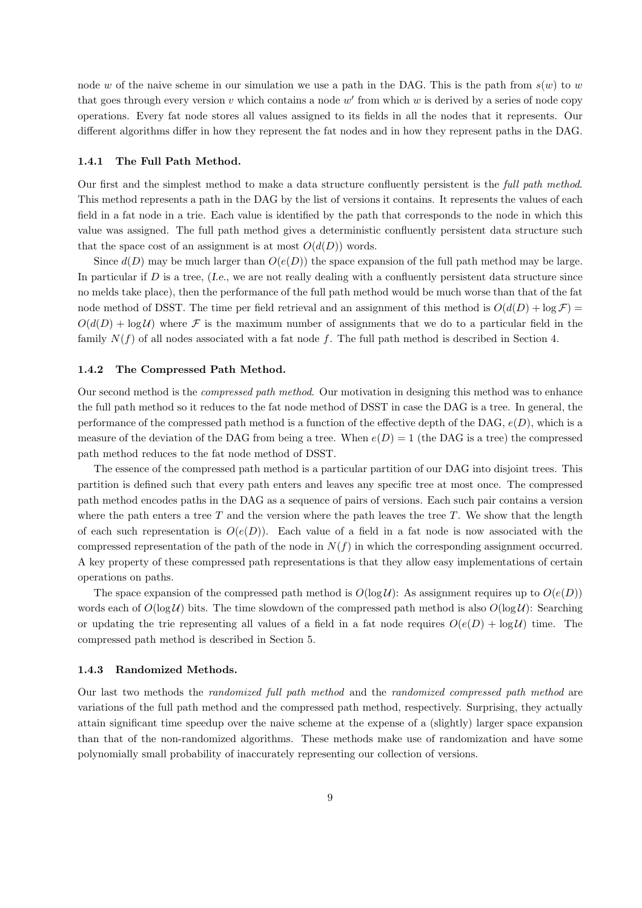node $w$ of the naive scheme in our simulation we use a path in the DAG. This is the path from $s(w)$ to $w$ that goes through every version $v$ which contains a node $w'$ from which $w$ is derived by a series of node copy operations. Every fat node stores all values assigned to its fields in all the nodes that it represents. Our different algorithms differ in how they represent the fat nodes and in how they represent paths in the DAG.

### 1.4.1 The Full Path Method.

Our first and the simplest method to make a data structure confluently persistent is the *full path method*. This method represents a path in the DAG by the list of versions it contains. It represents the values of each field in a fat node in a trie. Each value is identified by the path that corresponds to the node in which this value was assigned. The full path method gives a deterministic confluently persistent data structure such that the space cost of an assignment is at most $O(d(D))$ words.

Since $d(D)$ may be much larger than $O(e(D))$ the space expansion of the full path method may be large. In particular if $D$ is a tree, (*I.e.*, we are not really dealing with a confluently persistent data structure since no melds take place), then the performance of the full path method would be much worse than that of the fat node method of DSST. The time per field retrieval and an assignment of this method is $O(d(D) + \log \mathcal{F}) = O(d(D) + \log \mathcal{U})$ where $\mathcal{F}$ is the maximum number of assignments that we do to a particular field in the family $N(f)$ of all nodes associated with a fat node $f$. The full path method is described in Section 4.

### 1.4.2 The Compressed Path Method.

Our second method is the *compressed path method*. Our motivation in designing this method was to enhance the full path method so it reduces to the fat node method of DSST in case the DAG is a tree. In general, the performance of the compressed path method is a function of the effective depth of the DAG, $e(D)$, which is a measure of the deviation of the DAG from being a tree. When $e(D) = 1$ (the DAG is a tree) the compressed path method reduces to the fat node method of DSST.

The essence of the compressed path method is a particular partition of our DAG into disjoint trees. This partition is defined such that every path enters and leaves any specific tree at most once. The compressed path method encodes paths in the DAG as a sequence of pairs of versions. Each such pair contains a version where the path enters a tree $T$ and the version where the path leaves the tree $T$. We show that the length of each such representation is $O(e(D))$. Each value of a field in a fat node is now associated with the compressed representation of the path of the node in $N(f)$ in which the corresponding assignment occurred. A key property of these compressed path representations is that they allow easy implementations of certain operations on paths.

The space expansion of the compressed path method is $O(\log \mathcal{U})$: As assignment requires up to $O(e(D))$ words each of $O(\log \mathcal{U})$ bits. The time slowdown of the compressed path method is also $O(\log \mathcal{U})$: Searching or updating the trie representing all values of a field in a fat node requires $O(e(D) + \log \mathcal{U})$ time. The compressed path method is described in Section 5.

### 1.4.3 Randomized Methods.

Our last two methods the *randomized full path method* and the *randomized compressed path method* are variations of the full path method and the compressed path method, respectively. Surprising, they actually attain significant time speedup over the naive scheme at the expense of a (slightly) larger space expansion than that of the non-randomized algorithms. These methods make use of randomization and have some polynomially small probability of inaccurately representing our collection of versions.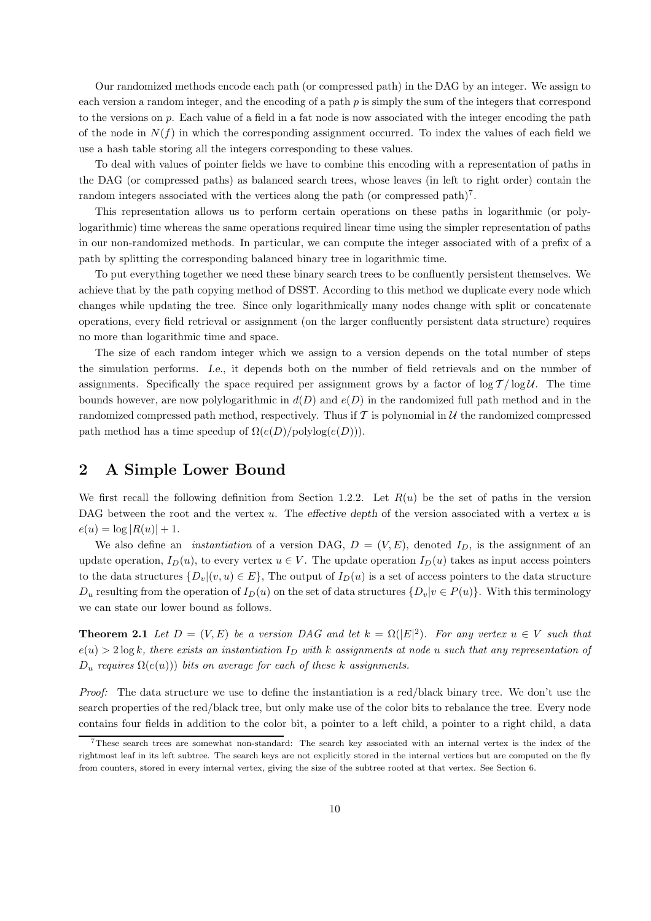Our randomized methods encode each path (or compressed path) in the DAG by an integer. We assign to each version a random integer, and the encoding of a path $p$ is simply the sum of the integers that correspond to the versions on $p$. Each value of a field in a fat node is now associated with the integer encoding the path of the node in $N(f)$ in which the corresponding assignment occurred. To index the values of each field we use a hash table storing all the integers corresponding to these values.

To deal with values of pointer fields we have to combine this encoding with a representation of paths in the DAG (or compressed paths) as balanced search trees, whose leaves (in left to right order) contain the random integers associated with the vertices along the path (or compressed path)[7].

This representation allows us to perform certain operations on these paths in logarithmic (or polylogarithmic) time whereas the same operations required linear time using the simpler representation of paths in our non-randomized methods. In particular, we can compute the integer associated with of a prefix of a path by splitting the corresponding balanced binary tree in logarithmic time.

To put everything together we need these binary search trees to be confluently persistent themselves. We achieve that by the path copying method of DSST. According to this method we duplicate every node which changes while updating the tree. Since only logarithmically many nodes change with split or concatenate operations, every field retrieval or assignment (on the larger confluently persistent data structure) requires no more than logarithmic time and space.

The size of each random integer which we assign to a version depends on the total number of steps the simulation performs. *I.e.*, it depends both on the number of field retrievals and on the number of assignments. Specifically the space required per assignment grows by a factor of $\log \mathcal{T} / \log \mathcal{U}$. The time bounds however, are now polylogarithmic in $d(D)$ and $e(D)$ in the randomized full path method and in the randomized compressed path method, respectively. Thus if $\mathcal{T}$ is polynomial in $\mathcal{U}$ the randomized compressed path method has a time speedup of $\Omega(e(D)/\text{polylog}(e(D)))$.

## 2 A Simple Lower Bound

We first recall the following definition from Section 1.2.2. Let $R(u)$ be the set of paths in the version DAG between the root and the vertex $u$. The *effective depth* of the version associated with a vertex $u$ is $e(u) = \log |R(u)| + 1$.

We also define an *instantiation* of a version DAG, $D = (V, E)$, denoted $I_D$, is the assignment of an update operation, $I_D(u)$, to every vertex $u \in V$. The update operation $I_D(u)$ takes as input access pointers to the data structures $\{D_v | (v, u) \in E\}$, The output of $I_D(u)$ is a set of access pointers to the data structure $D_u$ resulting from the operation of $I_D(u)$ on the set of data structures $\{D_v | v \in P(u)\}$. With this terminology we can state our lower bound as follows.

**Theorem 2.1** *Let $D = (V, E)$ be a version DAG and let $k = \Omega(|E|^2)$. For any vertex $u \in V$ such that $e(u) > 2 \log k$, there exists an instantiation $I_D$ with $k$ assignments at node $u$ such that any representation of $D_u$ requires $\Omega(e(u))$ bits on average for each of these $k$ assignments.*

*Proof:* The data structure we use to define the instantiation is a red/black binary tree. We don't use the search properties of the red/black tree, but only make use of the color bits to rebalance the tree. Every node contains four fields in addition to the color bit, a pointer to a left child, a pointer to a right child, a data

[7]These search trees are somewhat non-standard: The search key associated with an internal vertex is the index of the rightmost leaf in its left subtree. The search keys are not explicitly stored in the internal vertices but are computed on the fly from counters, stored in every internal vertex, giving the size of the subtree rooted at that vertex. See Section 6.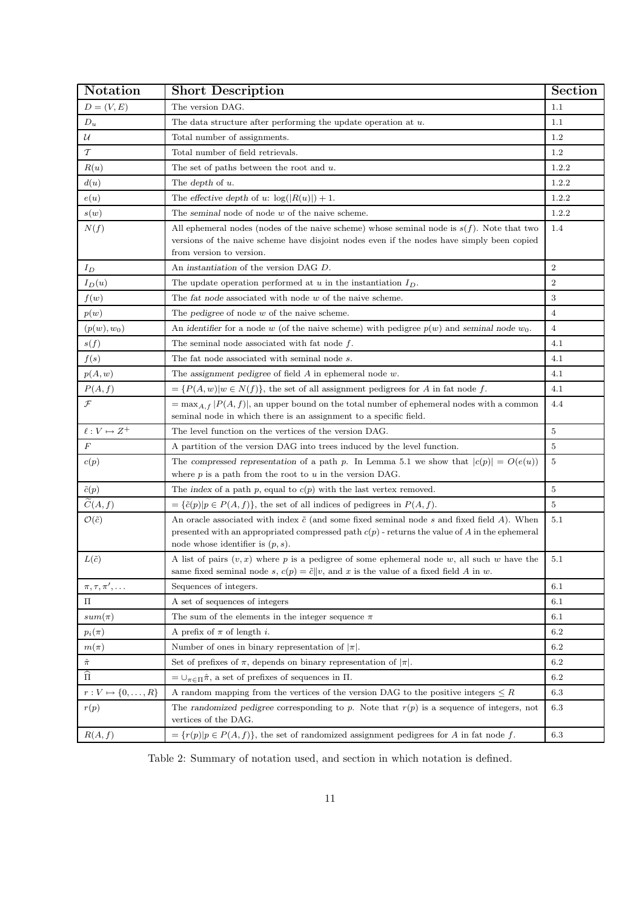| Notation | Short Description | Section |
| --- | --- | --- |
| $D = (V, E)$ | The version DAG. | 1.1 |
| $D_u$ | The data structure after performing the update operation at $u$. | 1.1 |
| $\mathcal{U}$ | Total number of assignments. | 1.2 |
| $\mathcal{T}$ | Total number of field retrievals. | 1.2 |
| $R(u)$ | The set of paths between the root and $u$. | 1.2.2 |
| $d(u)$ | The *depth* of $u$. | 1.2.2 |
| $e(u)$ | The *effective depth* of $u$: $\log(\lvert R(u)\rvert) + 1$. | 1.2.2 |
| $s(w)$ | The *seminal* node of node $w$ of the naive scheme. | 1.2.2 |
| $N(f)$ | All ephemeral nodes (nodes of the naive scheme) whose seminal node is $s(f)$. Note that two versions of the naive scheme have disjoint nodes even if the nodes have simply been copied from version to version. | 1.4 |
| $I_D$ | An *instantiation* of the version DAG $D$. | 2 |
| $I_D(u)$ | The update operation performed at $u$ in the instantiation $I_D$. | 2 |
| $f(w)$ | The *fat node* associated with node $w$ of the naive scheme. | 3 |
| $p(w)$ | The *pedigree* of node $w$ of the naive scheme. | 4 |
| $(p(w), w_0)$ | An *identifier* for a node $w$ (of the naive scheme) with pedigree $p(w)$ and *seminal node* $w_0$. | 4 |
| $s(f)$ | The seminal node associated with fat node $f$. | 4.1 |
| $f(s)$ | The fat node associated with seminal node $s$. | 4.1 |
| $p(A, w)$ | The *assignment pedigree* of field $A$ in ephemeral node $w$. | 4.1 |
| $P(A, f)$ | $= \{P(A, w) \lvert w \in N(f)\}$, the set of all assignment pedigrees for $A$ in fat node $f$. | 4.1 |
| $\mathcal{F}$ | $= \max_{A,f} \lvert P(A, f)\rvert$, an upper bound on the total number of ephemeral nodes with a common seminal node in which there is an assignment to a specific field. | 4.4 |
| $\ell : V \mapsto Z^+$ | The level function on the vertices of the version DAG. | 5 |
| $F$ | A partition of the version DAG into trees induced by the level function. | 5 |
| $c(p)$ | The *compressed representation* of a path $p$. In Lemma 5.1 we show that $\lvert c(p)\rvert = O(e(u))$ where $p$ is a path from the root to $u$ in the version DAG. | 5 |
| $\tilde{c}(p)$ | The *index* of a path $p$, equal to $c(p)$ with the last vertex removed. | 5 |
| $\widetilde{C}(A, f)$ | $= \{\tilde{c}(p) \lvert p \in P(A, f)\}$, the set of all indices of pedigrees in $P(A, f)$. | 5 |
| $\mathcal{O}(\tilde{c})$ | An oracle associated with index $\tilde{c}$ (and some fixed seminal node $s$ and fixed field $A$). When presented with an appropriated compressed path $c(p)$ - returns the value of $A$ in the ephemeral node whose identifier is $(p, s)$. | 5.1 |
| $L(\tilde{c})$ | A list of pairs $(v, x)$ where $p$ is a pedigree of some ephemeral node $w$, all such $w$ have the same fixed seminal node $s$, $c(p) = \tilde{c}\|v$, and $x$ is the value of a fixed field $A$ in $w$. | 5.1 |
| $\pi, \tau, \pi', \ldots$ | Sequences of integers. | 6.1 |
| $\Pi$ | A set of sequences of integers | 6.1 |
| $sum(\pi)$ | The sum of the elements in the integer sequence $\pi$ | 6.1 |
| $p_i(\pi)$ | A prefix of $\pi$ of length $i$. | 6.2 |
| $m(\pi)$ | Number of ones in binary representation of $\lvert\pi\rvert$. | 6.2 |
| $\hat{\pi}$ | Set of prefixes of $\pi$, depends on binary representation of $\lvert\pi\rvert$. | 6.2 |
| $\widehat{\Pi}$ | $= \cup_{\pi\in\Pi}\hat{\pi}$, a set of prefixes of sequences in $\Pi$. | 6.2 |
| $r : V \mapsto \{0, \ldots, R\}$ | A random mapping from the vertices of the version DAG to the positive integers $\leq R$ | 6.3 |
| $r(p)$ | The *randomized pedigree* corresponding to $p$. Note that $r(p)$ is a sequence of integers, not vertices of the DAG. | 6.3 |
| $R(A, f)$ | $= \{r(p) \lvert p \in P(A, f)\}$, the set of randomized assignment pedigrees for $A$ in fat node $f$. | 6.3 |

Table 2: Summary of notation used, and section in which notation is defined.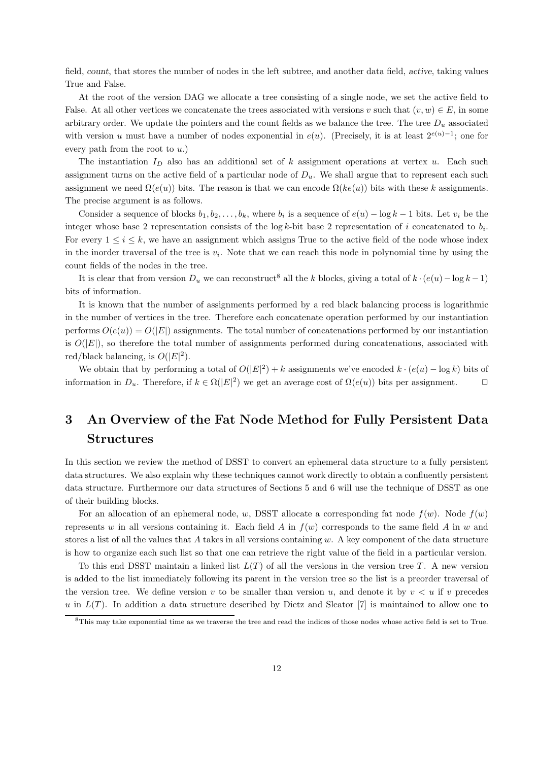field, *count*, that stores the number of nodes in the left subtree, and another data field, *active*, taking values True and False.

At the root of the version DAG we allocate a tree consisting of a single node, we set the active field to False. At all other vertices we concatenate the trees associated with versions $v$ such that $(v, w) \in E$, in some arbitrary order. We update the pointers and the count fields as we balance the tree. The tree $D_u$ associated with version $u$ must have a number of nodes exponential in $e(u)$. (Precisely, it is at least $2^{e(u)-1}$; one for every path from the root to $u$.)

The instantiation $I_D$ also has an additional set of $k$ assignment operations at vertex $u$. Each such assignment turns on the active field of a particular node of $D_u$. We shall argue that to represent each such assignment we need $\Omega(e(u))$ bits. The reason is that we can encode $\Omega(ke(u))$ bits with these $k$ assignments. The precise argument is as follows.

Consider a sequence of blocks $b_1, b_2, \ldots, b_k$, where $b_i$ is a sequence of $e(u) - \log k - 1$ bits. Let $v_i$ be the integer whose base 2 representation consists of the $\log k$-bit base 2 representation of $i$ concatenated to $b_i$. For every $1 \leq i \leq k$, we have an assignment which assigns True to the active field of the node whose index in the inorder traversal of the tree is $v_i$. Note that we can reach this node in polynomial time by using the count fields of the nodes in the tree.

It is clear that from version $D_u$ we can reconstruct[8] all the $k$ blocks, giving a total of $k \cdot (e(u) - \log k - 1)$ bits of information.

It is known that the number of assignments performed by a red black balancing process is logarithmic in the number of vertices in the tree. Therefore each concatenate operation performed by our instantiation performs $O(e(u)) = O(|E|)$ assignments. The total number of concatenations performed by our instantiation is $O(|E|)$, so therefore the total number of assignments performed during concatenations, associated with red/black balancing, is $O(|E|^2)$.

We obtain that by performing a total of $O(|E|^2) + k$ assignments we've encoded $k \cdot (e(u) - \log k)$ bits of information in $D_u$. Therefore, if $k \in \Omega(|E|^2)$ we get an average cost of $\Omega(e(u))$ bits per assignment. □

# 3 An Overview of the Fat Node Method for Fully Persistent Data Structures

In this section we review the method of DSST to convert an ephemeral data structure to a fully persistent data structures. We also explain why these techniques cannot work directly to obtain a confluently persistent data structure. Furthermore our data structures of Sections 5 and 6 will use the technique of DSST as one of their building blocks.

For an allocation of an ephemeral node, $w$, DSST allocate a corresponding fat node $f(w)$. Node $f(w)$ represents $w$ in all versions containing it. Each field $A$ in $f(w)$ corresponds to the same field $A$ in $w$ and stores a list of all the values that $A$ takes in all versions containing $w$. A key component of the data structure is how to organize each such list so that one can retrieve the right value of the field in a particular version.

To this end DSST maintain a linked list $L(T)$ of all the versions in the version tree $T$. A new version is added to the list immediately following its parent in the version tree so the list is a preorder traversal of the version tree. We define version $v$ to be smaller than version $u$, and denote it by $v < u$ if $v$ precedes $u$ in $L(T)$. In addition a data structure described by Dietz and Sleator [7] is maintained to allow one to

[8] This may take exponential time as we traverse the tree and read the indices of those nodes whose active field is set to True.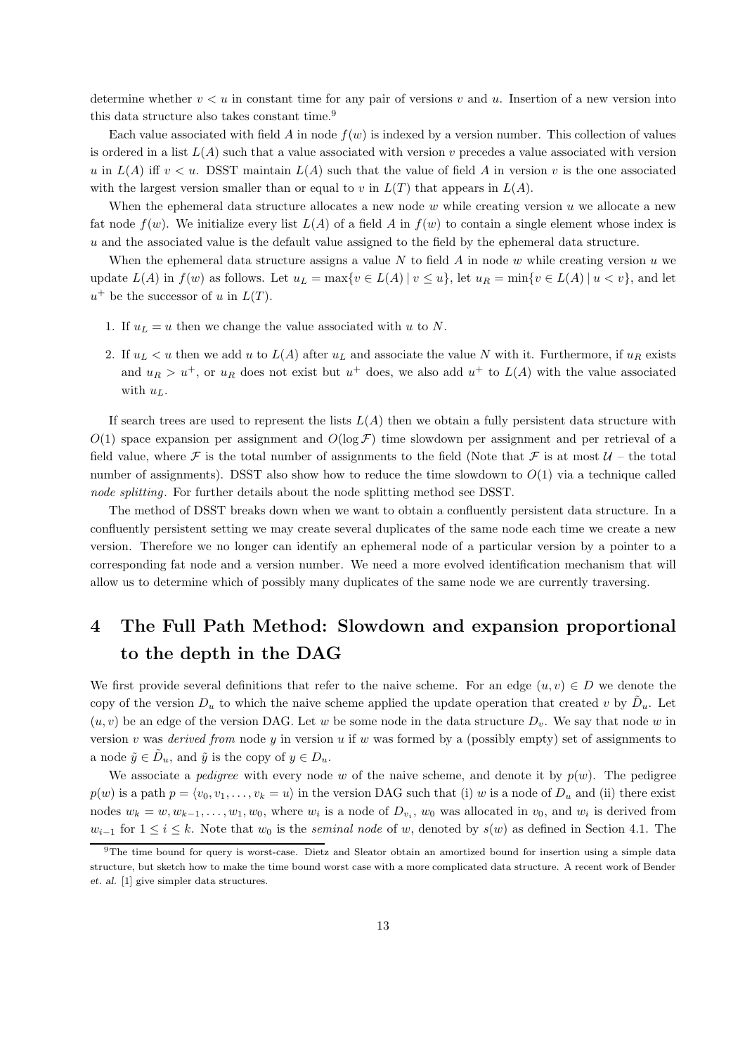determine whether $v < u$ in constant time for any pair of versions $v$ and $u$. Insertion of a new version into this data structure also takes constant time.[9]

Each value associated with field $A$ in node $f(w)$ is indexed by a version number. This collection of values is ordered in a list $L(A)$ such that a value associated with version $v$ precedes a value associated with version $u$ in $L(A)$ iff $v < u$. DSST maintain $L(A)$ such that the value of field $A$ in version $v$ is the one associated with the largest version smaller than or equal to $v$ in $L(T)$ that appears in $L(A)$.

When the ephemeral data structure allocates a new node $w$ while creating version $u$ we allocate a new fat node $f(w)$. We initialize every list $L(A)$ of a field $A$ in $f(w)$ to contain a single element whose index is $u$ and the associated value is the default value assigned to the field by the ephemeral data structure.

When the ephemeral data structure assigns a value $N$ to field $A$ in node $w$ while creating version $u$ we update $L(A)$ in $f(w)$ as follows. Let $u_L = \max\{v \in L(A) \mid v \leq u\}$, let $u_R = \min\{v \in L(A) \mid u < v\}$, and let $u^+$ be the successor of $u$ in $L(T)$.

1. If $u_L = u$ then we change the value associated with $u$ to $N$.
2. If $u_L < u$ then we add $u$ to $L(A)$ after $u_L$ and associate the value $N$ with it. Furthermore, if $u_R$ exists and $u_R > u^+$, or $u_R$ does not exist but $u^+$ does, we also add $u^+$ to $L(A)$ with the value associated with $u_L$.

If search trees are used to represent the lists $L(A)$ then we obtain a fully persistent data structure with $O(1)$ space expansion per assignment and $O(\log \mathcal{F})$ time slowdown per assignment and per retrieval of a field value, where $\mathcal{F}$ is the total number of assignments to the field (Note that $\mathcal{F}$ is at most $\mathcal{U}$ – the total number of assignments). DSST also show how to reduce the time slowdown to $O(1)$ via a technique called *node splitting*. For further details about the node splitting method see DSST.

The method of DSST breaks down when we want to obtain a confluently persistent data structure. In a confluently persistent setting we may create several duplicates of the same node each time we create a new version. Therefore we no longer can identify an ephemeral node of a particular version by a pointer to a corresponding fat node and a version number. We need a more evolved identification mechanism that will allow us to determine which of possibly many duplicates of the same node we are currently traversing.

# 4 The Full Path Method: Slowdown and expansion proportional to the depth in the DAG

We first provide several definitions that refer to the naive scheme. For an edge $(u, v) \in D$ we denote the copy of the version $D_u$ to which the naive scheme applied the update operation that created $v$ by $\tilde{D}_u$. Let $(u, v)$ be an edge of the version DAG. Let $w$ be some node in the data structure $D_v$. We say that node $w$ in version $v$ was *derived from* node $y$ in version $u$ if $w$ was formed by a (possibly empty) set of assignments to a node $\tilde{y} \in \tilde{D}_u$, and $\tilde{y}$ is the copy of $y \in D_u$.

We associate a *pedigree* with every node $w$ of the naive scheme, and denote it by $p(w)$. The pedigree $p(w)$ is a path $p = \langle v_0, v_1, \ldots, v_k = u \rangle$ in the version DAG such that (i) $w$ is a node of $D_u$ and (ii) there exist nodes $w_k = w, w_{k-1}, \ldots, w_1, w_0$, where $w_i$ is a node of $D_{v_i}$, $w_0$ was allocated in $v_0$, and $w_i$ is derived from $w_{i-1}$ for $1 \leq i \leq k$. Note that $w_0$ is the *seminal node* of $w$, denoted by $s(w)$ as defined in Section 4.1. The

[9] The time bound for query is worst-case. Dietz and Sleator obtain an amortized bound for insertion using a simple data structure, but sketch how to make the time bound worst case with a more complicated data structure. A recent work of Bender *et. al.* [1] give simpler data structures.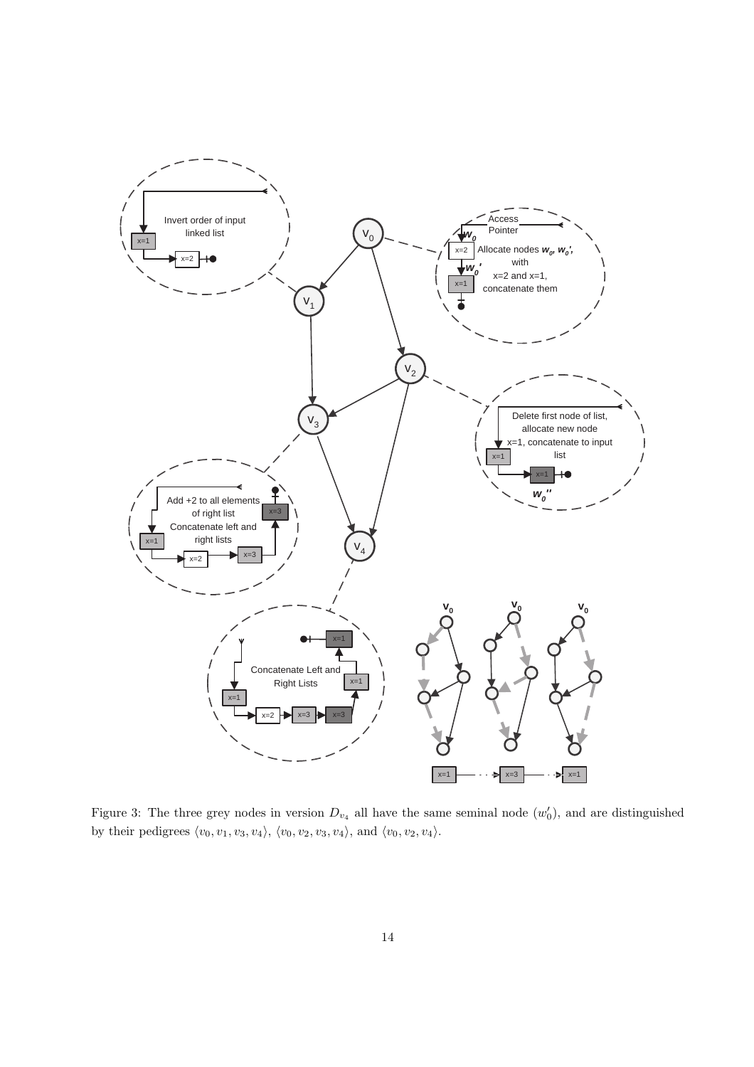Figure 3: The three grey nodes in version $D_{v_4}$ all have the same seminal node ($w_0'$), and are distinguished by their pedigrees $\langle v_0, v_1, v_3, v_4 \rangle$, $\langle v_0, v_2, v_3, v_4 \rangle$, and $\langle v_0, v_2, v_4 \rangle$.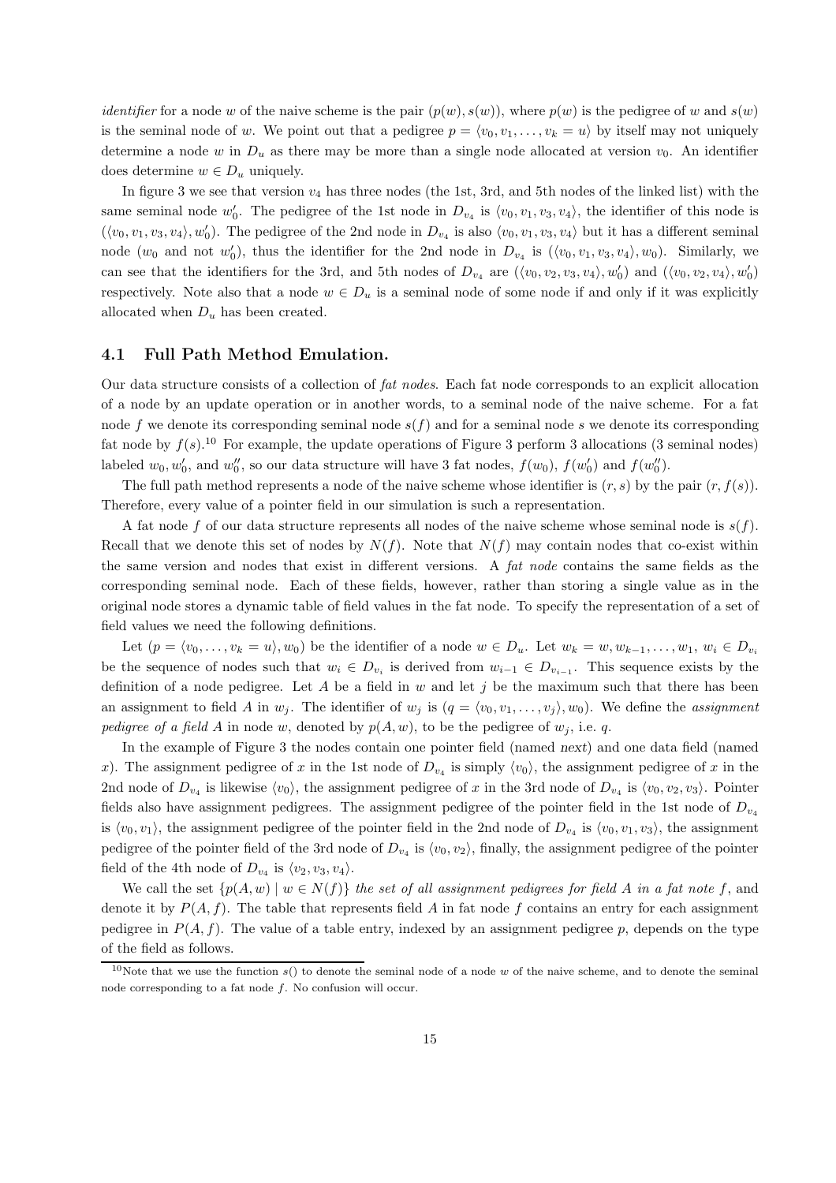*identifier* for a node $w$ of the naive scheme is the pair $(p(w), s(w))$, where $p(w)$ is the pedigree of $w$ and $s(w)$ is the seminal node of $w$. We point out that a pedigree $p = \langle v_0, v_1, \ldots, v_k = u \rangle$ by itself may not uniquely determine a node $w$ in $D_u$ as there may be more than a single node allocated at version $v_0$. An identifier does determine $w \in D_u$ uniquely.

In figure 3 we see that version $v_4$ has three nodes (the 1st, 3rd, and 5th nodes of the linked list) with the same seminal node $w'_0$. The pedigree of the 1st node in $D_{v_4}$ is $\langle v_0, v_1, v_3, v_4 \rangle$, the identifier of this node is $(\langle v_0, v_1, v_3, v_4 \rangle, w'_0)$. The pedigree of the 2nd node in $D_{v_4}$ is also $\langle v_0, v_1, v_3, v_4 \rangle$ but it has a different seminal node ($w_0$ and not $w'_0$), thus the identifier for the 2nd node in $D_{v_4}$ is $(\langle v_0, v_1, v_3, v_4 \rangle, w_0)$. Similarly, we can see that the identifiers for the 3rd, and 5th nodes of $D_{v_4}$ are $(\langle v_0, v_2, v_3, v_4 \rangle, w'_0)$ and $(\langle v_0, v_2, v_4 \rangle, w'_0)$ respectively. Note also that a node $w \in D_u$ is a seminal node of some node if and only if it was explicitly allocated when $D_u$ has been created.

### 4.1 Full Path Method Emulation.

Our data structure consists of a collection of *fat nodes*. Each fat node corresponds to an explicit allocation of a node by an update operation or in another words, to a seminal node of the naive scheme. For a fat node $f$ we denote its corresponding seminal node $s(f)$ and for a seminal node $s$ we denote its corresponding fat node by $f(s)$.[10] For example, the update operations of Figure 3 perform 3 allocations (3 seminal nodes) labeled $w_0, w'_0$, and $w''_0$, so our data structure will have 3 fat nodes, $f(w_0)$, $f(w'_0)$ and $f(w''_0)$.

The full path method represents a node of the naive scheme whose identifier is $(r, s)$ by the pair $(r, f(s))$. Therefore, every value of a pointer field in our simulation is such a representation.

A fat node $f$ of our data structure represents all nodes of the naive scheme whose seminal node is $s(f)$. Recall that we denote this set of nodes by $N(f)$. Note that $N(f)$ may contain nodes that co-exist within the same version and nodes that exist in different versions. A *fat node* contains the same fields as the corresponding seminal node. Each of these fields, however, rather than storing a single value as in the original node stores a dynamic table of field values in the fat node. To specify the representation of a set of field values we need the following definitions.

Let $(p = \langle v_0, \ldots, v_k = u \rangle, w_0)$ be the identifier of a node $w \in D_u$. Let $w_k = w, w_{k-1}, \ldots, w_1$, $w_i \in D_{v_i}$ be the sequence of nodes such that $w_i \in D_{v_i}$ is derived from $w_{i-1} \in D_{v_{i-1}}$. This sequence exists by the definition of a node pedigree. Let $A$ be a field in $w$ and let $j$ be the maximum such that there has been an assignment to field $A$ in $w_j$. The identifier of $w_j$ is $(q = \langle v_0, v_1, \ldots, v_j \rangle, w_0)$. We define the *assignment pedigree of a field* $A$ in node $w$, denoted by $p(A, w)$, to be the pedigree of $w_j$, i.e. $q$.

In the example of Figure 3 the nodes contain one pointer field (named *next*) and one data field (named $x$). The assignment pedigree of $x$ in the 1st node of $D_{v_4}$ is simply $\langle v_0 \rangle$, the assignment pedigree of $x$ in the 2nd node of $D_{v_4}$ is likewise $\langle v_0 \rangle$, the assignment pedigree of $x$ in the 3rd node of $D_{v_4}$ is $\langle v_0, v_2, v_3 \rangle$. Pointer fields also have assignment pedigrees. The assignment pedigree of the pointer field in the 1st node of $D_{v_4}$ is $\langle v_0, v_1 \rangle$, the assignment pedigree of the pointer field in the 2nd node of $D_{v_4}$ is $\langle v_0, v_1, v_3 \rangle$, the assignment pedigree of the pointer field of the 3rd node of $D_{v_4}$ is $\langle v_0, v_2 \rangle$, finally, the assignment pedigree of the pointer field of the 4th node of $D_{v_4}$ is $\langle v_2, v_3, v_4 \rangle$.

We call the set $\{p(A, w) \mid w \in N(f)\}$ *the set of all assignment pedigrees for field* $A$ *in a fat note* $f$, and denote it by $P(A, f)$. The table that represents field $A$ in fat node $f$ contains an entry for each assignment pedigree in $P(A, f)$. The value of a table entry, indexed by an assignment pedigree $p$, depends on the type of the field as follows.

[10] Note that we use the function $s()$ to denote the seminal node of a node $w$ of the naive scheme, and to denote the seminal node corresponding to a fat node $f$. No confusion will occur.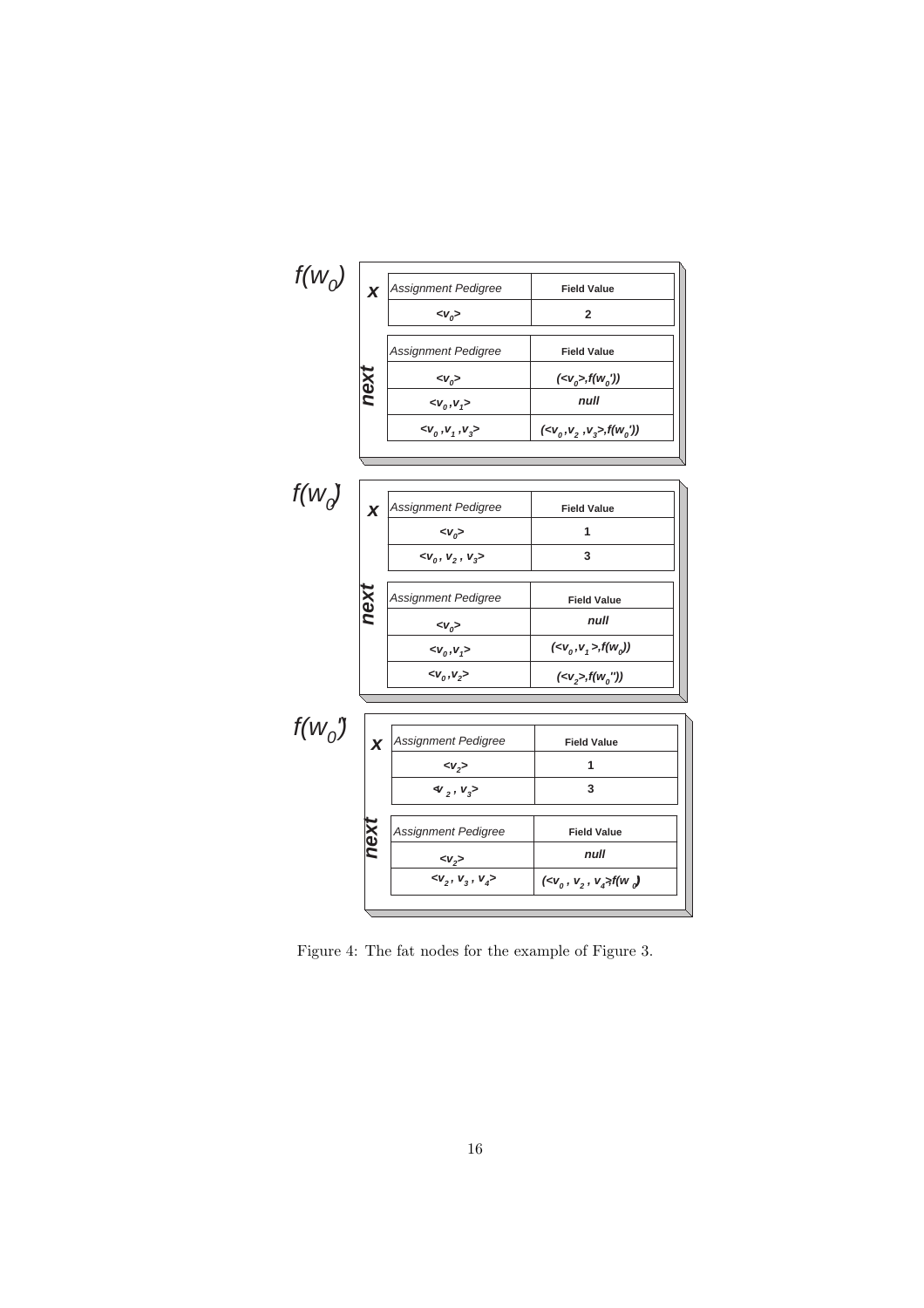**$f(w_0)$**

**x**

| Assignment Pedigree | Field Value |
|---|---|
| $<v_0>$ | 2 |

**next**

| Assignment Pedigree | Field Value |
|---|---|
| $<v_0>$ | $(<v_0>, f(w_0'))$ |
| $<v_0, v_1>$ | null |
| $<v_0, v_1, v_3>$ | $(<v_0, v_2, v_3>, f(w_0'))$ |

**$f(w_0')$**

**x**

| Assignment Pedigree | Field Value |
|---|---|
| $<v_0>$ | 1 |
| $<v_0, v_2, v_3>$ | 3 |

**next**

| Assignment Pedigree | Field Value |
|---|---|
| $<v_0>$ | null |
| $<v_0, v_1>$ | $(<v_0, v_1>, f(w_0))$ |
| $<v_0, v_2>$ | $(<v_2>, f(w_0''))$ |

**$f(w_0'')$**

**x**

| Assignment Pedigree | Field Value |
|---|---|
| $<v_2>$ | 1 |
| $<v_2, v_3>$ | 3 |

**next**

| Assignment Pedigree | Field Value |
|---|---|
| $<v_2>$ | null |
| $<v_2, v_3, v_4>$ | $(<v_0, v_2, v_4>, f(w_0))$ |

Figure 4: The fat nodes for the example of Figure 3.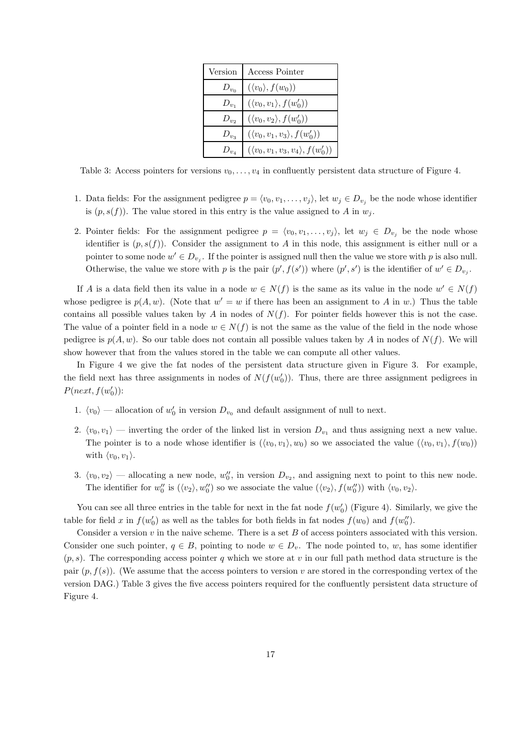| Version | Access Pointer |
|---|---|
| $D_{v_0}$ | $(\langle v_0 \rangle, f(w_0))$ |
| $D_{v_1}$ | $(\langle v_0, v_1 \rangle, f(w_0'))$ |
| $D_{v_2}$ | $(\langle v_0, v_2 \rangle, f(w_0'))$ |
| $D_{v_3}$ | $(\langle v_0, v_1, v_3 \rangle, f(w_0'))$ |
| $D_{v_4}$ | $(\langle v_0, v_1, v_3, v_4 \rangle, f(w_0'))$ |

Table 3: Access pointers for versions $v_0, \ldots, v_4$ in confluently persistent data structure of Figure 4.

1. Data fields: For the assignment pedigree $p = \langle v_0, v_1, \ldots, v_j \rangle$, let $w_j \in D_{v_j}$ be the node whose identifier is $(p, s(f))$. The value stored in this entry is the value assigned to $A$ in $w_j$.

2. Pointer fields: For the assignment pedigree $p = \langle v_0, v_1, \ldots, v_j \rangle$, let $w_j \in D_{v_j}$ be the node whose identifier is $(p, s(f))$. Consider the assignment to $A$ in this node, this assignment is either null or a pointer to some node $w' \in D_{v_j}$. If the pointer is assigned null then the value we store with $p$ is also null. Otherwise, the value we store with $p$ is the pair $(p', f(s'))$ where $(p', s')$ is the identifier of $w' \in D_{v_j}$.

If $A$ is a data field then its value in a node $w \in N(f)$ is the same as its value in the node $w' \in N(f)$ whose pedigree is $p(A, w)$. (Note that $w' = w$ if there has been an assignment to $A$ in $w$.) Thus the table contains all possible values taken by $A$ in nodes of $N(f)$. For pointer fields however this is not the case. The value of a pointer field in a node $w \in N(f)$ is not the same as the value of the field in the node whose pedigree is $p(A, w)$. So our table does not contain all possible values taken by $A$ in nodes of $N(f)$. We will show however that from the values stored in the table we can compute all other values.

In Figure 4 we give the fat nodes of the persistent data structure given in Figure 3. For example, the field next has three assignments in nodes of $N(f(w_0'))$. Thus, there are three assignment pedigrees in $P(next, f(w_0'))$:

1. $\langle v_0 \rangle$ — allocation of $w_0'$ in version $D_{v_0}$ and default assignment of null to next.

2. $\langle v_0, v_1 \rangle$ — inverting the order of the linked list in version $D_{v_1}$ and thus assigning next a new value. The pointer is to a node whose identifier is $(\langle v_0, v_1 \rangle, w_0)$ so we associated the value $(\langle v_0, v_1 \rangle, f(w_0))$ with $\langle v_0, v_1 \rangle$.

3. $\langle v_0, v_2 \rangle$ — allocating a new node, $w_0''$, in version $D_{v_2}$, and assigning next to point to this new node. The identifier for $w_0''$ is $(\langle v_2 \rangle, w_0'')$ so we associate the value $(\langle v_2 \rangle, f(w_0''))$ with $\langle v_0, v_2 \rangle$.

You can see all three entries in the table for next in the fat node $f(w_0')$ (Figure 4). Similarly, we give the table for field $x$ in $f(w_0')$ as well as the tables for both fields in fat nodes $f(w_0)$ and $f(w_0'')$.

Consider a version $v$ in the naive scheme. There is a set $B$ of access pointers associated with this version. Consider one such pointer, $q \in B$, pointing to node $w \in D_v$. The node pointed to, $w$, has some identifier $(p, s)$. The corresponding access pointer $q$ which we store at $v$ in our full path method data structure is the pair $(p, f(s))$. (We assume that the access pointers to version $v$ are stored in the corresponding vertex of the version DAG.) Table 3 gives the five access pointers required for the confluently persistent data structure of Figure 4.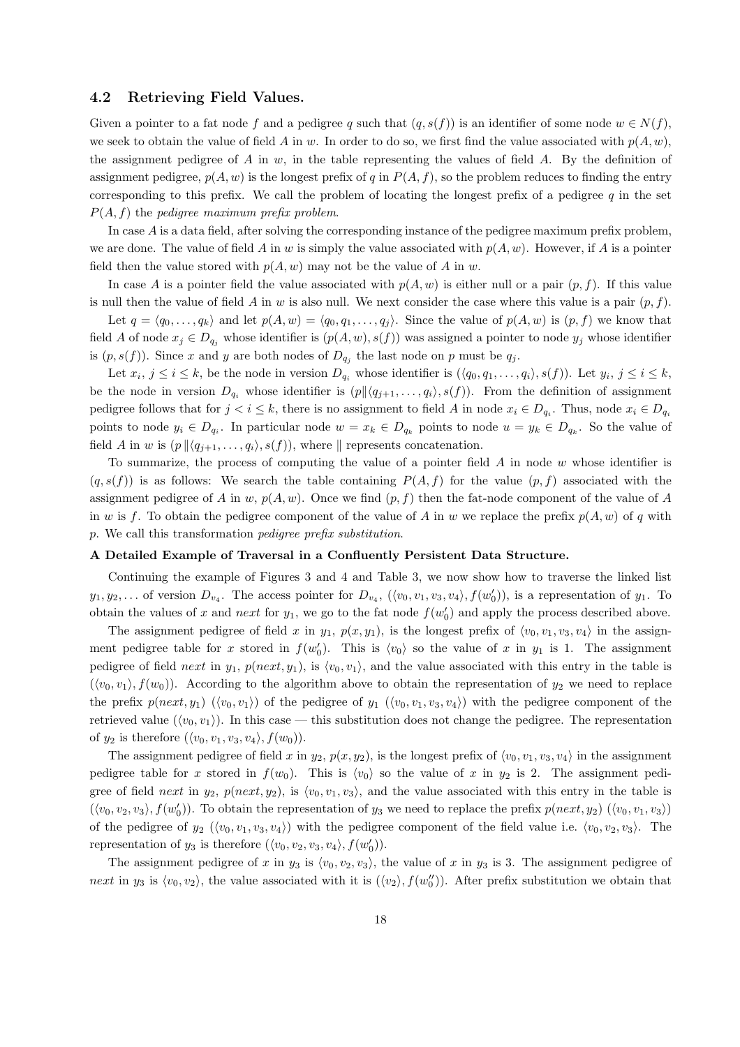### 4.2 Retrieving Field Values.

Given a pointer to a fat node $f$ and a pedigree $q$ such that $(q, s(f))$ is an identifier of some node $w \in N(f)$, we seek to obtain the value of field $A$ in $w$. In order to do so, we first find the value associated with $p(A, w)$, the assignment pedigree of $A$ in $w$, in the table representing the values of field $A$. By the definition of assignment pedigree, $p(A, w)$ is the longest prefix of $q$ in $P(A, f)$, so the problem reduces to finding the entry corresponding to this prefix. We call the problem of locating the longest prefix of a pedigree $q$ in the set $P(A, f)$ the *pedigree maximum prefix problem*.

In case $A$ is a data field, after solving the corresponding instance of the pedigree maximum prefix problem, we are done. The value of field $A$ in $w$ is simply the value associated with $p(A, w)$. However, if $A$ is a pointer field then the value stored with $p(A, w)$ may not be the value of $A$ in $w$.

In case $A$ is a pointer field the value associated with $p(A, w)$ is either null or a pair $(p, f)$. If this value is null then the value of field $A$ in $w$ is also null. We next consider the case where this value is a pair $(p, f)$.

Let $q = \langle q_0, \ldots, q_k \rangle$ and let $p(A, w) = \langle q_0, q_1, \ldots, q_j \rangle$. Since the value of $p(A, w)$ is $(p, f)$ we know that field $A$ of node $x_j \in D_{q_j}$ whose identifier is $(p(A, w), s(f))$ was assigned a pointer to node $y_j$ whose identifier is $(p, s(f))$. Since $x$ and $y$ are both nodes of $D_{q_j}$ the last node on $p$ must be $q_j$.

Let $x_i$, $j \leq i \leq k$, be the node in version $D_{q_i}$ whose identifier is $(\langle q_0, q_1, \ldots, q_i \rangle, s(f))$. Let $y_i$, $j \leq i \leq k$, be the node in version $D_{q_i}$ whose identifier is $(p \| \langle q_{j+1}, \ldots, q_i \rangle, s(f))$. From the definition of assignment pedigree follows that for $j < i \leq k$, there is no assignment to field $A$ in node $x_i \in D_{q_i}$. Thus, node $x_i \in D_{q_i}$ points to node $y_i \in D_{q_i}$. In particular node $w = x_k \in D_{q_k}$ points to node $u = y_k \in D_{q_k}$. So the value of field $A$ in $w$ is $(p \| \langle q_{j+1}, \ldots, q_i \rangle, s(f))$, where $\|$ represents concatenation.

To summarize, the process of computing the value of a pointer field $A$ in node $w$ whose identifier is $(q, s(f))$ is as follows: We search the table containing $P(A, f)$ for the value $(p, f)$ associated with the assignment pedigree of $A$ in $w$, $p(A, w)$. Once we find $(p, f)$ then the fat-node component of the value of $A$ in $w$ is $f$. To obtain the pedigree component of the value of $A$ in $w$ we replace the prefix $p(A, w)$ of $q$ with $p$. We call this transformation *pedigree prefix substitution*.

**A Detailed Example of Traversal in a Confluently Persistent Data Structure.**

Continuing the example of Figures 3 and 4 and Table 3, we now show how to traverse the linked list $y_1, y_2, \ldots$ of version $D_{v_4}$. The access pointer for $D_{v_4}$, $(\langle v_0, v_1, v_3, v_4 \rangle, f(w'_0))$, is a representation of $y_1$. To obtain the values of $x$ and $next$ for $y_1$, we go to the fat node $f(w'_0)$ and apply the process described above.

The assignment pedigree of field $x$ in $y_1$, $p(x, y_1)$, is the longest prefix of $\langle v_0, v_1, v_3, v_4 \rangle$ in the assignment pedigree table for $x$ stored in $f(w'_0)$. This is $\langle v_0 \rangle$ so the value of $x$ in $y_1$ is 1. The assignment pedigree of field $next$ in $y_1$, $p(next, y_1)$, is $\langle v_0, v_1 \rangle$, and the value associated with this entry in the table is $(\langle v_0, v_1 \rangle, f(w_0))$. According to the algorithm above to obtain the representation of $y_2$ we need to replace the prefix $p(next, y_1)$ $(\langle v_0, v_1 \rangle)$ of the pedigree of $y_1$ $(\langle v_0, v_1, v_3, v_4 \rangle)$ with the pedigree component of the retrieved value $(\langle v_0, v_1 \rangle)$. In this case — this substitution does not change the pedigree. The representation of $y_2$ is therefore $(\langle v_0, v_1, v_3, v_4 \rangle, f(w_0))$.

The assignment pedigree of field $x$ in $y_2$, $p(x, y_2)$, is the longest prefix of $\langle v_0, v_1, v_3, v_4 \rangle$ in the assignment pedigree table for $x$ stored in $f(w_0)$. This is $\langle v_0 \rangle$ so the value of $x$ in $y_2$ is 2. The assignment pedigree of field $next$ in $y_2$, $p(next, y_2)$, is $\langle v_0, v_1, v_3 \rangle$, and the value associated with this entry in the table is $(\langle v_0, v_2, v_3 \rangle, f(w'_0))$. To obtain the representation of $y_3$ we need to replace the prefix $p(next, y_2)$ $(\langle v_0, v_1, v_3 \rangle)$ of the pedigree of $y_2$ $(\langle v_0, v_1, v_3, v_4 \rangle)$ with the pedigree component of the field value i.e. $\langle v_0, v_2, v_3 \rangle$. The representation of $y_3$ is therefore $(\langle v_0, v_2, v_3, v_4 \rangle, f(w'_0))$.

The assignment pedigree of $x$ in $y_3$ is $\langle v_0, v_2, v_3 \rangle$, the value of $x$ in $y_3$ is 3. The assignment pedigree of $next$ in $y_3$ is $\langle v_0, v_2 \rangle$, the value associated with it is $(\langle v_2 \rangle, f(w''_0))$. After prefix substitution we obtain that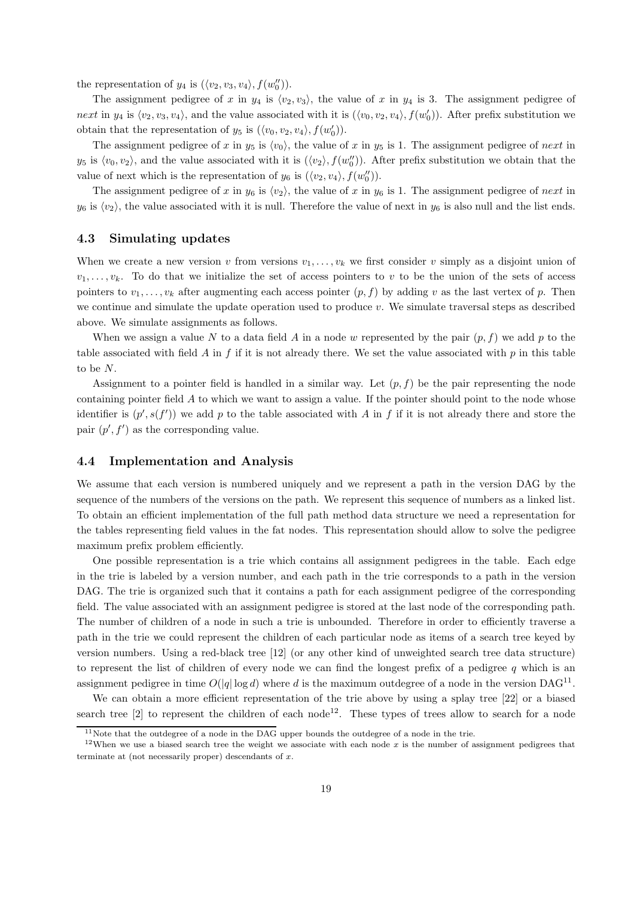the representation of $y_4$ is $(\langle v_2, v_3, v_4\rangle, f(w_0''))$.

The assignment pedigree of $x$ in $y_4$ is $\langle v_2, v_3\rangle$, the value of $x$ in $y_4$ is 3. The assignment pedigree of *next* in $y_4$ is $\langle v_2, v_3, v_4\rangle$, and the value associated with it is $(\langle v_0, v_2, v_4\rangle, f(w_0'))$. After prefix substitution we obtain that the representation of $y_5$ is $(\langle v_0, v_2, v_4\rangle, f(w_0'))$.

The assignment pedigree of $x$ in $y_5$ is $\langle v_0\rangle$, the value of $x$ in $y_5$ is 1. The assignment pedigree of *next* in $y_5$ is $\langle v_0, v_2\rangle$, and the value associated with it is $(\langle v_2\rangle, f(w_0''))$. After prefix substitution we obtain that the value of next which is the representation of $y_6$ is $(\langle v_2, v_4\rangle, f(w_0''))$.

The assignment pedigree of $x$ in $y_6$ is $\langle v_2\rangle$, the value of $x$ in $y_6$ is 1. The assignment pedigree of *next* in $y_6$ is $\langle v_2\rangle$, the value associated with it is null. Therefore the value of next in $y_6$ is also null and the list ends.

### 4.3 Simulating updates

When we create a new version $v$ from versions $v_1, \ldots, v_k$ we first consider $v$ simply as a disjoint union of $v_1, \ldots, v_k$. To do that we initialize the set of access pointers to $v$ to be the union of the sets of access pointers to $v_1, \ldots, v_k$ after augmenting each access pointer $(p, f)$ by adding $v$ as the last vertex of $p$. Then we continue and simulate the update operation used to produce $v$. We simulate traversal steps as described above. We simulate assignments as follows.

When we assign a value $N$ to a data field $A$ in a node $w$ represented by the pair $(p, f)$ we add $p$ to the table associated with field $A$ in $f$ if it is not already there. We set the value associated with $p$ in this table to be $N$.

Assignment to a pointer field is handled in a similar way. Let $(p, f)$ be the pair representing the node containing pointer field $A$ to which we want to assign a value. If the pointer should point to the node whose identifier is $(p', s(f'))$ we add $p$ to the table associated with $A$ in $f$ if it is not already there and store the pair $(p', f')$ as the corresponding value.

### 4.4 Implementation and Analysis

We assume that each version is numbered uniquely and we represent a path in the version DAG by the sequence of the numbers of the versions on the path. We represent this sequence of numbers as a linked list. To obtain an efficient implementation of the full path method data structure we need a representation for the tables representing field values in the fat nodes. This representation should allow to solve the pedigree maximum prefix problem efficiently.

One possible representation is a trie which contains all assignment pedigrees in the table. Each edge in the trie is labeled by a version number, and each path in the trie corresponds to a path in the version DAG. The trie is organized such that it contains a path for each assignment pedigree of the corresponding field. The value associated with an assignment pedigree is stored at the last node of the corresponding path. The number of children of a node in such a trie is unbounded. Therefore in order to efficiently traverse a path in the trie we could represent the children of each particular node as items of a search tree keyed by version numbers. Using a red-black tree [12] (or any other kind of unweighted search tree data structure) to represent the list of children of every node we can find the longest prefix of a pedigree $q$ which is an assignment pedigree in time $O(|q| \log d)$ where $d$ is the maximum outdegree of a node in the version DAG[11].

We can obtain a more efficient representation of the trie above by using a splay tree [22] or a biased search tree [2] to represent the children of each node[12]. These types of trees allow to search for a node

[11] Note that the outdegree of a node in the DAG upper bounds the outdegree of a node in the trie.

[12] When we use a biased search tree the weight we associate with each node $x$ is the number of assignment pedigrees that terminate at (not necessarily proper) descendants of $x$.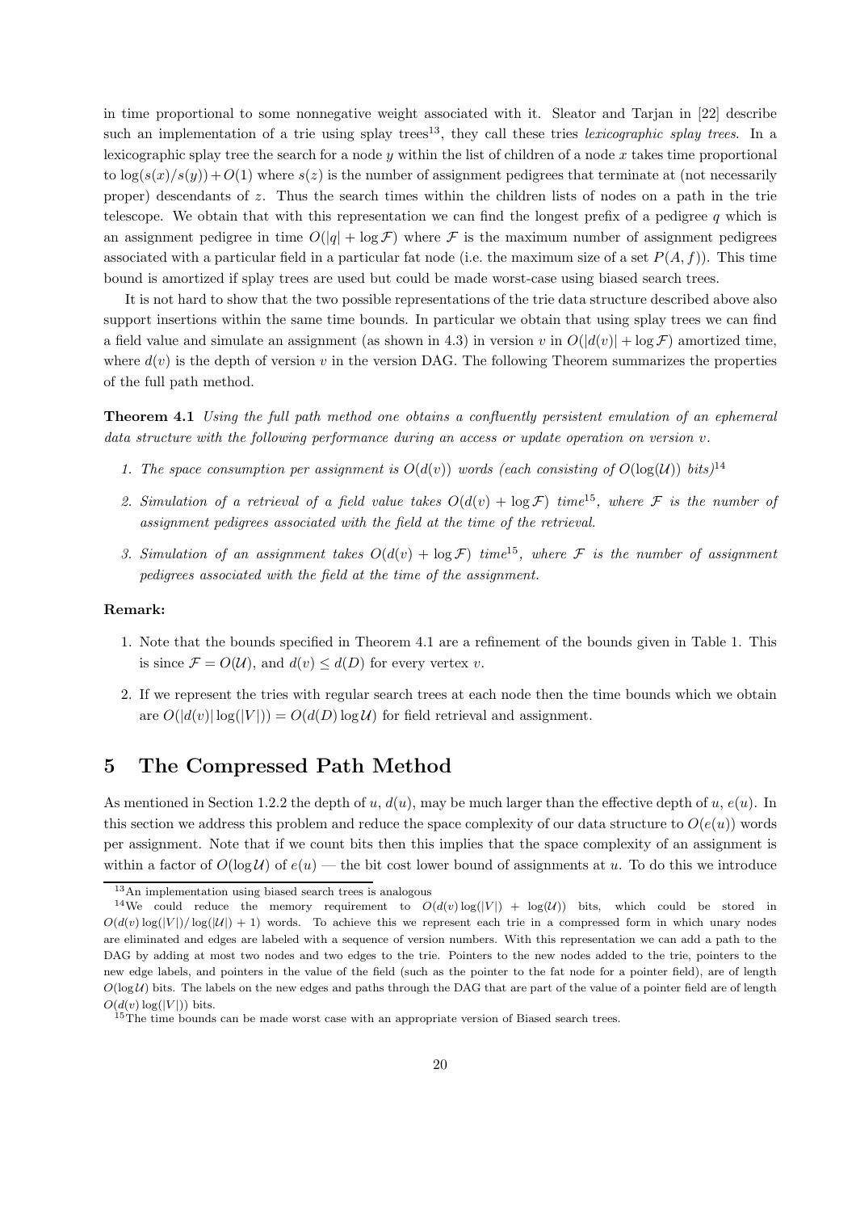in time proportional to some nonnegative weight associated with it. Sleator and Tarjan in [22] describe such an implementation of a trie using splay trees[13], they call these tries *lexicographic splay trees*. In a lexicographic splay tree the search for a node $y$ within the list of children of a node $x$ takes time proportional to $\log(s(x)/s(y)) + O(1)$ where $s(z)$ is the number of assignment pedigrees that terminate at (not necessarily proper) descendants of $z$. Thus the search times within the children lists of nodes on a path in the trie telescope. We obtain that with this representation we can find the longest prefix of a pedigree $q$ which is an assignment pedigree in time $O(|q| + \log \mathcal{F})$ where $\mathcal{F}$ is the maximum number of assignment pedigrees associated with a particular field in a particular fat node (i.e. the maximum size of a set $P(A, f)$). This time bound is amortized if splay trees are used but could be made worst-case using biased search trees.

It is not hard to show that the two possible representations of the trie data structure described above also support insertions within the same time bounds. In particular we obtain that using splay trees we can find a field value and simulate an assignment (as shown in 4.3) in version $v$ in $O(|d(v)| + \log \mathcal{F})$ amortized time, where $d(v)$ is the depth of version $v$ in the version DAG. The following Theorem summarizes the properties of the full path method.

**Theorem 4.1** *Using the full path method one obtains a confluently persistent emulation of an ephemeral data structure with the following performance during an access or update operation on version $v$.*

1. *The space consumption per assignment is $O(d(v))$ words (each consisting of $O(\log(\mathcal{U}))$ bits)*[14]
2. *Simulation of a retrieval of a field value takes $O(d(v) + \log \mathcal{F})$ time*[15]*, where $\mathcal{F}$ is the number of assignment pedigrees associated with the field at the time of the retrieval.*
3. *Simulation of an assignment takes $O(d(v) + \log \mathcal{F})$ time*[15]*, where $\mathcal{F}$ is the number of assignment pedigrees associated with the field at the time of the assignment.*

**Remark:**

1. Note that the bounds specified in Theorem 4.1 are a refinement of the bounds given in Table 1. This is since $\mathcal{F} = O(\mathcal{U})$, and $d(v) \leq d(D)$ for every vertex $v$.
2. If we represent the tries with regular search trees at each node then the time bounds which we obtain are $O(|d(v)| \log(|V|)) = O(d(D) \log \mathcal{U})$ for field retrieval and assignment.

# 5 The Compressed Path Method

As mentioned in Section 1.2.2 the depth of $u$, $d(u)$, may be much larger than the effective depth of $u$, $e(u)$. In this section we address this problem and reduce the space complexity of our data structure to $O(e(u))$ words per assignment. Note that if we count bits then this implies that the space complexity of an assignment is within a factor of $O(\log \mathcal{U})$ of $e(u)$ — the bit cost lower bound of assignments at $u$. To do this we introduce

---

[13] An implementation using biased search trees is analogous

[14] We could reduce the memory requirement to $O(d(v) \log(|V|) + \log(\mathcal{U}))$ bits, which could be stored in $O(d(v) \log(|V|)/ \log(|\mathcal{U}|) + 1)$ words. To achieve this we represent each trie in a compressed form in which unary nodes are eliminated and edges are labeled with a sequence of version numbers. With this representation we can add a path to the DAG by adding at most two nodes and two edges to the trie. Pointers to the new nodes added to the trie, pointers to the new edge labels, and pointers in the value of the field (such as the pointer to the fat node for a pointer field), are of length $O(\log \mathcal{U})$ bits. The labels on the new edges and paths through the DAG that are part of the value of a pointer field are of length $O(d(v) \log(|V|))$ bits.

[15] The time bounds can be made worst case with an appropriate version of Biased search trees.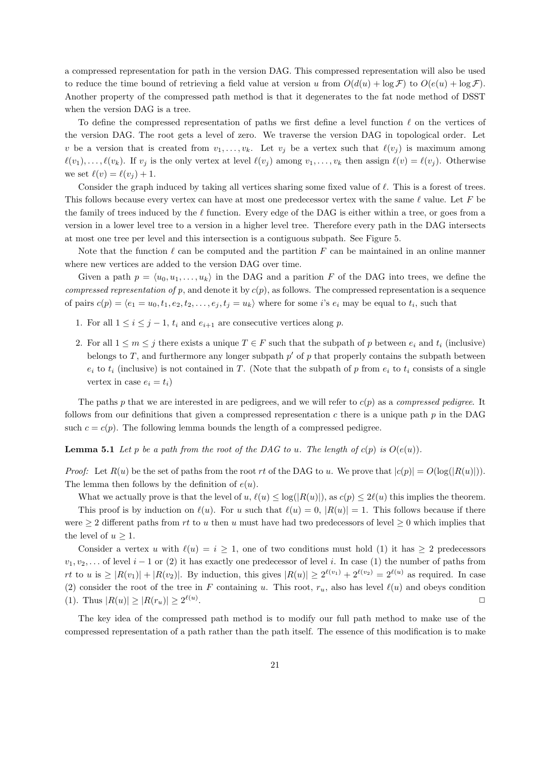a compressed representation for path in the version DAG. This compressed representation will also be used to reduce the time bound of retrieving a field value at version $u$ from $O(d(u) + \log \mathcal{F})$ to $O(e(u) + \log \mathcal{F})$. Another property of the compressed path method is that it degenerates to the fat node method of DSST when the version DAG is a tree.

To define the compressed representation of paths we first define a level function $\ell$ on the vertices of the version DAG. The root gets a level of zero. We traverse the version DAG in topological order. Let $v$ be a version that is created from $v_1, \ldots, v_k$. Let $v_j$ be a vertex such that $\ell(v_j)$ is maximum among $\ell(v_1), \ldots, \ell(v_k)$. If $v_j$ is the only vertex at level $\ell(v_j)$ among $v_1, \ldots, v_k$ then assign $\ell(v) = \ell(v_j)$. Otherwise we set $\ell(v) = \ell(v_j) + 1$.

Consider the graph induced by taking all vertices sharing some fixed value of $\ell$. This is a forest of trees. This follows because every vertex can have at most one predecessor vertex with the same $\ell$ value. Let $F$ be the family of trees induced by the $\ell$ function. Every edge of the DAG is either within a tree, or goes from a version in a lower level tree to a version in a higher level tree. Therefore every path in the DAG intersects at most one tree per level and this intersection is a contiguous subpath. See Figure 5.

Note that the function $\ell$ can be computed and the partition $F$ can be maintained in an online manner where new vertices are added to the version DAG over time.

Given a path $p = \langle u_0, u_1, \ldots, u_k \rangle$ in the DAG and a parition $F$ of the DAG into trees, we define the *compressed representation of* $p$, and denote it by $c(p)$, as follows. The compressed representation is a sequence of pairs $c(p) = \langle e_1 = u_0, t_1, e_2, t_2, \ldots, e_j, t_j = u_k \rangle$ where for some $i$'s $e_i$ may be equal to $t_i$, such that

1. For all $1 \leq i \leq j-1$, $t_i$ and $e_{i+1}$ are consecutive vertices along $p$.
2. For all $1 \leq m \leq j$ there exists a unique $T \in F$ such that the subpath of $p$ between $e_i$ and $t_i$ (inclusive) belongs to $T$, and furthermore any longer subpath $p'$ of $p$ that properly contains the subpath between $e_i$ to $t_i$ (inclusive) is not contained in $T$. (Note that the subpath of $p$ from $e_i$ to $t_i$ consists of a single vertex in case $e_i = t_i$)

The paths $p$ that we are interested in are pedigrees, and we will refer to $c(p)$ as a *compressed pedigree*. It follows from our definitions that given a compressed representation $c$ there is a unique path $p$ in the DAG such $c = c(p)$. The following lemma bounds the length of a compressed pedigree.

**Lemma 5.1** *Let $p$ be a path from the root of the DAG to $u$. The length of $c(p)$ is $O(e(u))$.*

*Proof:* Let $R(u)$ be the set of paths from the root $rt$ of the DAG to $u$. We prove that $|c(p)| = O(\log(|R(u)|))$. The lemma then follows by the definition of $e(u)$.

What we actually prove is that the level of $u$, $\ell(u) \leq \log(|R(u)|)$, as $c(p) \leq 2\ell(u)$ this implies the theorem.

This proof is by induction on $\ell(u)$. For $u$ such that $\ell(u) = 0$, $|R(u)| = 1$. This follows because if there were $\geq 2$ different paths from $rt$ to $u$ then $u$ must have had two predecessors of level $\geq 0$ which implies that the level of $u \geq 1$.

Consider a vertex $u$ with $\ell(u) = i \geq 1$, one of two conditions must hold (1) it has $\geq 2$ predecessors $v_1, v_2, \ldots$ of level $i-1$ or (2) it has exactly one predecessor of level $i$. In case (1) the number of paths from $rt$ to $u$ is $\geq |R(v_1)| + |R(v_2)|$. By induction, this gives $|R(u)| \geq 2^{\ell(v_1)} + 2^{\ell(v_2)} = 2^{\ell(u)}$ as required. In case (2) consider the root of the tree in $F$ containing $u$. This root, $r_u$, also has level $\ell(u)$ and obeys condition (1). Thus $|R(u)| \geq |R(r_u)| \geq 2^{\ell(u)}$. □

The key idea of the compressed path method is to modify our full path method to make use of the compressed representation of a path rather than the path itself. The essence of this modification is to make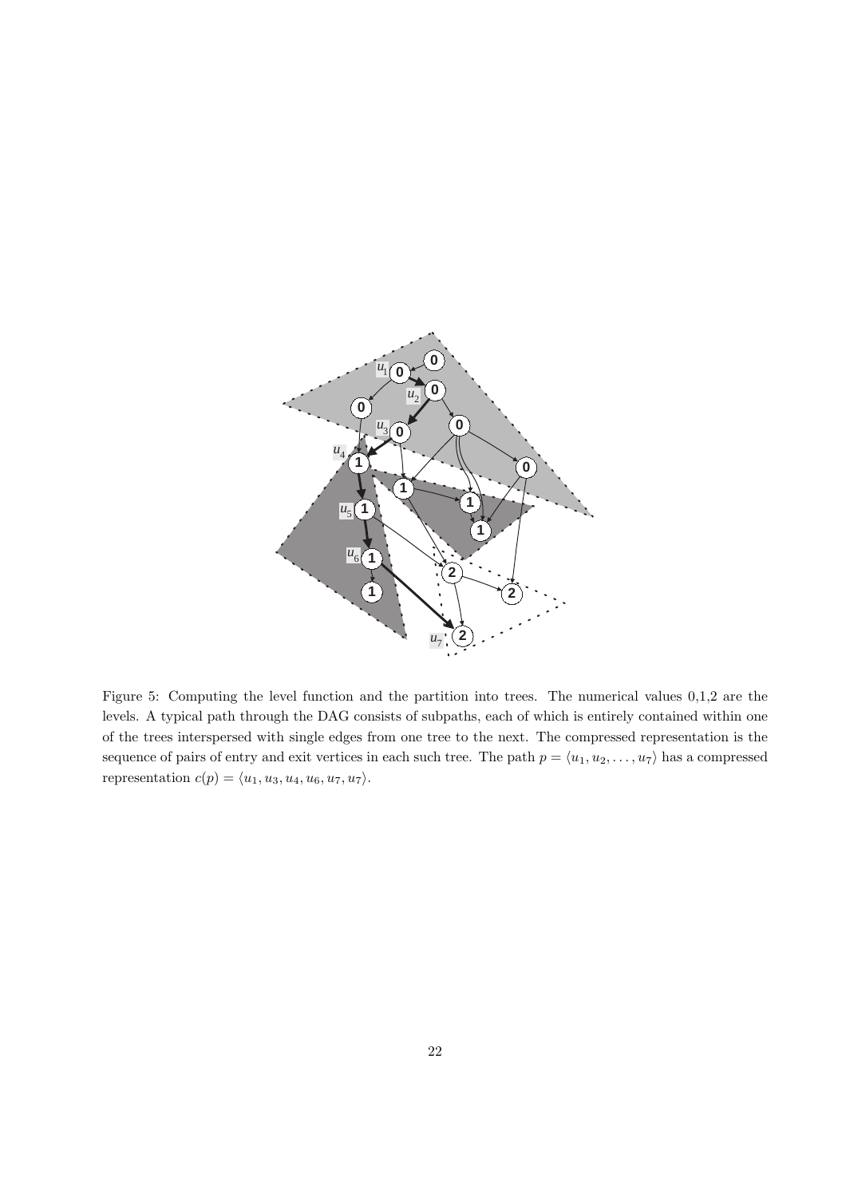Figure 5: Computing the level function and the partition into trees. The numerical values 0,1,2 are the levels. A typical path through the DAG consists of subpaths, each of which is entirely contained within one of the trees interspersed with single edges from one tree to the next. The compressed representation is the sequence of pairs of entry and exit vertices in each such tree. The path $p = \langle u_1, u_2, \ldots, u_7 \rangle$ has a compressed representation $c(p) = \langle u_1, u_3, u_4, u_6, u_7, u_7 \rangle$.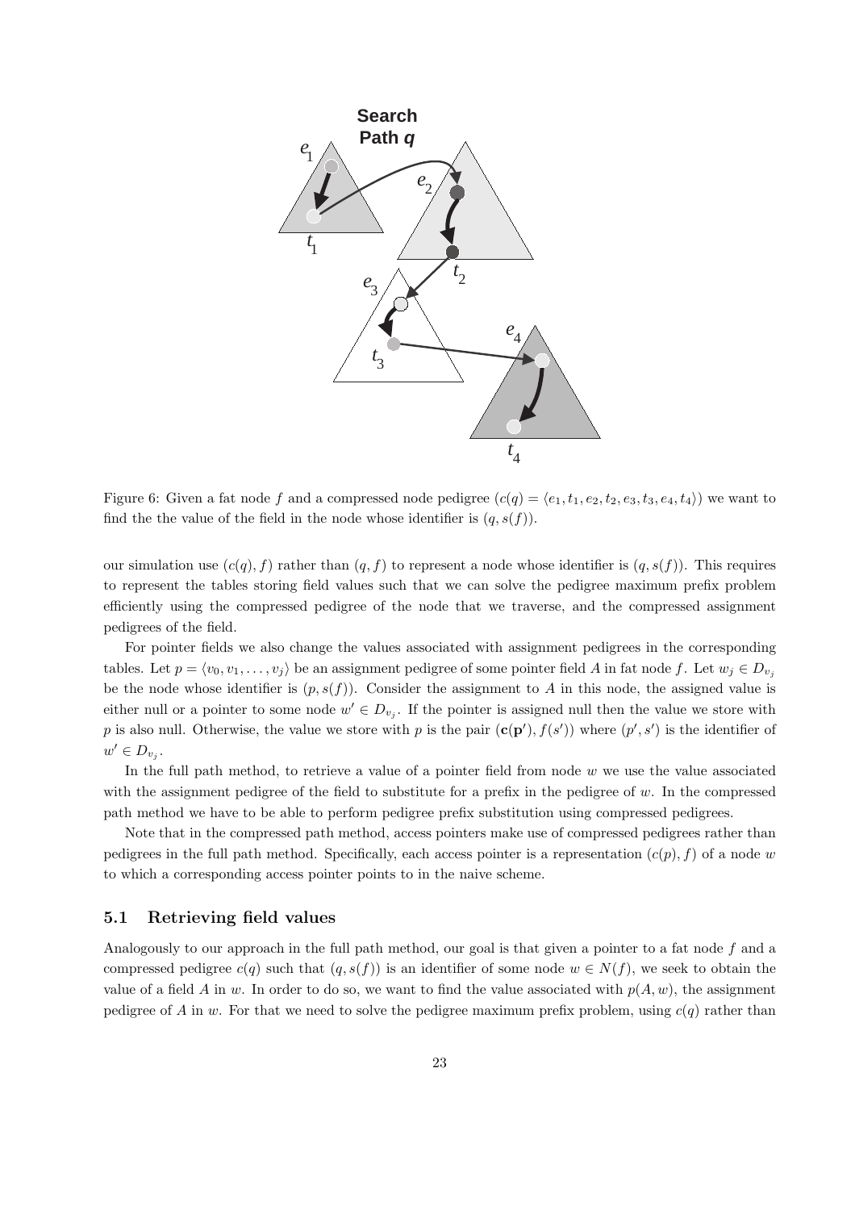Figure 6: Given a fat node $f$ and a compressed node pedigree ($c(q) = \langle e_1, t_1, e_2, t_2, e_3, t_3, e_4, t_4 \rangle$) we want to find the the value of the field in the node whose identifier is $(q, s(f))$.

our simulation use $(c(q), f)$ rather than $(q, f)$ to represent a node whose identifier is $(q, s(f))$. This requires to represent the tables storing field values such that we can solve the pedigree maximum prefix problem efficiently using the compressed pedigree of the node that we traverse, and the compressed assignment pedigrees of the field.

For pointer fields we also change the values associated with assignment pedigrees in the corresponding tables. Let $p = \langle v_0, v_1, \ldots, v_j \rangle$ be an assignment pedigree of some pointer field $A$ in fat node $f$. Let $w_j \in D_{v_j}$ be the node whose identifier is $(p, s(f))$. Consider the assignment to $A$ in this node, the assigned value is either null or a pointer to some node $w' \in D_{v_j}$. If the pointer is assigned null then the value we store with $p$ is also null. Otherwise, the value we store with $p$ is the pair $(\mathbf{c}(\mathbf{p}'), f(s'))$ where $(p', s')$ is the identifier of $w' \in D_{v_j}$.

In the full path method, to retrieve a value of a pointer field from node $w$ we use the value associated with the assignment pedigree of the field to substitute for a prefix in the pedigree of $w$. In the compressed path method we have to be able to perform pedigree prefix substitution using compressed pedigrees.

Note that in the compressed path method, access pointers make use of compressed pedigrees rather than pedigrees in the full path method. Specifically, each access pointer is a representation $(c(p), f)$ of a node $w$ to which a corresponding access pointer points to in the naive scheme.

### 5.1 Retrieving field values

Analogously to our approach in the full path method, our goal is that given a pointer to a fat node $f$ and a compressed pedigree $c(q)$ such that $(q, s(f))$ is an identifier of some node $w \in N(f)$, we seek to obtain the value of a field $A$ in $w$. In order to do so, we want to find the value associated with $p(A, w)$, the assignment pedigree of $A$ in $w$. For that we need to solve the pedigree maximum prefix problem, using $c(q)$ rather than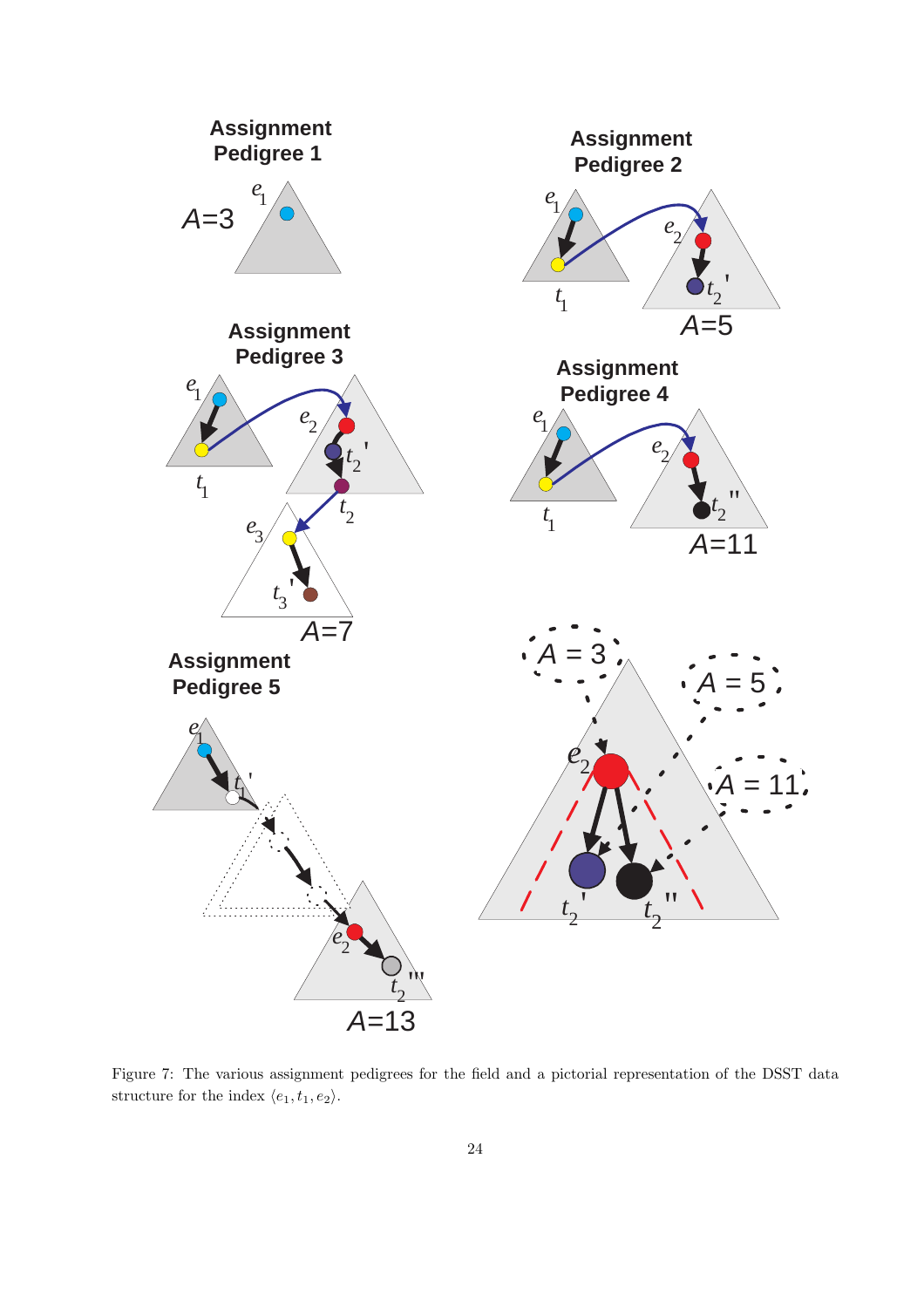Figure 7: The various assignment pedigrees for the field and a pictorial representation of the DSST data structure for the index $\langle e_1, t_1, e_2 \rangle$.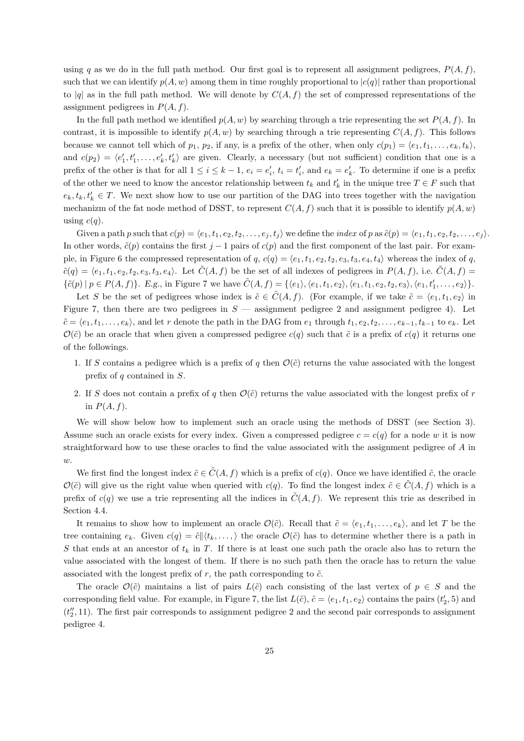using $q$ as we do in the full path method. Our first goal is to represent all assignment pedigrees, $P(A, f)$, such that we can identify $p(A, w)$ among them in time roughly proportional to $|c(q)|$ rather than proportional to $|q|$ as in the full path method. We will denote by $C(A, f)$ the set of compressed representations of the assignment pedigrees in $P(A, f)$.

In the full path method we identified $p(A, w)$ by searching through a trie representing the set $P(A, f)$. In contrast, it is impossible to identify $p(A, w)$ by searching through a trie representing $C(A, f)$. This follows because we cannot tell which of $p_1$, $p_2$, if any, is a prefix of the other, when only $c(p_1) = \langle e_1, t_1, \ldots, e_k, t_k \rangle$, and $c(p_2) = \langle e'_1, t'_1, \ldots, e'_k, t'_k \rangle$ are given. Clearly, a necessary (but not sufficient) condition that one is a prefix of the other is that for all $1 \le i \le k-1$, $e_i = e'_i$, $t_i = t'_i$, and $e_k = e'_k$. To determine if one is a prefix of the other we need to know the ancestor relationship between $t_k$ and $t'_k$ in the unique tree $T \in F$ such that $e_k, t_k, t'_k \in T$. We next show how to use our partition of the DAG into trees together with the navigation mechanizm of the fat node method of DSST, to represent $C(A, f)$ such that it is possible to identify $p(A, w)$ using $c(q)$.

Given a path $p$ such that $c(p) = \langle e_1, t_1, e_2, t_2, \ldots, e_j, t_j \rangle$ we define the *index* of $p$ as $\tilde{c}(p) = \langle e_1, t_1, e_2, t_2, \ldots, e_j \rangle$. In other words, $\tilde{c}(p)$ contains the first $j-1$ pairs of $c(p)$ and the first component of the last pair. For example, in Figure 6 the compressed representation of $q$, $c(q) = \langle e_1, t_1, e_2, t_2, e_3, t_3, e_4, t_4 \rangle$ whereas the index of $q$, $\tilde{c}(q) = \langle e_1, t_1, e_2, t_2, e_3, t_3, e_4 \rangle$. Let $\tilde{C}(A, f)$ be the set of all indexes of pedigrees in $P(A, f)$, i.e. $\tilde{C}(A, f) = \{\tilde{c}(p) \mid p \in P(A, f)\}$. *E.g.*, in Figure 7 we have $\tilde{C}(A, f) = \{\langle e_1 \rangle, \langle e_1, t_1, e_2 \rangle, \langle e_1, t_1, e_2, t_2, e_3 \rangle, \langle e_1, t'_1, \ldots, e_2 \rangle\}$.

Let $S$ be the set of pedigrees whose index is $\tilde{c} \in \tilde{C}(A, f)$. (For example, if we take $\tilde{c} = \langle e_1, t_1, e_2 \rangle$ in Figure 7, then there are two pedigrees in $S$ — assignment pedigree 2 and assignment pedigree 4). Let $\tilde{c} = \langle e_1, t_1, \ldots, e_k \rangle$, and let $r$ denote the path in the DAG from $e_1$ through $t_1, e_2, t_2, \ldots, e_{k-1}, t_{k-1}$ to $e_k$. Let $\mathcal{O}(\tilde{c})$ be an oracle that when given a compressed pedigree $c(q)$ such that $\tilde{c}$ is a prefix of $c(q)$ it returns one of the followings.

1. If $S$ contains a pedigree which is a prefix of $q$ then $\mathcal{O}(\tilde{c})$ returns the value associated with the longest prefix of $q$ contained in $S$.
2. If $S$ does not contain a prefix of $q$ then $\mathcal{O}(\tilde{c})$ returns the value associated with the longest prefix of $r$ in $P(A, f)$.

We will show below how to implement such an oracle using the methods of DSST (see Section 3). Assume such an oracle exists for every index. Given a compressed pedigree $c = c(q)$ for a node $w$ it is now straightforward how to use these oracles to find the value associated with the assignment pedigree of $A$ in $w$.

We first find the longest index $\tilde{c} \in \tilde{C}(A, f)$ which is a prefix of $c(q)$. Once we have identified $\tilde{c}$, the oracle $\mathcal{O}(\tilde{c})$ will give us the right value when queried with $c(q)$. To find the longest index $\tilde{c} \in \tilde{C}(A, f)$ which is a prefix of $c(q)$ we use a trie representing all the indices in $\tilde{C}(A, f)$. We represent this trie as described in Section 4.4.

It remains to show how to implement an oracle $\mathcal{O}(\tilde{c})$. Recall that $\tilde{c} = \langle e_1, t_1, \ldots, e_k \rangle$, and let $T$ be the tree containing $e_k$. Given $c(q) = \tilde{c} \| \langle t_k, \ldots, \rangle$ the oracle $\mathcal{O}(\tilde{c})$ has to determine whether there is a path in $S$ that ends at an ancestor of $t_k$ in $T$. If there is at least one such path the oracle also has to return the value associated with the longest of them. If there is no such path then the oracle has to return the value associated with the longest prefix of $r$, the path corresponding to $\tilde{c}$.

The oracle $\mathcal{O}(\tilde{c})$ maintains a list of pairs $L(\tilde{c})$ each consisting of the last vertex of $p \in S$ and the corresponding field value. For example, in Figure 7, the list $L(\tilde{c})$, $\tilde{c} = \langle e_1, t_1, e_2 \rangle$ contains the pairs $(t'_2, 5)$ and $(t''_2, 11)$. The first pair corresponds to assignment pedigree 2 and the second pair corresponds to assignment pedigree 4.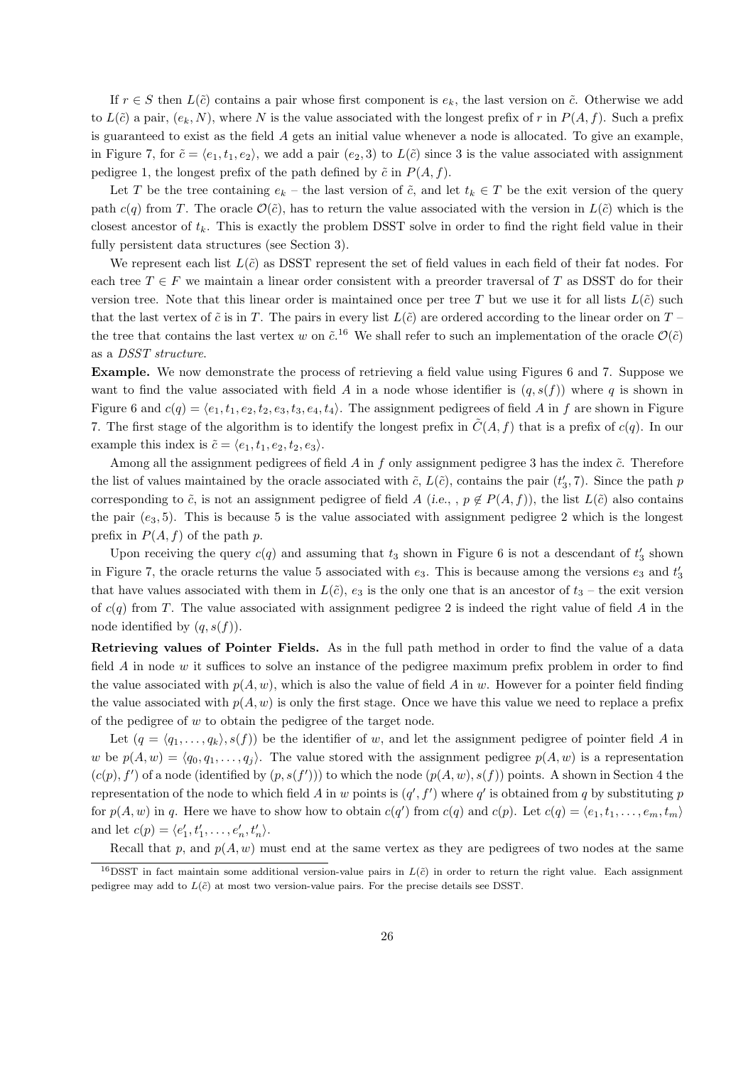If $r \in S$ then $L(\tilde{c})$ contains a pair whose first component is $e_k$, the last version on $\tilde{c}$. Otherwise we add to $L(\tilde{c})$ a pair, $(e_k, N)$, where $N$ is the value associated with the longest prefix of $r$ in $P(A, f)$. Such a prefix is guaranteed to exist as the field $A$ gets an initial value whenever a node is allocated. To give an example, in Figure 7, for $\tilde{c} = \langle e_1, t_1, e_2 \rangle$, we add a pair $(e_2, 3)$ to $L(\tilde{c})$ since 3 is the value associated with assignment pedigree 1, the longest prefix of the path defined by $\tilde{c}$ in $P(A, f)$.

Let $T$ be the tree containing $e_k$ – the last version of $\tilde{c}$, and let $t_k \in T$ be the exit version of the query path $c(q)$ from $T$. The oracle $\mathcal{O}(\tilde{c})$, has to return the value associated with the version in $L(\tilde{c})$ which is the closest ancestor of $t_k$. This is exactly the problem DSST solve in order to find the right field value in their fully persistent data structures (see Section 3).

We represent each list $L(\tilde{c})$ as DSST represent the set of field values in each field of their fat nodes. For each tree $T \in F$ we maintain a linear order consistent with a preorder traversal of $T$ as DSST do for their version tree. Note that this linear order is maintained once per tree $T$ but we use it for all lists $L(\tilde{c})$ such that the last vertex of $\tilde{c}$ is in $T$. The pairs in every list $L(\tilde{c})$ are ordered according to the linear order on $T$ – the tree that contains the last vertex $w$ on $\tilde{c}$.[16] We shall refer to such an implementation of the oracle $\mathcal{O}(\tilde{c})$ as a *DSST structure*.

**Example.** We now demonstrate the process of retrieving a field value using Figures 6 and 7. Suppose we want to find the value associated with field $A$ in a node whose identifier is $(q, s(f))$ where $q$ is shown in Figure 6 and $c(q) = \langle e_1, t_1, e_2, t_2, e_3, t_3, e_4, t_4 \rangle$. The assignment pedigrees of field $A$ in $f$ are shown in Figure 7. The first stage of the algorithm is to identify the longest prefix in $\tilde{C}(A, f)$ that is a prefix of $c(q)$. In our example this index is $\tilde{c} = \langle e_1, t_1, e_2, t_2, e_3 \rangle$.

Among all the assignment pedigrees of field $A$ in $f$ only assignment pedigree 3 has the index $\tilde{c}$. Therefore the list of values maintained by the oracle associated with $\tilde{c}$, $L(\tilde{c})$, contains the pair $(t'_3, 7)$. Since the path $p$ corresponding to $\tilde{c}$, is not an assignment pedigree of field $A$ (*i.e.*, , $p \notin P(A, f)$), the list $L(\tilde{c})$ also contains the pair $(e_3, 5)$. This is because 5 is the value associated with assignment pedigree 2 which is the longest prefix in $P(A, f)$ of the path $p$.

Upon receiving the query $c(q)$ and assuming that $t_3$ shown in Figure 6 is not a descendant of $t'_3$ shown in Figure 7, the oracle returns the value 5 associated with $e_3$. This is because among the versions $e_3$ and $t'_3$ that have values associated with them in $L(\tilde{c})$, $e_3$ is the only one that is an ancestor of $t_3$ – the exit version of $c(q)$ from $T$. The value associated with assignment pedigree 2 is indeed the right value of field $A$ in the node identified by $(q, s(f))$.

**Retrieving values of Pointer Fields.** As in the full path method in order to find the value of a data field $A$ in node $w$ it suffices to solve an instance of the pedigree maximum prefix problem in order to find the value associated with $p(A, w)$, which is also the value of field $A$ in $w$. However for a pointer field finding the value associated with $p(A, w)$ is only the first stage. Once we have this value we need to replace a prefix of the pedigree of $w$ to obtain the pedigree of the target node.

Let $(q = \langle q_1, \ldots, q_k \rangle, s(f))$ be the identifier of $w$, and let the assignment pedigree of pointer field $A$ in $w$ be $p(A, w) = \langle q_0, q_1, \ldots, q_j \rangle$. The value stored with the assignment pedigree $p(A, w)$ is a representation $(c(p), f')$ of a node (identified by $(p, s(f'))$) to which the node $(p(A, w), s(f))$ points. A shown in Section 4 the representation of the node to which field $A$ in $w$ points is $(q', f')$ where $q'$ is obtained from $q$ by substituting $p$ for $p(A, w)$ in $q$. Here we have to show how to obtain $c(q')$ from $c(q)$ and $c(p)$. Let $c(q) = \langle e_1, t_1, \ldots, e_m, t_m \rangle$ and let $c(p) = \langle e'_1, t'_1, \ldots, e'_n, t'_n \rangle$.

Recall that $p$, and $p(A, w)$ must end at the same vertex as they are pedigrees of two nodes at the same

[16] DSST in fact maintain some additional version-value pairs in $L(\tilde{c})$ in order to return the right value. Each assignment pedigree may add to $L(\tilde{c})$ at most two version-value pairs. For the precise details see DSST.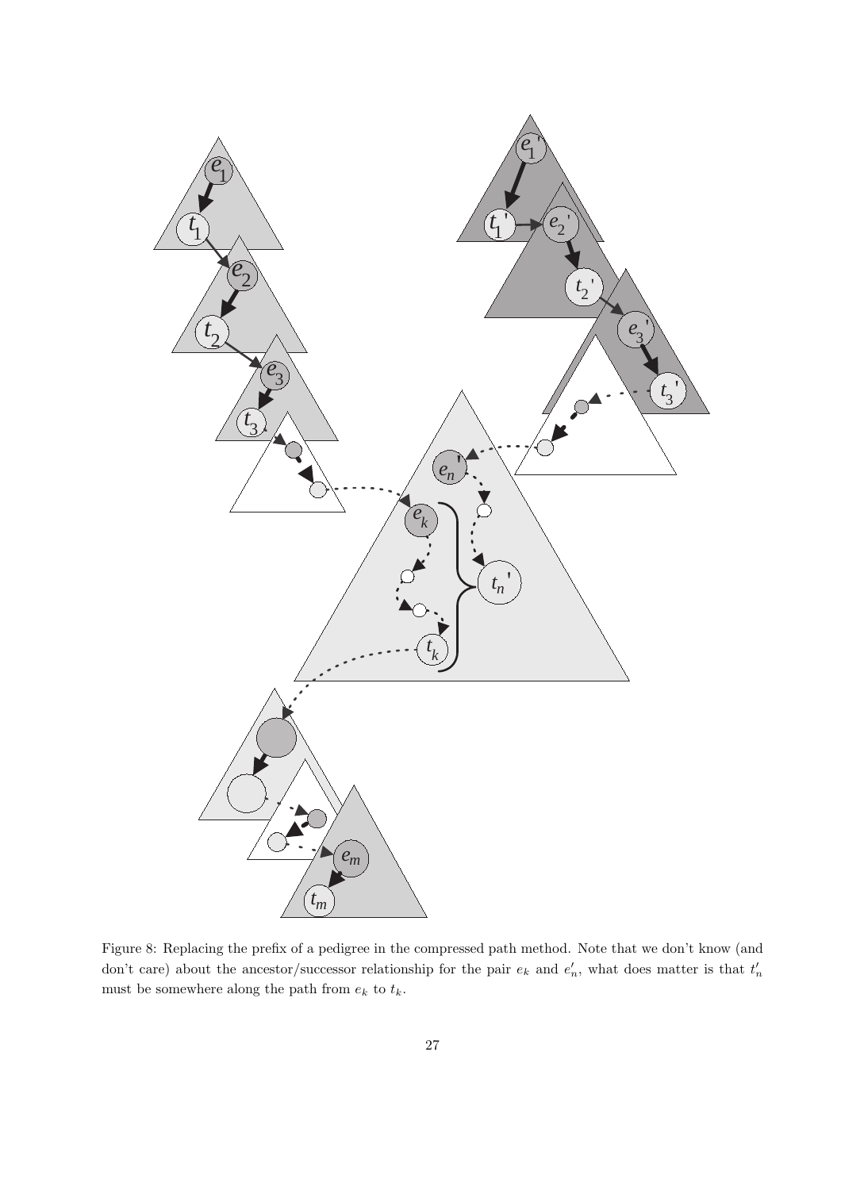Figure 8: Replacing the prefix of a pedigree in the compressed path method. Note that we don't know (and don't care) about the ancestor/successor relationship for the pair $e_k$ and $e'_n$, what does matter is that $t'_n$ must be somewhere along the path from $e_k$ to $t_k$.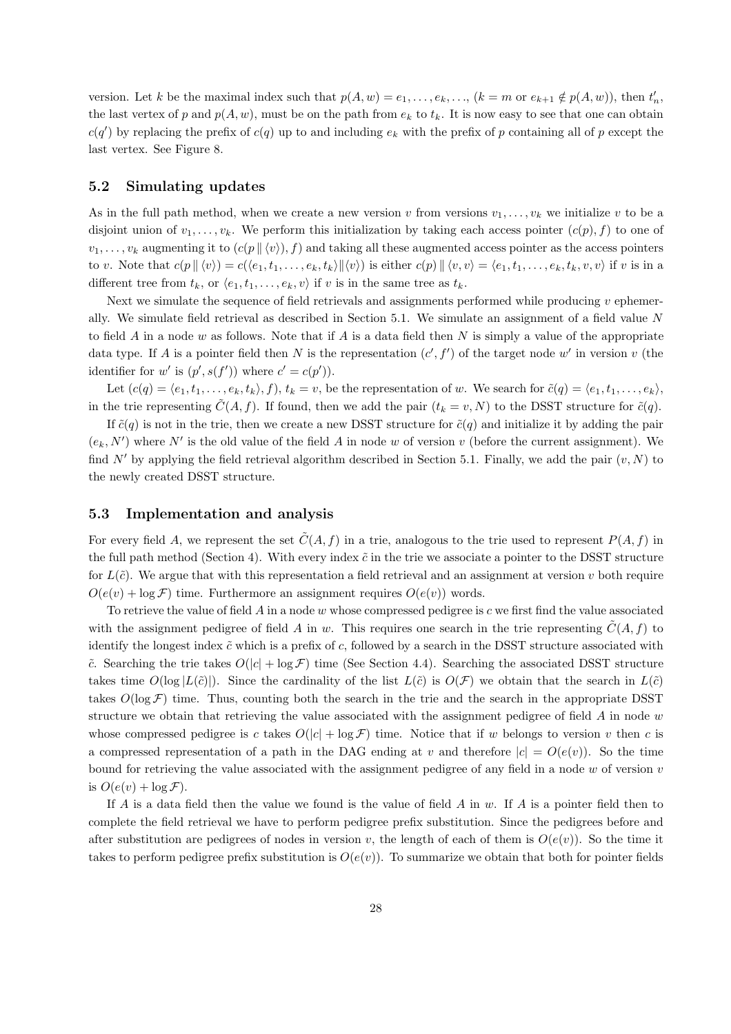version. Let $k$ be the maximal index such that $p(A, w) = e_1, \ldots, e_k, \ldots$, ($k = m$ or $e_{k+1} \notin p(A, w)$), then $t'_n$, the last vertex of $p$ and $p(A, w)$, must be on the path from $e_k$ to $t_k$. It is now easy to see that one can obtain $c(q')$ by replacing the prefix of $c(q)$ up to and including $e_k$ with the prefix of $p$ containing all of $p$ except the last vertex. See Figure 8.

## 5.2 Simulating updates

As in the full path method, when we create a new version $v$ from versions $v_1, \ldots, v_k$ we initialize $v$ to be a disjoint union of $v_1, \ldots, v_k$. We perform this initialization by taking each access pointer $(c(p), f)$ to one of $v_1, \ldots, v_k$ augmenting it to $(c(p \,\|\, \langle v \rangle), f)$ and taking all these augmented access pointer as the access pointers to $v$. Note that $c(p \,\|\, \langle v \rangle) = c(\langle e_1, t_1, \ldots, e_k, t_k \rangle \| \langle v \rangle)$ is either $c(p) \,\|\, \langle v, v \rangle = \langle e_1, t_1, \ldots, e_k, t_k, v, v \rangle$ if $v$ is in a different tree from $t_k$, or $\langle e_1, t_1, \ldots, e_k, v \rangle$ if $v$ is in the same tree as $t_k$.

Next we simulate the sequence of field retrievals and assignments performed while producing $v$ ephemerally. We simulate field retrieval as described in Section 5.1. We simulate an assignment of a field value $N$ to field $A$ in a node $w$ as follows. Note that if $A$ is a data field then $N$ is simply a value of the appropriate data type. If $A$ is a pointer field then $N$ is the representation $(c', f')$ of the target node $w'$ in version $v$ (the identifier for $w'$ is $(p', s(f'))$ where $c' = c(p')$).

Let $(c(q) = \langle e_1, t_1, \ldots, e_k, t_k \rangle, f)$, $t_k = v$, be the representation of $w$. We search for $\tilde{c}(q) = \langle e_1, t_1, \ldots, e_k \rangle$, in the trie representing $\tilde{C}(A, f)$. If found, then we add the pair $(t_k = v, N)$ to the DSST structure for $\tilde{c}(q)$.

If $\tilde{c}(q)$ is not in the trie, then we create a new DSST structure for $\tilde{c}(q)$ and initialize it by adding the pair $(e_k, N')$ where $N'$ is the old value of the field $A$ in node $w$ of version $v$ (before the current assignment). We find $N'$ by applying the field retrieval algorithm described in Section 5.1. Finally, we add the pair $(v, N)$ to the newly created DSST structure.

## 5.3 Implementation and analysis

For every field $A$, we represent the set $\tilde{C}(A, f)$ in a trie, analogous to the trie used to represent $P(A, f)$ in the full path method (Section 4). With every index $\tilde{c}$ in the trie we associate a pointer to the DSST structure for $L(\tilde{c})$. We argue that with this representation a field retrieval and an assignment at version $v$ both require $O(e(v) + \log \mathcal{F})$ time. Furthermore an assignment requires $O(e(v))$ words.

To retrieve the value of field $A$ in a node $w$ whose compressed pedigree is $c$ we first find the value associated with the assignment pedigree of field $A$ in $w$. This requires one search in the trie representing $\tilde{C}(A, f)$ to identify the longest index $\tilde{c}$ which is a prefix of $c$, followed by a search in the DSST structure associated with $\tilde{c}$. Searching the trie takes $O(|c| + \log \mathcal{F})$ time (See Section 4.4). Searching the associated DSST structure takes time $O(\log |L(\tilde{c})|)$. Since the cardinality of the list $L(\tilde{c})$ is $O(\mathcal{F})$ we obtain that the search in $L(\tilde{c})$ takes $O(\log \mathcal{F})$ time. Thus, counting both the search in the trie and the search in the appropriate DSST structure we obtain that retrieving the value associated with the assignment pedigree of field $A$ in node $w$ whose compressed pedigree is $c$ takes $O(|c| + \log \mathcal{F})$ time. Notice that if $w$ belongs to version $v$ then $c$ is a compressed representation of a path in the DAG ending at $v$ and therefore $|c| = O(e(v))$. So the time bound for retrieving the value associated with the assignment pedigree of any field in a node $w$ of version $v$ is $O(e(v) + \log \mathcal{F})$.

If $A$ is a data field then the value we found is the value of field $A$ in $w$. If $A$ is a pointer field then to complete the field retrieval we have to perform pedigree prefix substitution. Since the pedigrees before and after substitution are pedigrees of nodes in version $v$, the length of each of them is $O(e(v))$. So the time it takes to perform pedigree prefix substitution is $O(e(v))$. To summarize we obtain that both for pointer fields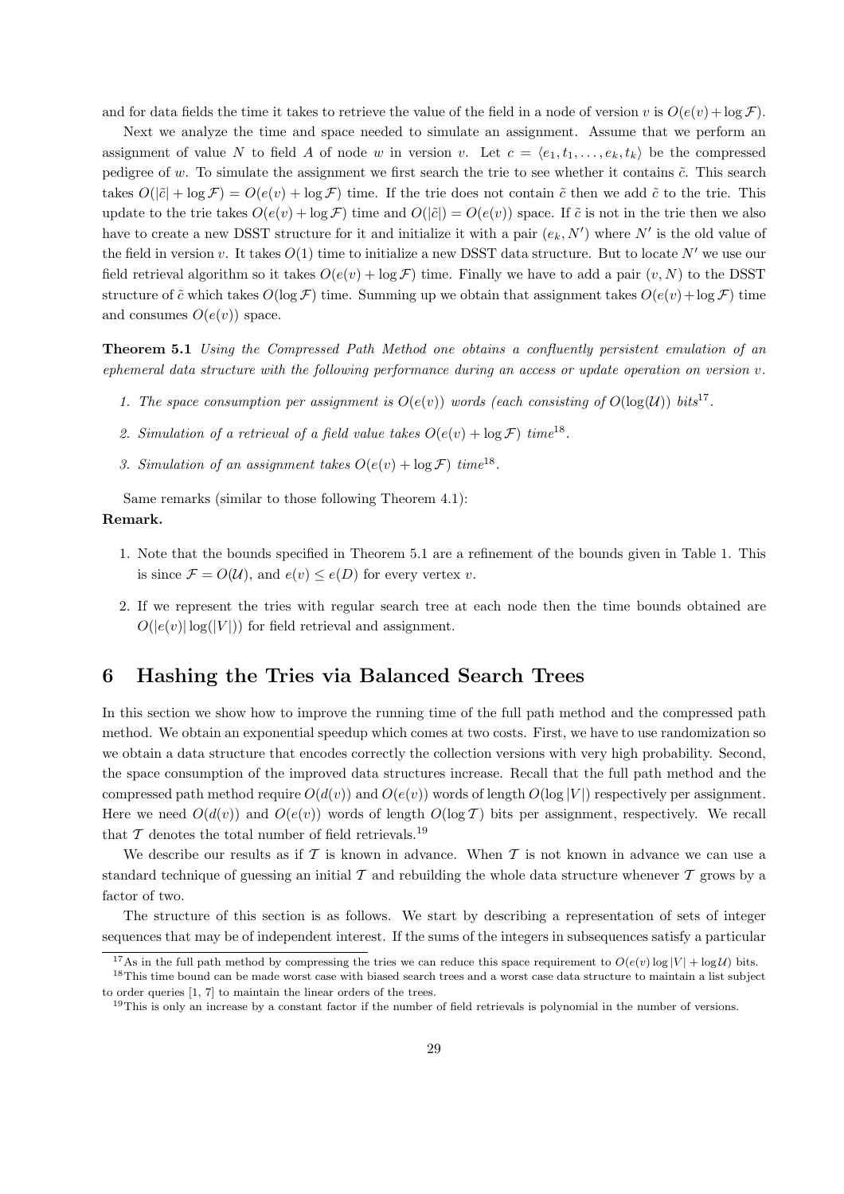and for data fields the time it takes to retrieve the value of the field in a node of version $v$ is $O(e(v) + \log \mathcal{F})$.

Next we analyze the time and space needed to simulate an assignment. Assume that we perform an assignment of value $N$ to field $A$ of node $w$ in version $v$. Let $c = \langle e_1, t_1, \ldots, e_k, t_k \rangle$ be the compressed pedigree of $w$. To simulate the assignment we first search the trie to see whether it contains $\tilde{c}$. This search takes $O(|\tilde{c}| + \log \mathcal{F}) = O(e(v) + \log \mathcal{F})$ time. If the trie does not contain $\tilde{c}$ then we add $\tilde{c}$ to the trie. This update to the trie takes $O(e(v) + \log \mathcal{F})$ time and $O(|\tilde{c}|) = O(e(v))$ space. If $\tilde{c}$ is not in the trie then we also have to create a new DSST structure for it and initialize it with a pair $(e_k, N')$ where $N'$ is the old value of the field in version $v$. It takes $O(1)$ time to initialize a new DSST data structure. But to locate $N'$ we use our field retrieval algorithm so it takes $O(e(v) + \log \mathcal{F})$ time. Finally we have to add a pair $(v, N)$ to the DSST structure of $\tilde{c}$ which takes $O(\log \mathcal{F})$ time. Summing up we obtain that assignment takes $O(e(v) + \log \mathcal{F})$ time and consumes $O(e(v))$ space.

**Theorem 5.1** *Using the Compressed Path Method one obtains a confluently persistent emulation of an ephemeral data structure with the following performance during an access or update operation on version $v$.*

1. *The space consumption per assignment is $O(e(v))$ words (each consisting of $O(\log(\mathcal{U}))$ bits*[17].
2. *Simulation of a retrieval of a field value takes $O(e(v) + \log \mathcal{F})$ time*[18].
3. *Simulation of an assignment takes $O(e(v) + \log \mathcal{F})$ time*[18].

Same remarks (similar to those following Theorem 4.1):

**Remark.**

1. Note that the bounds specified in Theorem 5.1 are a refinement of the bounds given in Table 1. This is since $\mathcal{F} = O(\mathcal{U})$, and $e(v) \leq e(D)$ for every vertex $v$.
2. If we represent the tries with regular search tree at each node then the time bounds obtained are $O(|e(v)| \log(|V|))$ for field retrieval and assignment.

# 6 Hashing the Tries via Balanced Search Trees

In this section we show how to improve the running time of the full path method and the compressed path method. We obtain an exponential speedup which comes at two costs. First, we have to use randomization so we obtain a data structure that encodes correctly the collection versions with very high probability. Second, the space consumption of the improved data structures increase. Recall that the full path method and the compressed path method require $O(d(v))$ and $O(e(v))$ words of length $O(\log |V|)$ respectively per assignment. Here we need $O(d(v))$ and $O(e(v))$ words of length $O(\log \mathcal{T})$ bits per assignment, respectively. We recall that $\mathcal{T}$ denotes the total number of field retrievals.[19]

We describe our results as if $\mathcal{T}$ is known in advance. When $\mathcal{T}$ is not known in advance we can use a standard technique of guessing an initial $\mathcal{T}$ and rebuilding the whole data structure whenever $\mathcal{T}$ grows by a factor of two.

The structure of this section is as follows. We start by describing a representation of sets of integer sequences that may be of independent interest. If the sums of the integers in subsequences satisfy a particular

[17] As in the full path method by compressing the tries we can reduce this space requirement to $O(e(v) \log |V| + \log \mathcal{U})$ bits.

[18] This time bound can be made worst case with biased search trees and a worst case data structure to maintain a list subject to order queries [1, 7] to maintain the linear orders of the trees.

[19] This is only an increase by a constant factor if the number of field retrievals is polynomial in the number of versions.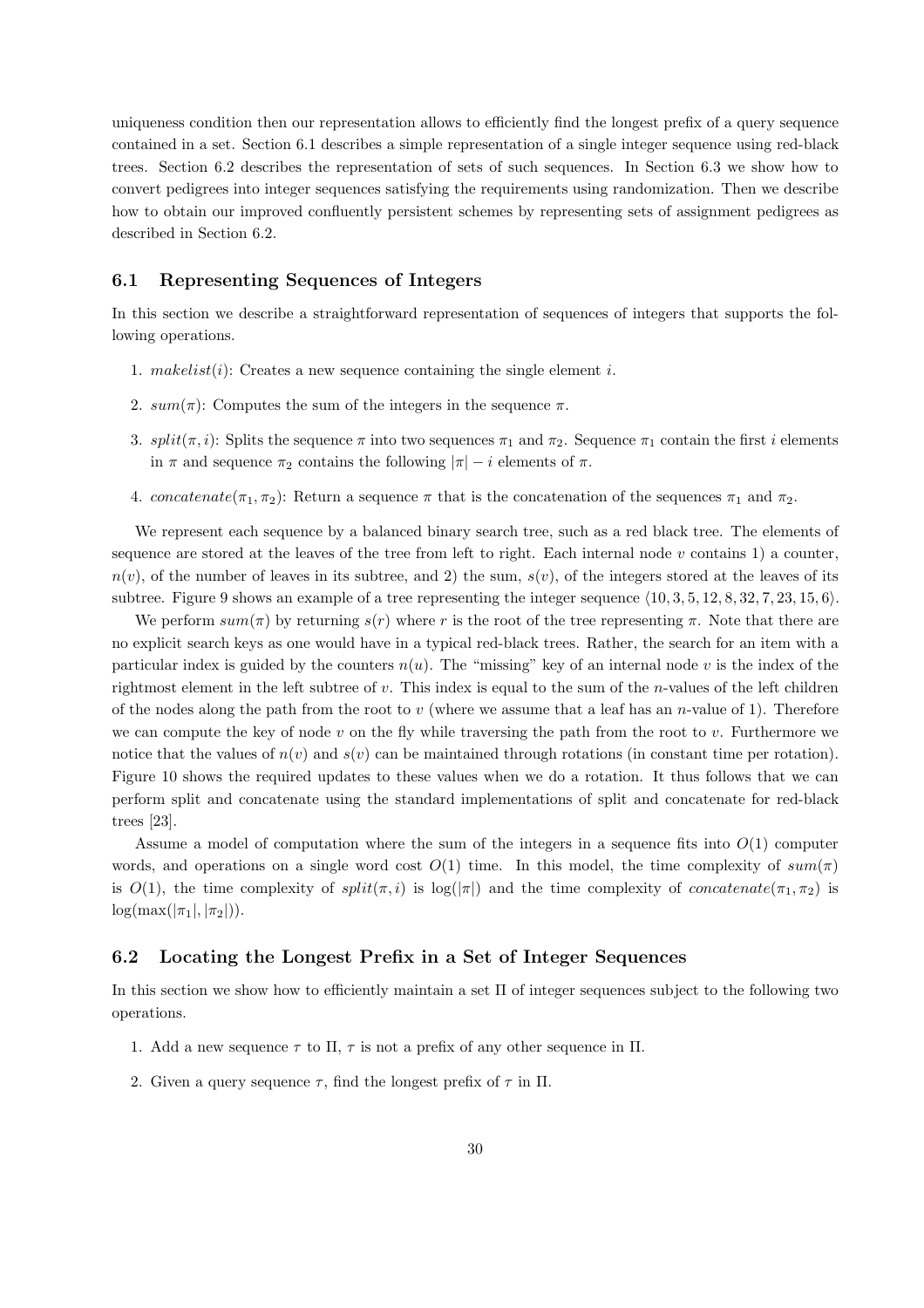uniqueness condition then our representation allows to efficiently find the longest prefix of a query sequence contained in a set. Section 6.1 describes a simple representation of a single integer sequence using red-black trees. Section 6.2 describes the representation of sets of such sequences. In Section 6.3 we show how to convert pedigrees into integer sequences satisfying the requirements using randomization. Then we describe how to obtain our improved confluently persistent schemes by representing sets of assignment pedigrees as described in Section 6.2.

## 6.1 Representing Sequences of Integers

In this section we describe a straightforward representation of sequences of integers that supports the following operations.

1. $makelist(i)$: Creates a new sequence containing the single element $i$.
2. $sum(\pi)$: Computes the sum of the integers in the sequence $\pi$.
3. $split(\pi, i)$: Splits the sequence $\pi$ into two sequences $\pi_1$ and $\pi_2$. Sequence $\pi_1$ contain the first $i$ elements in $\pi$ and sequence $\pi_2$ contains the following $|\pi| - i$ elements of $\pi$.
4. $concatenate(\pi_1, \pi_2)$: Return a sequence $\pi$ that is the concatenation of the sequences $\pi_1$ and $\pi_2$.

We represent each sequence by a balanced binary search tree, such as a red black tree. The elements of sequence are stored at the leaves of the tree from left to right. Each internal node $v$ contains 1) a counter, $n(v)$, of the number of leaves in its subtree, and 2) the sum, $s(v)$, of the integers stored at the leaves of its subtree. Figure 9 shows an example of a tree representing the integer sequence $\langle 10, 3, 5, 12, 8, 32, 7, 23, 15, 6 \rangle$.

We perform $sum(\pi)$ by returning $s(r)$ where $r$ is the root of the tree representing $\pi$. Note that there are no explicit search keys as one would have in a typical red-black trees. Rather, the search for an item with a particular index is guided by the counters $n(u)$. The "missing" key of an internal node $v$ is the index of the rightmost element in the left subtree of $v$. This index is equal to the sum of the $n$-values of the left children of the nodes along the path from the root to $v$ (where we assume that a leaf has an $n$-value of 1). Therefore we can compute the key of node $v$ on the fly while traversing the path from the root to $v$. Furthermore we notice that the values of $n(v)$ and $s(v)$ can be maintained through rotations (in constant time per rotation). Figure 10 shows the required updates to these values when we do a rotation. It thus follows that we can perform split and concatenate using the standard implementations of split and concatenate for red-black trees [23].

Assume a model of computation where the sum of the integers in a sequence fits into $O(1)$ computer words, and operations on a single word cost $O(1)$ time. In this model, the time complexity of $sum(\pi)$ is $O(1)$, the time complexity of $split(\pi, i)$ is $\log(|\pi|)$ and the time complexity of $concatenate(\pi_1, \pi_2)$ is $\log(\max(|\pi_1|, |\pi_2|))$.

## 6.2 Locating the Longest Prefix in a Set of Integer Sequences

In this section we show how to efficiently maintain a set $\Pi$ of integer sequences subject to the following two operations.

1. Add a new sequence $\tau$ to $\Pi$, $\tau$ is not a prefix of any other sequence in $\Pi$.
2. Given a query sequence $\tau$, find the longest prefix of $\tau$ in $\Pi$.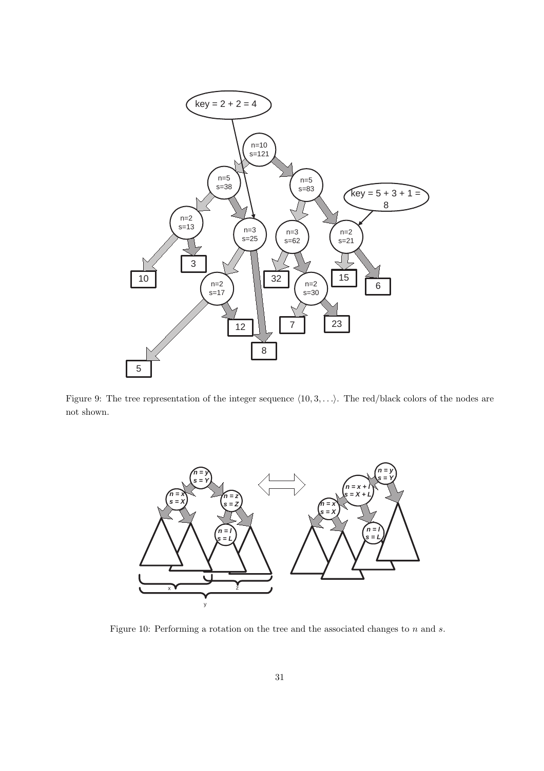Figure 9: The tree representation of the integer sequence $\langle 10, 3, \ldots \rangle$. The red/black colors of the nodes are not shown.

Figure 10: Performing a rotation on the tree and the associated changes to $n$ and $s$.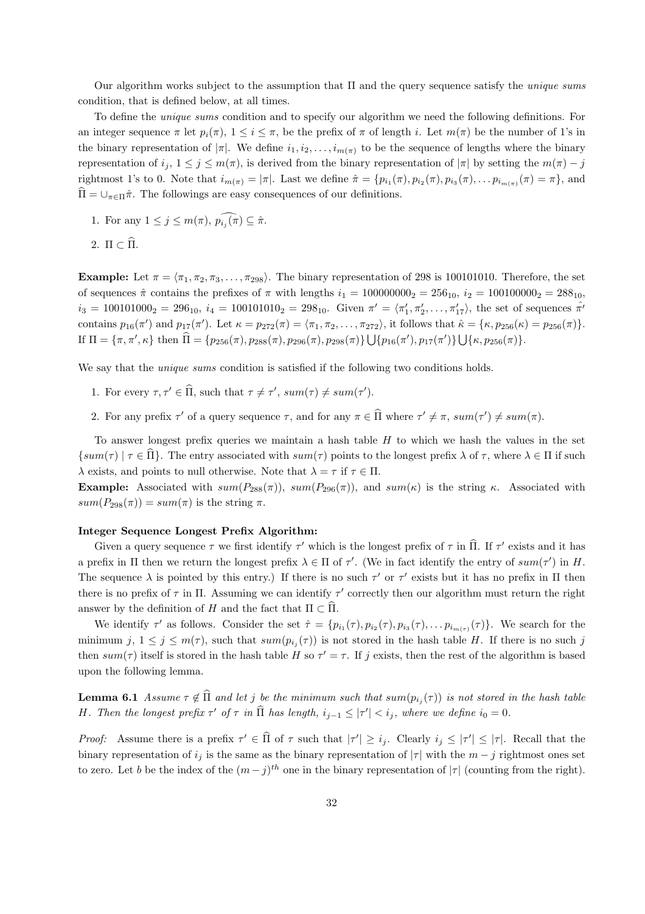Our algorithm works subject to the assumption that $\Pi$ and the query sequence satisfy the *unique sums* condition, that is defined below, at all times.

To define the *unique sums* condition and to specify our algorithm we need the following definitions. For an integer sequence $\pi$ let $p_i(\pi)$, $1 \leq i \leq \pi$, be the prefix of $\pi$ of length $i$. Let $m(\pi)$ be the number of 1's in the binary representation of $|\pi|$. We define $i_1, i_2, \ldots, i_{m(\pi)}$ to be the sequence of lengths where the binary representation of $i_j$, $1 \leq j \leq m(\pi)$, is derived from the binary representation of $|\pi|$ by setting the $m(\pi) - j$ rightmost 1's to 0. Note that $i_{m(\pi)} = |\pi|$. Last we define $\hat{\pi} = \{p_{i_1}(\pi), p_{i_2}(\pi), p_{i_3}(\pi), \ldots p_{i_{m(\pi)}}(\pi) = \pi\}$, and $\widehat{\Pi} = \cup_{\pi \in \Pi} \hat{\pi}$. The followings are easy consequences of our definitions.

1. For any $1 \leq j \leq m(\pi)$, $\widehat{p_{i_j}(\pi)} \subseteq \hat{\pi}$.
2. $\Pi \subset \widehat{\Pi}$.

**Example:** Let $\pi = \langle \pi_1, \pi_2, \pi_3, \ldots, \pi_{298} \rangle$. The binary representation of 298 is 100101010. Therefore, the set of sequences $\hat{\pi}$ contains the prefixes of $\pi$ with lengths $i_1 = 100000000_2 = 256_{10}$, $i_2 = 100100000_2 = 288_{10}$, $i_3 = 100101000_2 = 296_{10}$, $i_4 = 100101010_2 = 298_{10}$. Given $\pi' = \langle \pi'_1, \pi'_2, \ldots, \pi'_{17} \rangle$, the set of sequences $\hat{\pi'}$ contains $p_{16}(\pi')$ and $p_{17}(\pi')$. Let $\kappa = p_{272}(\pi) = \langle \pi_1, \pi_2, \ldots, \pi_{272} \rangle$, it follows that $\hat{\kappa} = \{\kappa, p_{256}(\kappa) = p_{256}(\pi)\}$. If $\Pi = \{\pi, \pi', \kappa\}$ then $\widehat{\Pi} = \{p_{256}(\pi), p_{288}(\pi), p_{296}(\pi), p_{298}(\pi)\} \bigcup \{p_{16}(\pi'), p_{17}(\pi')\} \bigcup \{\kappa, p_{256}(\pi)\}$.

We say that the *unique sums* condition is satisfied if the following two conditions holds.

1. For every $\tau, \tau' \in \widehat{\Pi}$, such that $\tau \neq \tau'$, $sum(\tau) \neq sum(\tau')$.
2. For any prefix $\tau'$ of a query sequence $\tau$, and for any $\pi \in \widehat{\Pi}$ where $\tau' \neq \pi$, $sum(\tau') \neq sum(\pi)$.

To answer longest prefix queries we maintain a hash table $H$ to which we hash the values in the set $\{sum(\tau) \mid \tau \in \widehat{\Pi}\}$. The entry associated with $sum(\tau)$ points to the longest prefix $\lambda$ of $\tau$, where $\lambda \in \Pi$ if such $\lambda$ exists, and points to null otherwise. Note that $\lambda = \tau$ if $\tau \in \Pi$.

**Example:** Associated with $sum(P_{288}(\pi))$, $sum(P_{296}(\pi))$, and $sum(\kappa)$ is the string $\kappa$. Associated with $sum(P_{298}(\pi)) = sum(\pi)$ is the string $\pi$.

**Integer Sequence Longest Prefix Algorithm:**

Given a query sequence $\tau$ we first identify $\tau'$ which is the longest prefix of $\tau$ in $\widehat{\Pi}$. If $\tau'$ exists and it has a prefix in $\Pi$ then we return the longest prefix $\lambda \in \Pi$ of $\tau'$. (We in fact identify the entry of $sum(\tau')$ in $H$. The sequence $\lambda$ is pointed by this entry.) If there is no such $\tau'$ or $\tau'$ exists but it has no prefix in $\Pi$ then there is no prefix of $\tau$ in $\Pi$. Assuming we can identify $\tau'$ correctly then our algorithm must return the right answer by the definition of $H$ and the fact that $\Pi \subset \widehat{\Pi}$.

We identify $\tau'$ as follows. Consider the set $\hat{\tau} = \{p_{i_1}(\tau), p_{i_2}(\tau), p_{i_3}(\tau), \ldots p_{i_{m(\tau)}}(\tau)\}$. We search for the minimum $j$, $1 \leq j \leq m(\tau)$, such that $sum(p_{i_j}(\tau))$ is not stored in the hash table $H$. If there is no such $j$ then $sum(\tau)$ itself is stored in the hash table $H$ so $\tau' = \tau$. If $j$ exists, then the rest of the algorithm is based upon the following lemma.

**Lemma 6.1** *Assume $\tau \notin \widehat{\Pi}$ and let $j$ be the minimum such that $sum(p_{i_j}(\tau))$ is not stored in the hash table $H$. Then the longest prefix $\tau'$ of $\tau$ in $\widehat{\Pi}$ has length, $i_{j-1} \leq |\tau'| < i_j$, where we define $i_0 = 0$.*

*Proof:* Assume there is a prefix $\tau' \in \widehat{\Pi}$ of $\tau$ such that $|\tau'| \geq i_j$. Clearly $i_j \leq |\tau'| \leq |\tau|$. Recall that the binary representation of $i_j$ is the same as the binary representation of $|\tau|$ with the $m - j$ rightmost ones set to zero. Let $b$ be the index of the $(m - j)^{th}$ one in the binary representation of $|\tau|$ (counting from the right).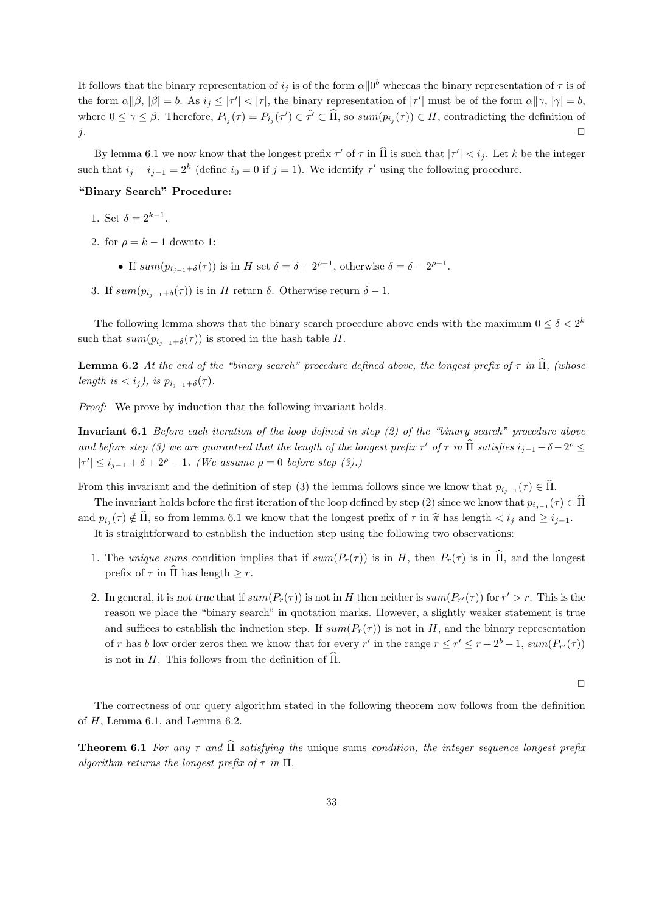It follows that the binary representation of $i_j$ is of the form $\alpha \| 0^b$ whereas the binary representation of $\tau$ is of the form $\alpha \| \beta$, $|\beta| = b$. As $i_j \leq |\tau'| < |\tau|$, the binary representation of $|\tau'|$ must be of the form $\alpha \| \gamma$, $|\gamma| = b$, where $0 \leq \gamma \leq \beta$. Therefore, $P_{i_j}(\tau) = P_{i_j}(\tau') \in \hat{\tau'} \subset \widehat{\Pi}$, so $sum(p_{i_j}(\tau)) \in H$, contradicting the definition of $j$. □

By lemma 6.1 we now know that the longest prefix $\tau'$ of $\tau$ in $\widehat{\Pi}$ is such that $|\tau'| < i_j$. Let $k$ be the integer such that $i_j - i_{j-1} = 2^k$ (define $i_0 = 0$ if $j = 1$). We identify $\tau'$ using the following procedure.

**"Binary Search" Procedure:**

1. Set $\delta = 2^{k-1}$.
2. for $\rho = k - 1$ downto 1:
   - If $sum(p_{i_{j-1}+\delta}(\tau))$ is in $H$ set $\delta = \delta + 2^{\rho-1}$, otherwise $\delta = \delta - 2^{\rho-1}$.
3. If $sum(p_{i_{j-1}+\delta}(\tau))$ is in $H$ return $\delta$. Otherwise return $\delta - 1$.

The following lemma shows that the binary search procedure above ends with the maximum $0 \leq \delta < 2^k$ such that $sum(p_{i_{j-1}+\delta}(\tau))$ is stored in the hash table $H$.

**Lemma 6.2** *At the end of the "binary search" procedure defined above, the longest prefix of $\tau$ in $\widehat{\Pi}$, (whose length is $< i_j$), is $p_{i_{j-1}+\delta}(\tau)$.*

*Proof:* We prove by induction that the following invariant holds.

**Invariant 6.1** *Before each iteration of the loop defined in step (2) of the "binary search" procedure above and before step (3) we are guaranteed that the length of the longest prefix $\tau'$ of $\tau$ in $\widehat{\Pi}$ satisfies $i_{j-1} + \delta - 2^\rho \leq |\tau'| \leq i_{j-1} + \delta + 2^\rho - 1$. (We assume $\rho = 0$ before step (3).)*

From this invariant and the definition of step (3) the lemma follows since we know that $p_{i_{j-1}}(\tau) \in \widehat{\Pi}$.

The invariant holds before the first iteration of the loop defined by step (2) since we know that $p_{i_{j-1}}(\tau) \in \widehat{\Pi}$ and $p_{i_j}(\tau) \notin \widehat{\Pi}$, so from lemma 6.1 we know that the longest prefix of $\tau$ in $\widehat{\pi}$ has length $< i_j$ and $\geq i_{j-1}$.

It is straightforward to establish the induction step using the following two observations:

1. The *unique sums* condition implies that if $sum(P_r(\tau))$ is in $H$, then $P_r(\tau)$ is in $\widehat{\Pi}$, and the longest prefix of $\tau$ in $\widehat{\Pi}$ has length $\geq r$.
2. In general, it is *not true* that if $sum(P_r(\tau))$ is not in $H$ then neither is $sum(P_{r'}(\tau))$ for $r' > r$. This is the reason we place the "binary search" in quotation marks. However, a slightly weaker statement is true and suffices to establish the induction step. If $sum(P_r(\tau))$ is not in $H$, and the binary representation of $r$ has $b$ low order zeros then we know that for every $r'$ in the range $r \leq r' \leq r + 2^b - 1$, $sum(P_{r'}(\tau))$ is not in $H$. This follows from the definition of $\widehat{\Pi}$.

□

The correctness of our query algorithm stated in the following theorem now follows from the definition of $H$, Lemma 6.1, and Lemma 6.2.

**Theorem 6.1** *For any $\tau$ and $\widehat{\Pi}$ satisfying the* unique sums *condition, the integer sequence longest prefix algorithm returns the longest prefix of $\tau$ in $\Pi$.*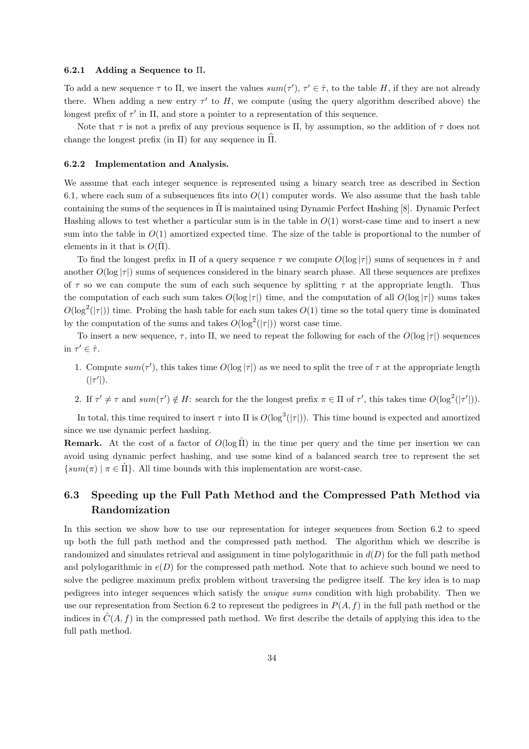#### 6.2.1 Adding a Sequence to $\Pi$.

To add a new sequence $\tau$ to $\Pi$, we insert the values $sum(\tau')$, $\tau' \in \hat{\tau}$, to the table $H$, if they are not already there. When adding a new entry $\tau'$ to $H$, we compute (using the query algorithm described above) the longest prefix of $\tau'$ in $\Pi$, and store a pointer to a representation of this sequence.

Note that $\tau$ is not a prefix of any previous sequence is $\Pi$, by assumption, so the addition of $\tau$ does not change the longest prefix (in $\Pi$) for any sequence in $\widehat{\Pi}$.

#### 6.2.2 Implementation and Analysis.

We assume that each integer sequence is represented using a binary search tree as described in Section 6.1, where each sum of a subsequences fits into $O(1)$ computer words. We also assume that the hash table containing the sums of the sequences in $\hat{\Pi}$ is maintained using Dynamic Perfect Hashing [8]. Dynamic Perfect Hashing allows to test whether a particular sum is in the table in $O(1)$ worst-case time and to insert a new sum into the table in $O(1)$ amortized expected time. The size of the table is proportional to the number of elements in it that is $O(\hat{\Pi})$.

To find the longest prefix in $\Pi$ of a query sequence $\tau$ we compute $O(\log |\tau|)$ sums of sequences in $\hat{\tau}$ and another $O(\log |\tau|)$ sums of sequences considered in the binary search phase. All these sequences are prefixes of $\tau$ so we can compute the sum of each such sequence by splitting $\tau$ at the appropriate length. Thus the computation of each such sum takes $O(\log |\tau|)$ time, and the computation of all $O(\log |\tau|)$ sums takes $O(\log^2(|\tau|))$ time. Probing the hash table for each sum takes $O(1)$ time so the total query time is dominated by the computation of the sums and takes $O(\log^2(|\tau|))$ worst case time.

To insert a new sequence, $\tau$, into $\Pi$, we need to repeat the following for each of the $O(\log |\tau|)$ sequences in $\tau' \in \hat{\tau}$.

1. Compute $sum(\tau')$, this takes time $O(\log |\tau|)$ as we need to split the tree of $\tau$ at the appropriate length ($|\tau'|$).
2. If $\tau' \neq \tau$ and $sum(\tau') \notin H$: search for the the longest prefix $\pi \in \Pi$ of $\tau'$, this takes time $O(\log^2(|\tau'|))$.

In total, this time required to insert $\tau$ into $\Pi$ is $O(\log^3(|\tau|))$. This time bound is expected and amortized since we use dynamic perfect hashing.

**Remark.** At the cost of a factor of $O(\log \hat{\Pi})$ in the time per query and the time per insertion we can avoid using dynamic perfect hashing, and use some kind of a balanced search tree to represent the set $\{sum(\pi) \mid \pi \in \hat{\Pi}\}$. All time bounds with this implementation are worst-case.

### 6.3 Speeding up the Full Path Method and the Compressed Path Method via Randomization

In this section we show how to use our representation for integer sequences from Section 6.2 to speed up both the full path method and the compressed path method. The algorithm which we describe is randomized and simulates retrieval and assignment in time polylogarithmic in $d(D)$ for the full path method and polylogarithmic in $e(D)$ for the compressed path method. Note that to achieve such bound we need to solve the pedigree maximum prefix problem without traversing the pedigree itself. The key idea is to map pedigrees into integer sequences which satisfy the *unique sums* condition with high probability. Then we use our representation from Section 6.2 to represent the pedigrees in $P(A, f)$ in the full path method or the indices in $\tilde{C}(A, f)$ in the compressed path method. We first describe the details of applying this idea to the full path method.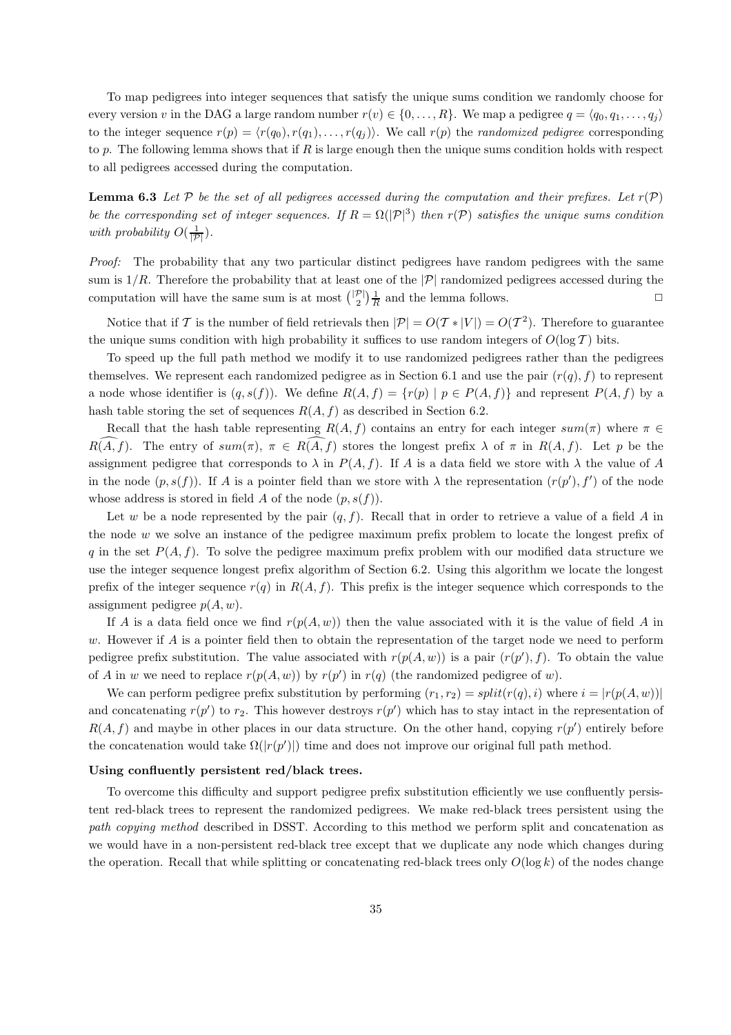To map pedigrees into integer sequences that satisfy the unique sums condition we randomly choose for every version $v$ in the DAG a large random number $r(v) \in \{0, \ldots, R\}$. We map a pedigree $q = \langle q_0, q_1, \ldots, q_j \rangle$ to the integer sequence $r(p) = \langle r(q_0), r(q_1), \ldots, r(q_j) \rangle$. We call $r(p)$ the *randomized pedigree* corresponding to $p$. The following lemma shows that if $R$ is large enough then the unique sums condition holds with respect to all pedigrees accessed during the computation.

**Lemma 6.3** *Let $\mathcal{P}$ be the set of all pedigrees accessed during the computation and their prefixes. Let $r(\mathcal{P})$ be the corresponding set of integer sequences. If $R = \Omega(|\mathcal{P}|^3)$ then $r(\mathcal{P})$ satisfies the unique sums condition with probability $O(\frac{1}{|\mathcal{P}|})$.*

*Proof:* The probability that any two particular distinct pedigrees have random pedigrees with the same sum is $1/R$. Therefore the probability that at least one of the $|\mathcal{P}|$ randomized pedigrees accessed during the computation will have the same sum is at most $\binom{|\mathcal{P}|}{2}\frac{1}{R}$ and the lemma follows. □

Notice that if $\mathcal{T}$ is the number of field retrievals then $|\mathcal{P}| = O(\mathcal{T} * |V|) = O(\mathcal{T}^2)$. Therefore to guarantee the unique sums condition with high probability it suffices to use random integers of $O(\log \mathcal{T})$ bits.

To speed up the full path method we modify it to use randomized pedigrees rather than the pedigrees themselves. We represent each randomized pedigree as in Section 6.1 and use the pair $(r(q), f)$ to represent a node whose identifier is $(q, s(f))$. We define $R(A, f) = \{r(p) \mid p \in P(A, f)\}$ and represent $P(A, f)$ by a hash table storing the set of sequences $R(A, f)$ as described in Section 6.2.

Recall that the hash table representing $R(A, f)$ contains an entry for each integer $sum(\pi)$ where $\pi \in \widehat{R(A, f)}$. The entry of $sum(\pi)$, $\pi \in \widehat{R(A, f)}$ stores the longest prefix $\lambda$ of $\pi$ in $R(A, f)$. Let $p$ be the assignment pedigree that corresponds to $\lambda$ in $P(A, f)$. If $A$ is a data field we store with $\lambda$ the value of $A$ in the node $(p, s(f))$. If $A$ is a pointer field than we store with $\lambda$ the representation $(r(p'), f')$ of the node whose address is stored in field $A$ of the node $(p, s(f))$.

Let $w$ be a node represented by the pair $(q, f)$. Recall that in order to retrieve a value of a field $A$ in the node $w$ we solve an instance of the pedigree maximum prefix problem to locate the longest prefix of $q$ in the set $P(A, f)$. To solve the pedigree maximum prefix problem with our modified data structure we use the integer sequence longest prefix algorithm of Section 6.2. Using this algorithm we locate the longest prefix of the integer sequence $r(q)$ in $R(A, f)$. This prefix is the integer sequence which corresponds to the assignment pedigree $p(A, w)$.

If $A$ is a data field once we find $r(p(A, w))$ then the value associated with it is the value of field $A$ in $w$. However if $A$ is a pointer field then to obtain the representation of the target node we need to perform pedigree prefix substitution. The value associated with $r(p(A, w))$ is a pair $(r(p'), f)$. To obtain the value of $A$ in $w$ we need to replace $r(p(A, w))$ by $r(p')$ in $r(q)$ (the randomized pedigree of $w$).

We can perform pedigree prefix substitution by performing $(r_1, r_2) = split(r(q), i)$ where $i = |r(p(A, w))|$ and concatenating $r(p')$ to $r_2$. This however destroys $r(p')$ which has to stay intact in the representation of $R(A, f)$ and maybe in other places in our data structure. On the other hand, copying $r(p')$ entirely before the concatenation would take $\Omega(|r(p')|)$ time and does not improve our original full path method.

**Using confluently persistent red/black trees.**

To overcome this difficulty and support pedigree prefix substitution efficiently we use confluently persistent red-black trees to represent the randomized pedigrees. We make red-black trees persistent using the *path copying method* described in DSST. According to this method we perform split and concatenation as we would have in a non-persistent red-black tree except that we duplicate any node which changes during the operation. Recall that while splitting or concatenating red-black trees only $O(\log k)$ of the nodes change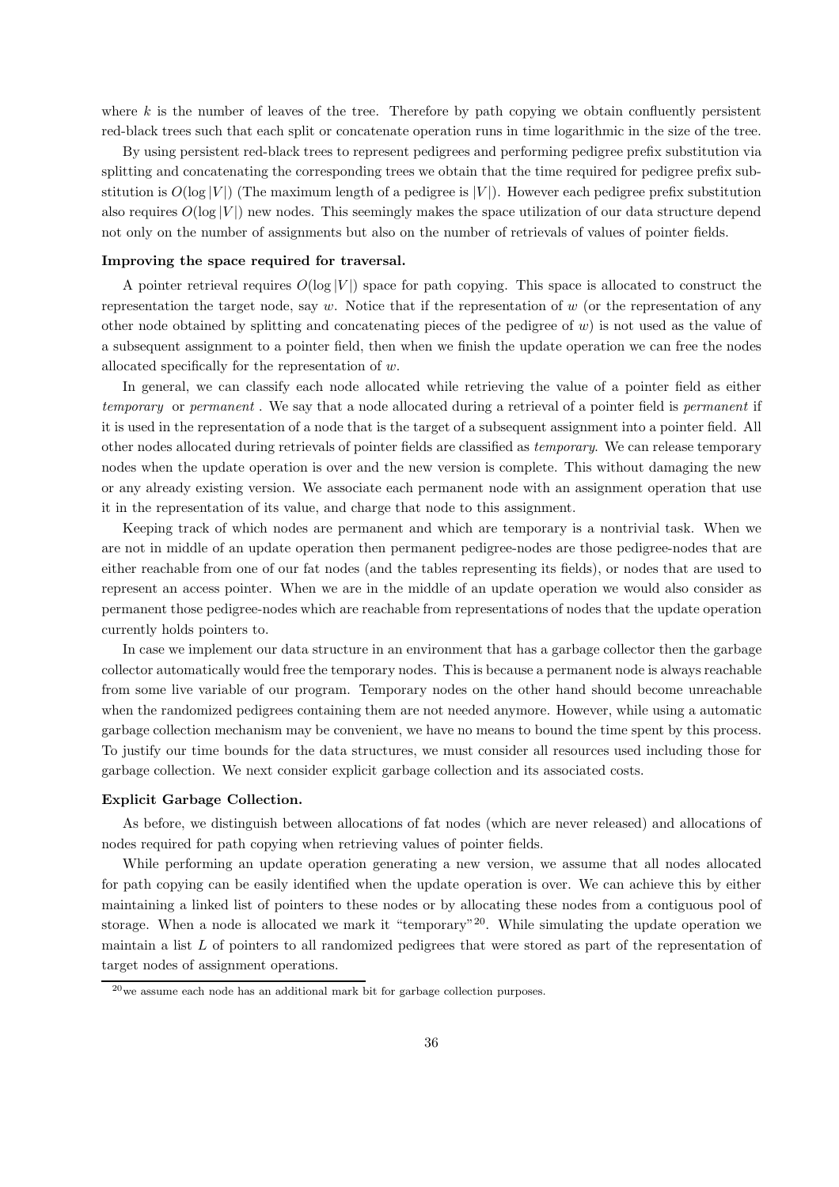where $k$ is the number of leaves of the tree. Therefore by path copying we obtain confluently persistent red-black trees such that each split or concatenate operation runs in time logarithmic in the size of the tree.

By using persistent red-black trees to represent pedigrees and performing pedigree prefix substitution via splitting and concatenating the corresponding trees we obtain that the time required for pedigree prefix substitution is $O(\log |V|)$ (The maximum length of a pedigree is $|V|$). However each pedigree prefix substitution also requires $O(\log |V|)$ new nodes. This seemingly makes the space utilization of our data structure depend not only on the number of assignments but also on the number of retrievals of values of pointer fields.

**Improving the space required for traversal.**

A pointer retrieval requires $O(\log |V|)$ space for path copying. This space is allocated to construct the representation the target node, say $w$. Notice that if the representation of $w$ (or the representation of any other node obtained by splitting and concatenating pieces of the pedigree of $w$) is not used as the value of a subsequent assignment to a pointer field, then when we finish the update operation we can free the nodes allocated specifically for the representation of $w$.

In general, we can classify each node allocated while retrieving the value of a pointer field as either *temporary* or *permanent* . We say that a node allocated during a retrieval of a pointer field is *permanent* if it is used in the representation of a node that is the target of a subsequent assignment into a pointer field. All other nodes allocated during retrievals of pointer fields are classified as *temporary*. We can release temporary nodes when the update operation is over and the new version is complete. This without damaging the new or any already existing version. We associate each permanent node with an assignment operation that use it in the representation of its value, and charge that node to this assignment.

Keeping track of which nodes are permanent and which are temporary is a nontrivial task. When we are not in middle of an update operation then permanent pedigree-nodes are those pedigree-nodes that are either reachable from one of our fat nodes (and the tables representing its fields), or nodes that are used to represent an access pointer. When we are in the middle of an update operation we would also consider as permanent those pedigree-nodes which are reachable from representations of nodes that the update operation currently holds pointers to.

In case we implement our data structure in an environment that has a garbage collector then the garbage collector automatically would free the temporary nodes. This is because a permanent node is always reachable from some live variable of our program. Temporary nodes on the other hand should become unreachable when the randomized pedigrees containing them are not needed anymore. However, while using a automatic garbage collection mechanism may be convenient, we have no means to bound the time spent by this process. To justify our time bounds for the data structures, we must consider all resources used including those for garbage collection. We next consider explicit garbage collection and its associated costs.

**Explicit Garbage Collection.**

As before, we distinguish between allocations of fat nodes (which are never released) and allocations of nodes required for path copying when retrieving values of pointer fields.

While performing an update operation generating a new version, we assume that all nodes allocated for path copying can be easily identified when the update operation is over. We can achieve this by either maintaining a linked list of pointers to these nodes or by allocating these nodes from a contiguous pool of storage. When a node is allocated we mark it "temporary"[20]. While simulating the update operation we maintain a list $L$ of pointers to all randomized pedigrees that were stored as part of the representation of target nodes of assignment operations.

[20]we assume each node has an additional mark bit for garbage collection purposes.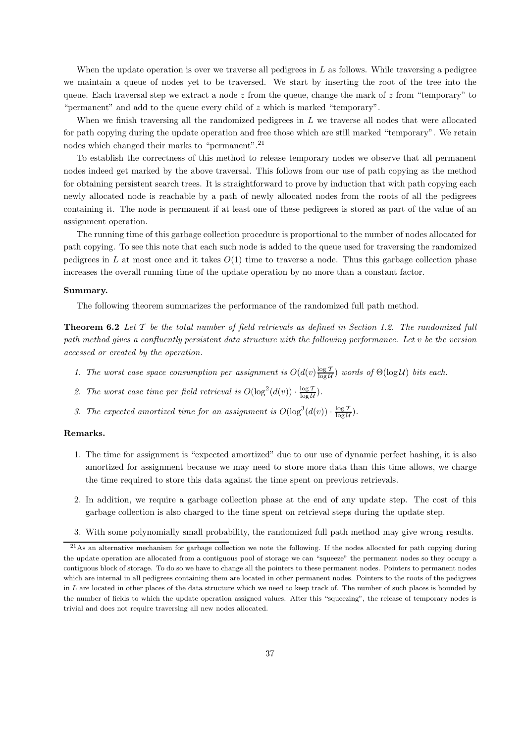When the update operation is over we traverse all pedigrees in $L$ as follows. While traversing a pedigree we maintain a queue of nodes yet to be traversed. We start by inserting the root of the tree into the queue. Each traversal step we extract a node $z$ from the queue, change the mark of $z$ from "temporary" to "permanent" and add to the queue every child of $z$ which is marked "temporary".

When we finish traversing all the randomized pedigrees in $L$ we traverse all nodes that were allocated for path copying during the update operation and free those which are still marked "temporary". We retain nodes which changed their marks to "permanent".[21]

To establish the correctness of this method to release temporary nodes we observe that all permanent nodes indeed get marked by the above traversal. This follows from our use of path copying as the method for obtaining persistent search trees. It is straightforward to prove by induction that with path copying each newly allocated node is reachable by a path of newly allocated nodes from the roots of all the pedigrees containing it. The node is permanent if at least one of these pedigrees is stored as part of the value of an assignment operation.

The running time of this garbage collection procedure is proportional to the number of nodes allocated for path copying. To see this note that each such node is added to the queue used for traversing the randomized pedigrees in $L$ at most once and it takes $O(1)$ time to traverse a node. Thus this garbage collection phase increases the overall running time of the update operation by no more than a constant factor.

**Summary.**

The following theorem summarizes the performance of the randomized full path method.

**Theorem 6.2** *Let $\mathcal{T}$ be the total number of field retrievals as defined in Section 1.2. The randomized full path method gives a confluently persistent data structure with the following performance. Let $v$ be the version accessed or created by the operation.*

1. *The worst case space consumption per assignment is $O(d(v)\frac{\log \mathcal{T}}{\log \mathcal{U}})$ words of $\Theta(\log \mathcal{U})$ bits each.*
2. *The worst case time per field retrieval is $O(\log^2(d(v)) \cdot \frac{\log \mathcal{T}}{\log \mathcal{U}})$.*
3. *The expected amortized time for an assignment is $O(\log^3(d(v)) \cdot \frac{\log \mathcal{T}}{\log \mathcal{U}})$.*

**Remarks.**

1. The time for assignment is "expected amortized" due to our use of dynamic perfect hashing, it is also amortized for assignment because we may need to store more data than this time allows, we charge the time required to store this data against the time spent on previous retrievals.
2. In addition, we require a garbage collection phase at the end of any update step. The cost of this garbage collection is also charged to the time spent on retrieval steps during the update step.
3. With some polynomially small probability, the randomized full path method may give wrong results.

[21] As an alternative mechanism for garbage collection we note the following. If the nodes allocated for path copying during the update operation are allocated from a contiguous pool of storage we can "squeeze" the permanent nodes so they occupy a contiguous block of storage. To do so we have to change all the pointers to these permanent nodes. Pointers to permanent nodes which are internal in all pedigrees containing them are located in other permanent nodes. Pointers to the roots of the pedigrees in $L$ are located in other places of the data structure which we need to keep track of. The number of such places is bounded by the number of fields to which the update operation assigned values. After this "squeezing", the release of temporary nodes is trivial and does not require traversing all new nodes allocated.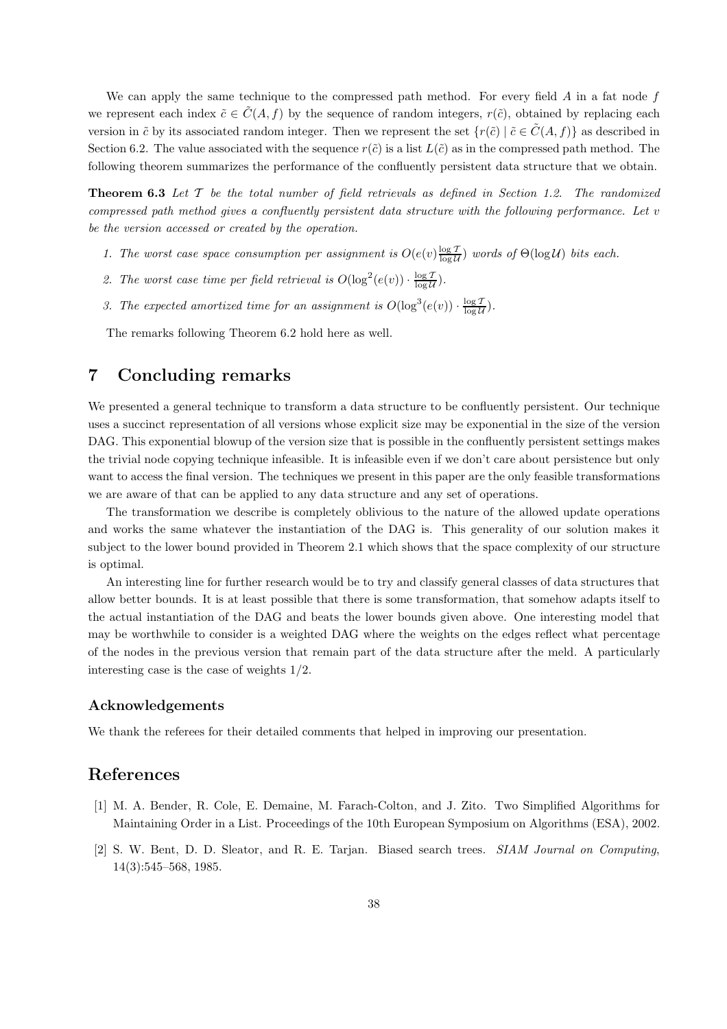We can apply the same technique to the compressed path method. For every field $A$ in a fat node $f$ we represent each index $\tilde{c} \in \tilde{C}(A, f)$ by the sequence of random integers, $r(\tilde{c})$, obtained by replacing each version in $\tilde{c}$ by its associated random integer. Then we represent the set $\{r(\tilde{c}) \mid \tilde{c} \in \tilde{C}(A, f)\}$ as described in Section 6.2. The value associated with the sequence $r(\tilde{c})$ is a list $L(\tilde{c})$ as in the compressed path method. The following theorem summarizes the performance of the confluently persistent data structure that we obtain.

**Theorem 6.3** *Let $\mathcal{T}$ be the total number of field retrievals as defined in Section 1.2. The randomized compressed path method gives a confluently persistent data structure with the following performance. Let $v$ be the version accessed or created by the operation.*

1. *The worst case space consumption per assignment is $O(e(v)\frac{\log \mathcal{T}}{\log \mathcal{U}})$ words of $\Theta(\log \mathcal{U})$ bits each.*
2. *The worst case time per field retrieval is $O(\log^2(e(v)) \cdot \frac{\log \mathcal{T}}{\log \mathcal{U}})$.*
3. *The expected amortized time for an assignment is $O(\log^3(e(v)) \cdot \frac{\log \mathcal{T}}{\log \mathcal{U}})$.*

The remarks following Theorem 6.2 hold here as well.

# 7 Concluding remarks

We presented a general technique to transform a data structure to be confluently persistent. Our technique uses a succinct representation of all versions whose explicit size may be exponential in the size of the version DAG. This exponential blowup of the version size that is possible in the confluently persistent settings makes the trivial node copying technique infeasible. It is infeasible even if we don't care about persistence but only want to access the final version. The techniques we present in this paper are the only feasible transformations we are aware of that can be applied to any data structure and any set of operations.

The transformation we describe is completely oblivious to the nature of the allowed update operations and works the same whatever the instantiation of the DAG is. This generality of our solution makes it subject to the lower bound provided in Theorem 2.1 which shows that the space complexity of our structure is optimal.

An interesting line for further research would be to try and classify general classes of data structures that allow better bounds. It is at least possible that there is some transformation, that somehow adapts itself to the actual instantiation of the DAG and beats the lower bounds given above. One interesting model that may be worthwhile to consider is a weighted DAG where the weights on the edges reflect what percentage of the nodes in the previous version that remain part of the data structure after the meld. A particularly interesting case is the case of weights 1/2.

### Acknowledgements

We thank the referees for their detailed comments that helped in improving our presentation.

# References

[1] M. A. Bender, R. Cole, E. Demaine, M. Farach-Colton, and J. Zito. Two Simplified Algorithms for Maintaining Order in a List. Proceedings of the 10th European Symposium on Algorithms (ESA), 2002.

[2] S. W. Bent, D. D. Sleator, and R. E. Tarjan. Biased search trees. *SIAM Journal on Computing*, 14(3):545–568, 1985.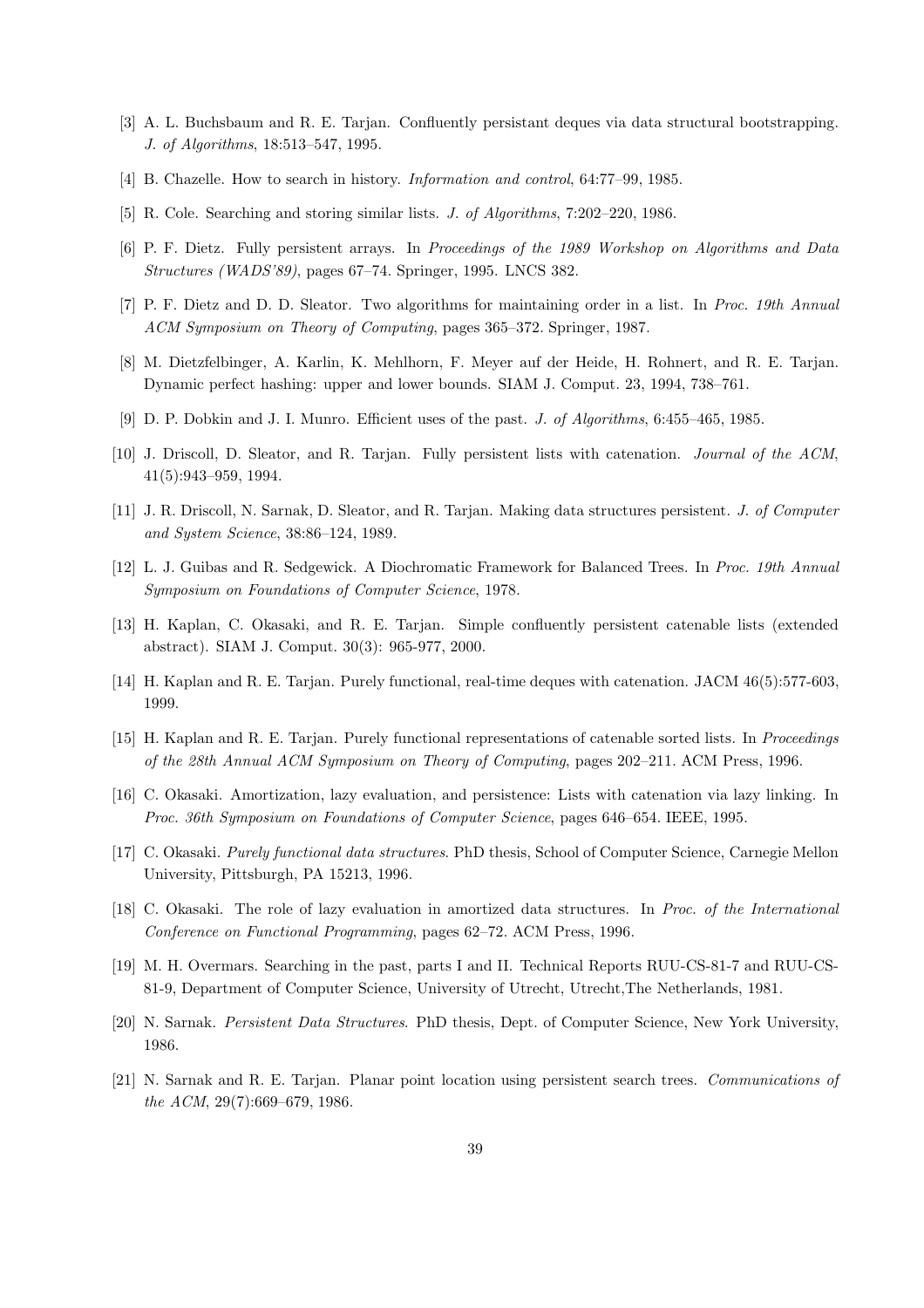[3] A. L. Buchsbaum and R. E. Tarjan. Confluently persistant deques via data structural bootstrapping. *J. of Algorithms*, 18:513–547, 1995.

[4] B. Chazelle. How to search in history. *Information and control*, 64:77–99, 1985.

[5] R. Cole. Searching and storing similar lists. *J. of Algorithms*, 7:202–220, 1986.

[6] P. F. Dietz. Fully persistent arrays. In *Proceedings of the 1989 Workshop on Algorithms and Data Structures (WADS'89)*, pages 67–74. Springer, 1995. LNCS 382.

[7] P. F. Dietz and D. D. Sleator. Two algorithms for maintaining order in a list. In *Proc. 19th Annual ACM Symposium on Theory of Computing*, pages 365–372. Springer, 1987.

[8] M. Dietzfelbinger, A. Karlin, K. Mehlhorn, F. Meyer auf der Heide, H. Rohnert, and R. E. Tarjan. Dynamic perfect hashing: upper and lower bounds. SIAM J. Comput. 23, 1994, 738–761.

[9] D. P. Dobkin and J. I. Munro. Efficient uses of the past. *J. of Algorithms*, 6:455–465, 1985.

[10] J. Driscoll, D. Sleator, and R. Tarjan. Fully persistent lists with catenation. *Journal of the ACM*, 41(5):943–959, 1994.

[11] J. R. Driscoll, N. Sarnak, D. Sleator, and R. Tarjan. Making data structures persistent. *J. of Computer and System Science*, 38:86–124, 1989.

[12] L. J. Guibas and R. Sedgewick. A Diochromatic Framework for Balanced Trees. In *Proc. 19th Annual Symposium on Foundations of Computer Science*, 1978.

[13] H. Kaplan, C. Okasaki, and R. E. Tarjan. Simple confluently persistent catenable lists (extended abstract). SIAM J. Comput. 30(3): 965-977, 2000.

[14] H. Kaplan and R. E. Tarjan. Purely functional, real-time deques with catenation. JACM 46(5):577-603, 1999.

[15] H. Kaplan and R. E. Tarjan. Purely functional representations of catenable sorted lists. In *Proceedings of the 28th Annual ACM Symposium on Theory of Computing*, pages 202–211. ACM Press, 1996.

[16] C. Okasaki. Amortization, lazy evaluation, and persistence: Lists with catenation via lazy linking. In *Proc. 36th Symposium on Foundations of Computer Science*, pages 646–654. IEEE, 1995.

[17] C. Okasaki. *Purely functional data structures*. PhD thesis, School of Computer Science, Carnegie Mellon University, Pittsburgh, PA 15213, 1996.

[18] C. Okasaki. The role of lazy evaluation in amortized data structures. In *Proc. of the International Conference on Functional Programming*, pages 62–72. ACM Press, 1996.

[19] M. H. Overmars. Searching in the past, parts I and II. Technical Reports RUU-CS-81-7 and RUU-CS-81-9, Department of Computer Science, University of Utrecht, Utrecht,The Netherlands, 1981.

[20] N. Sarnak. *Persistent Data Structures*. PhD thesis, Dept. of Computer Science, New York University, 1986.

[21] N. Sarnak and R. E. Tarjan. Planar point location using persistent search trees. *Communications of the ACM*, 29(7):669–679, 1986.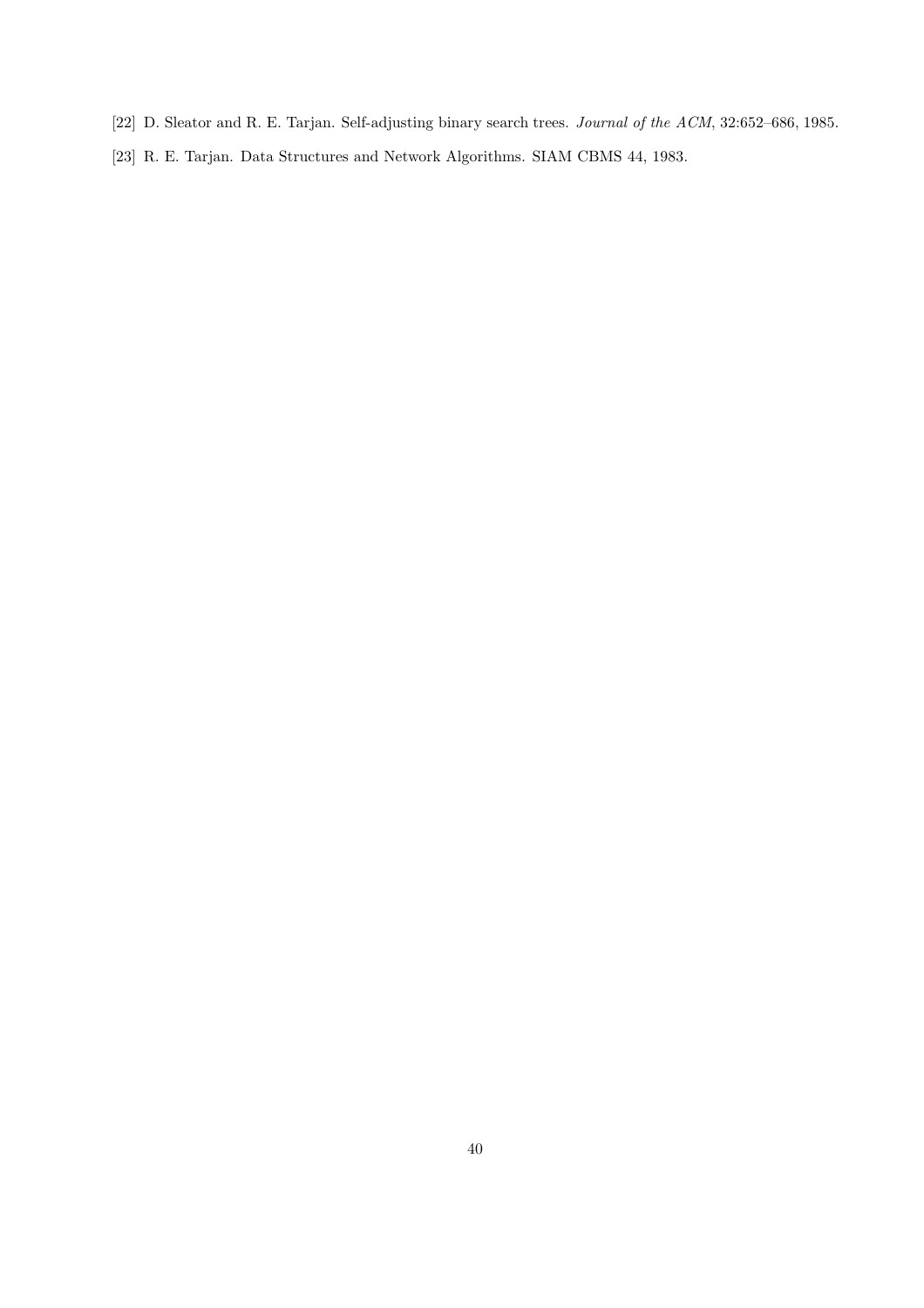[22] D. Sleator and R. E. Tarjan. Self-adjusting binary search trees. *Journal of the ACM*, 32:652–686, 1985.

[23] R. E. Tarjan. Data Structures and Network Algorithms. SIAM CBMS 44, 1983.